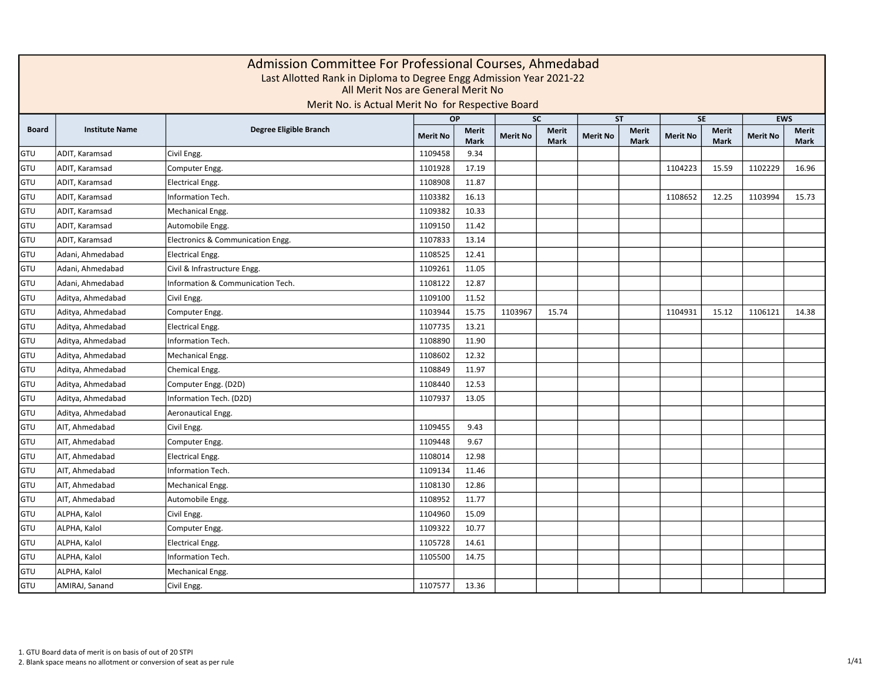# Admission Committee For Professional Courses, Ahmedabad

Last Allotted Rank in Diploma to Degree Engg Admission Year 2021-22

All Merit Nos are General Merit No

Merit No. is Actual Merit No for Respective Board

| Board | Institute Name | Degree Eligible Branch | OP | | SC | | ST | | SE | | EWS | |
|---|---|---|---|---|---|---|---|---|---|---|---|---|
| | | | Merit No | Merit Mark | Merit No | Merit Mark | Merit No | Merit Mark | Merit No | Merit Mark | Merit No | Merit Mark |
| GTU | ADIT, Karamsad | Civil Engg. | 1109458 | 9.34 | | | | | | | | |
| GTU | ADIT, Karamsad | Computer Engg. | 1101928 | 17.19 | | | | | 1104223 | 15.59 | 1102229 | 16.96 |
| GTU | ADIT, Karamsad | Electrical Engg. | 1108908 | 11.87 | | | | | | | | |
| GTU | ADIT, Karamsad | Information Tech. | 1103382 | 16.13 | | | | | 1108652 | 12.25 | 1103994 | 15.73 |
| GTU | ADIT, Karamsad | Mechanical Engg. | 1109382 | 10.33 | | | | | | | | |
| GTU | ADIT, Karamsad | Automobile Engg. | 1109150 | 11.42 | | | | | | | | |
| GTU | ADIT, Karamsad | Electronics & Communication Engg. | 1107833 | 13.14 | | | | | | | | |
| GTU | Adani, Ahmedabad | Electrical Engg. | 1108525 | 12.41 | | | | | | | | |
| GTU | Adani, Ahmedabad | Civil & Infrastructure Engg. | 1109261 | 11.05 | | | | | | | | |
| GTU | Adani, Ahmedabad | Information & Communication Tech. | 1108122 | 12.87 | | | | | | | | |
| GTU | Aditya, Ahmedabad | Civil Engg. | 1109100 | 11.52 | | | | | | | | |
| GTU | Aditya, Ahmedabad | Computer Engg. | 1103944 | 15.75 | 1103967 | 15.74 | | | 1104931 | 15.12 | 1106121 | 14.38 |
| GTU | Aditya, Ahmedabad | Electrical Engg. | 1107735 | 13.21 | | | | | | | | |
| GTU | Aditya, Ahmedabad | Information Tech. | 1108890 | 11.90 | | | | | | | | |
| GTU | Aditya, Ahmedabad | Mechanical Engg. | 1108602 | 12.32 | | | | | | | | |
| GTU | Aditya, Ahmedabad | Chemical Engg. | 1108849 | 11.97 | | | | | | | | |
| GTU | Aditya, Ahmedabad | Computer Engg. (D2D) | 1108440 | 12.53 | | | | | | | | |
| GTU | Aditya, Ahmedabad | Information Tech. (D2D) | 1107937 | 13.05 | | | | | | | | |
| GTU | Aditya, Ahmedabad | Aeronautical Engg. | | | | | | | | | | |
| GTU | AIT, Ahmedabad | Civil Engg. | 1109455 | 9.43 | | | | | | | | |
| GTU | AIT, Ahmedabad | Computer Engg. | 1109448 | 9.67 | | | | | | | | |
| GTU | AIT, Ahmedabad | Electrical Engg. | 1108014 | 12.98 | | | | | | | | |
| GTU | AIT, Ahmedabad | Information Tech. | 1109134 | 11.46 | | | | | | | | |
| GTU | AIT, Ahmedabad | Mechanical Engg. | 1108130 | 12.86 | | | | | | | | |
| GTU | AIT, Ahmedabad | Automobile Engg. | 1108952 | 11.77 | | | | | | | | |
| GTU | ALPHA, Kalol | Civil Engg. | 1104960 | 15.09 | | | | | | | | |
| GTU | ALPHA, Kalol | Computer Engg. | 1109322 | 10.77 | | | | | | | | |
| GTU | ALPHA, Kalol | Electrical Engg. | 1105728 | 14.61 | | | | | | | | |
| GTU | ALPHA, Kalol | Information Tech. | 1105500 | 14.75 | | | | | | | | |
| GTU | ALPHA, Kalol | Mechanical Engg. | | | | | | | | | | |
| GTU | AMIRAJ, Sanand | Civil Engg. | 1107577 | 13.36 | | | | | | | | |

1. GTU Board data of merit is on basis of out of 20 STPI
2. Blank space means no allotment or conversion of seat as per rule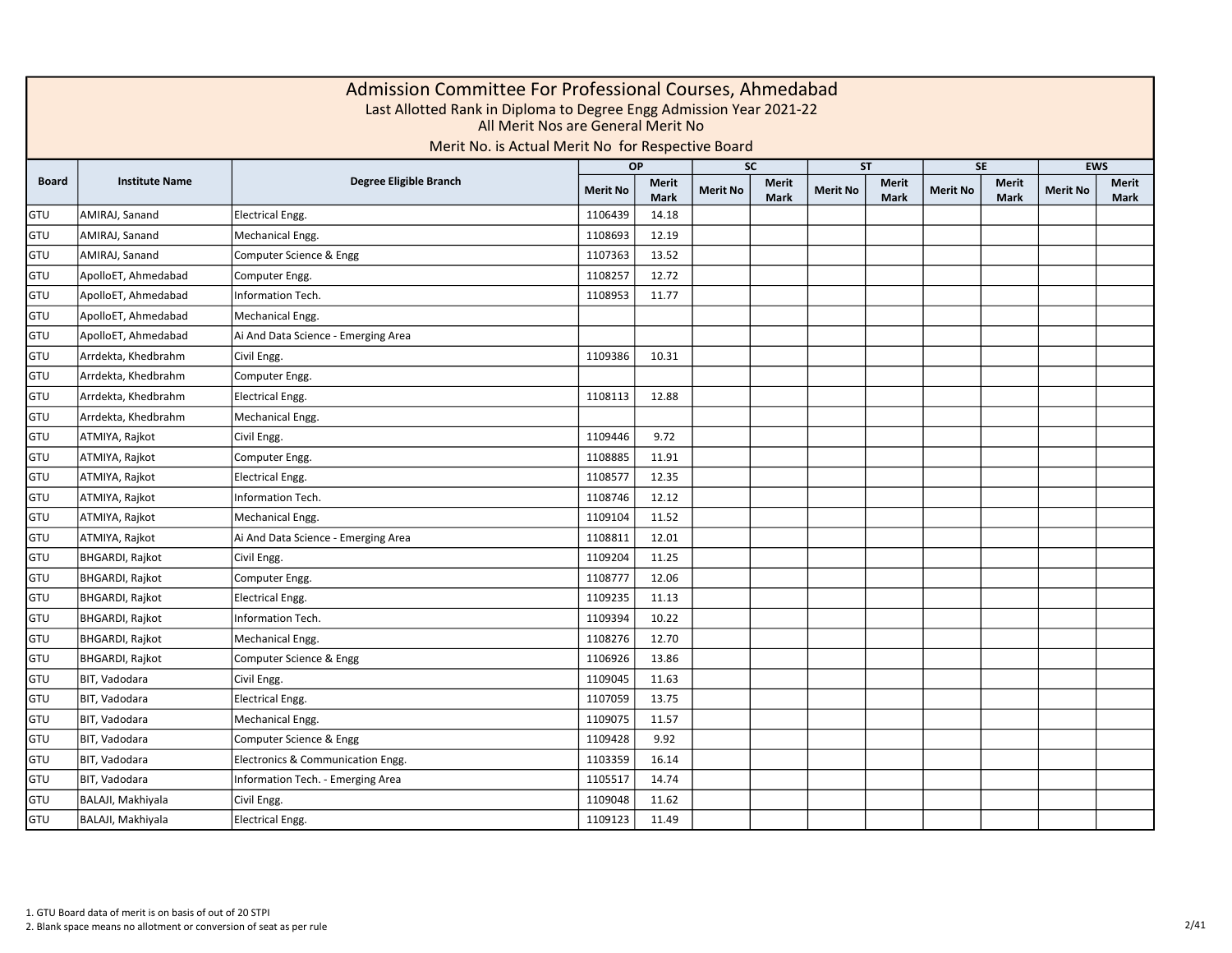# Admission Committee For Professional Courses, Ahmedabad

Last Allotted Rank in Diploma to Degree Engg Admission Year 2021-22

All Merit Nos are General Merit No

Merit No. is Actual Merit No for Respective Board

| Board | Institute Name | Degree Eligible Branch | OP | | SC | | ST | | SE | | EWS | |
|---|---|---|---|---|---|---|---|---|---|---|---|---|
| | | | Merit No | Merit Mark | Merit No | Merit Mark | Merit No | Merit Mark | Merit No | Merit Mark | Merit No | Merit Mark |
| GTU | AMIRAJ, Sanand | Electrical Engg. | 1106439 | 14.18 | | | | | | | | |
| GTU | AMIRAJ, Sanand | Mechanical Engg. | 1108693 | 12.19 | | | | | | | | |
| GTU | AMIRAJ, Sanand | Computer Science & Engg | 1107363 | 13.52 | | | | | | | | |
| GTU | ApolloET, Ahmedabad | Computer Engg. | 1108257 | 12.72 | | | | | | | | |
| GTU | ApolloET, Ahmedabad | Information Tech. | 1108953 | 11.77 | | | | | | | | |
| GTU | ApolloET, Ahmedabad | Mechanical Engg. | | | | | | | | | | |
| GTU | ApolloET, Ahmedabad | Ai And Data Science - Emerging Area | | | | | | | | | | |
| GTU | Arrdekta, Khedbrahm | Civil Engg. | 1109386 | 10.31 | | | | | | | | |
| GTU | Arrdekta, Khedbrahm | Computer Engg. | | | | | | | | | | |
| GTU | Arrdekta, Khedbrahm | Electrical Engg. | 1108113 | 12.88 | | | | | | | | |
| GTU | Arrdekta, Khedbrahm | Mechanical Engg. | | | | | | | | | | |
| GTU | ATMIYA, Rajkot | Civil Engg. | 1109446 | 9.72 | | | | | | | | |
| GTU | ATMIYA, Rajkot | Computer Engg. | 1108885 | 11.91 | | | | | | | | |
| GTU | ATMIYA, Rajkot | Electrical Engg. | 1108577 | 12.35 | | | | | | | | |
| GTU | ATMIYA, Rajkot | Information Tech. | 1108746 | 12.12 | | | | | | | | |
| GTU | ATMIYA, Rajkot | Mechanical Engg. | 1109104 | 11.52 | | | | | | | | |
| GTU | ATMIYA, Rajkot | Ai And Data Science - Emerging Area | 1108811 | 12.01 | | | | | | | | |
| GTU | BHGARDI, Rajkot | Civil Engg. | 1109204 | 11.25 | | | | | | | | |
| GTU | BHGARDI, Rajkot | Computer Engg. | 1108777 | 12.06 | | | | | | | | |
| GTU | BHGARDI, Rajkot | Electrical Engg. | 1109235 | 11.13 | | | | | | | | |
| GTU | BHGARDI, Rajkot | Information Tech. | 1109394 | 10.22 | | | | | | | | |
| GTU | BHGARDI, Rajkot | Mechanical Engg. | 1108276 | 12.70 | | | | | | | | |
| GTU | BHGARDI, Rajkot | Computer Science & Engg | 1106926 | 13.86 | | | | | | | | |
| GTU | BIT, Vadodara | Civil Engg. | 1109045 | 11.63 | | | | | | | | |
| GTU | BIT, Vadodara | Electrical Engg. | 1107059 | 13.75 | | | | | | | | |
| GTU | BIT, Vadodara | Mechanical Engg. | 1109075 | 11.57 | | | | | | | | |
| GTU | BIT, Vadodara | Computer Science & Engg | 1109428 | 9.92 | | | | | | | | |
| GTU | BIT, Vadodara | Electronics & Communication Engg. | 1103359 | 16.14 | | | | | | | | |
| GTU | BIT, Vadodara | Information Tech. - Emerging Area | 1105517 | 14.74 | | | | | | | | |
| GTU | BALAJI, Makhiyala | Civil Engg. | 1109048 | 11.62 | | | | | | | | |
| GTU | BALAJI, Makhiyala | Electrical Engg. | 1109123 | 11.49 | | | | | | | | |

1. GTU Board data of merit is on basis of out of 20 STPI
2. Blank space means no allotment or conversion of seat as per rule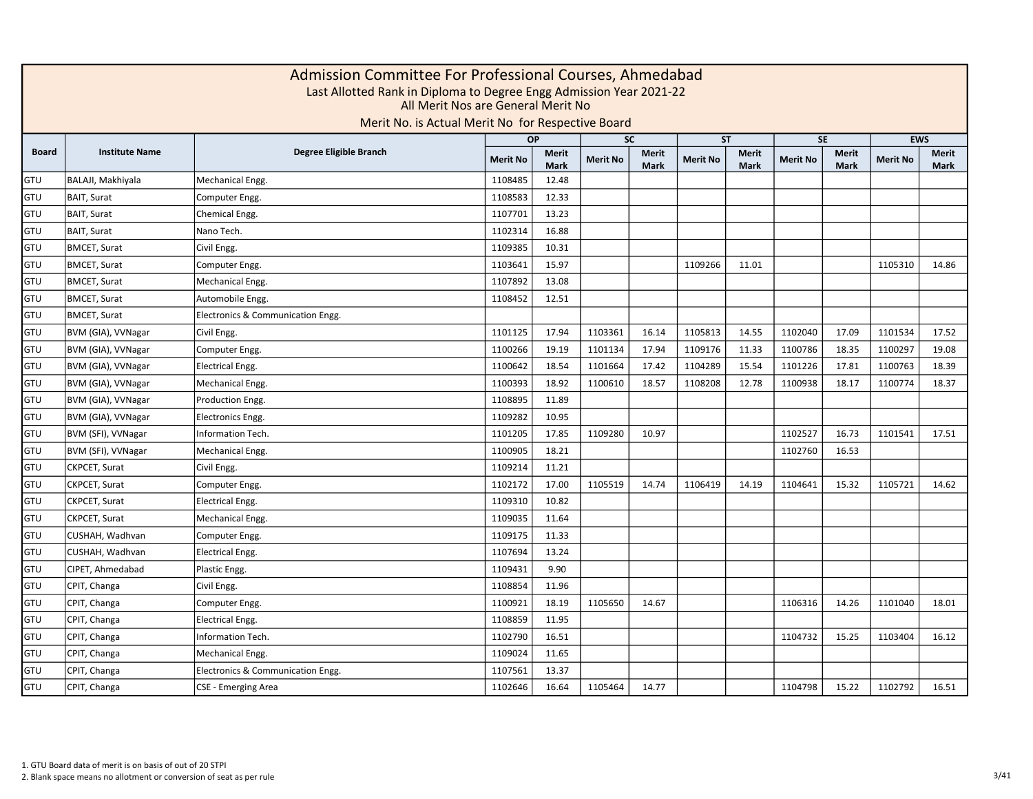# Admission Committee For Professional Courses, Ahmedabad

Last Allotted Rank in Diploma to Degree Engg Admission Year 2021-22

All Merit Nos are General Merit No

Merit No. is Actual Merit No for Respective Board

| Board | Institute Name | Degree Eligible Branch | OP | | SC | | ST | | SE | | EWS | |
|---|---|---|---|---|---|---|---|---|---|---|---|---|
| | | | Merit No | Merit Mark | Merit No | Merit Mark | Merit No | Merit Mark | Merit No | Merit Mark | Merit No | Merit Mark |
| GTU | BALAJI, Makhiyala | Mechanical Engg. | 1108485 | 12.48 | | | | | | | | |
| GTU | BAIT, Surat | Computer Engg. | 1108583 | 12.33 | | | | | | | | |
| GTU | BAIT, Surat | Chemical Engg. | 1107701 | 13.23 | | | | | | | | |
| GTU | BAIT, Surat | Nano Tech. | 1102314 | 16.88 | | | | | | | | |
| GTU | BMCET, Surat | Civil Engg. | 1109385 | 10.31 | | | | | | | | |
| GTU | BMCET, Surat | Computer Engg. | 1103641 | 15.97 | | | 1109266 | 11.01 | | | 1105310 | 14.86 |
| GTU | BMCET, Surat | Mechanical Engg. | 1107892 | 13.08 | | | | | | | | |
| GTU | BMCET, Surat | Automobile Engg. | 1108452 | 12.51 | | | | | | | | |
| GTU | BMCET, Surat | Electronics & Communication Engg. | | | | | | | | | | |
| GTU | BVM (GIA), VVNagar | Civil Engg. | 1101125 | 17.94 | 1103361 | 16.14 | 1105813 | 14.55 | 1102040 | 17.09 | 1101534 | 17.52 |
| GTU | BVM (GIA), VVNagar | Computer Engg. | 1100266 | 19.19 | 1101134 | 17.94 | 1109176 | 11.33 | 1100786 | 18.35 | 1100297 | 19.08 |
| GTU | BVM (GIA), VVNagar | Electrical Engg. | 1100642 | 18.54 | 1101664 | 17.42 | 1104289 | 15.54 | 1101226 | 17.81 | 1100763 | 18.39 |
| GTU | BVM (GIA), VVNagar | Mechanical Engg. | 1100393 | 18.92 | 1100610 | 18.57 | 1108208 | 12.78 | 1100938 | 18.17 | 1100774 | 18.37 |
| GTU | BVM (GIA), VVNagar | Production Engg. | 1108895 | 11.89 | | | | | | | | |
| GTU | BVM (GIA), VVNagar | Electronics Engg. | 1109282 | 10.95 | | | | | | | | |
| GTU | BVM (SFI), VVNagar | Information Tech. | 1101205 | 17.85 | 1109280 | 10.97 | | | 1102527 | 16.73 | 1101541 | 17.51 |
| GTU | BVM (SFI), VVNagar | Mechanical Engg. | 1100905 | 18.21 | | | | | 1102760 | 16.53 | | |
| GTU | CKPCET, Surat | Civil Engg. | 1109214 | 11.21 | | | | | | | | |
| GTU | CKPCET, Surat | Computer Engg. | 1102172 | 17.00 | 1105519 | 14.74 | 1106419 | 14.19 | 1104641 | 15.32 | 1105721 | 14.62 |
| GTU | CKPCET, Surat | Electrical Engg. | 1109310 | 10.82 | | | | | | | | |
| GTU | CKPCET, Surat | Mechanical Engg. | 1109035 | 11.64 | | | | | | | | |
| GTU | CUSHAH, Wadhvan | Computer Engg. | 1109175 | 11.33 | | | | | | | | |
| GTU | CUSHAH, Wadhvan | Electrical Engg. | 1107694 | 13.24 | | | | | | | | |
| GTU | CIPET, Ahmedabad | Plastic Engg. | 1109431 | 9.90 | | | | | | | | |
| GTU | CPIT, Changa | Civil Engg. | 1108854 | 11.96 | | | | | | | | |
| GTU | CPIT, Changa | Computer Engg. | 1100921 | 18.19 | 1105650 | 14.67 | | | 1106316 | 14.26 | 1101040 | 18.01 |
| GTU | CPIT, Changa | Electrical Engg. | 1108859 | 11.95 | | | | | | | | |
| GTU | CPIT, Changa | Information Tech. | 1102790 | 16.51 | | | | | 1104732 | 15.25 | 1103404 | 16.12 |
| GTU | CPIT, Changa | Mechanical Engg. | 1109024 | 11.65 | | | | | | | | |
| GTU | CPIT, Changa | Electronics & Communication Engg. | 1107561 | 13.37 | | | | | | | | |
| GTU | CPIT, Changa | CSE - Emerging Area | 1102646 | 16.64 | 1105464 | 14.77 | | | 1104798 | 15.22 | 1102792 | 16.51 |

1. GTU Board data of merit is on basis of out of 20 STPI
2. Blank space means no allotment or conversion of seat as per rule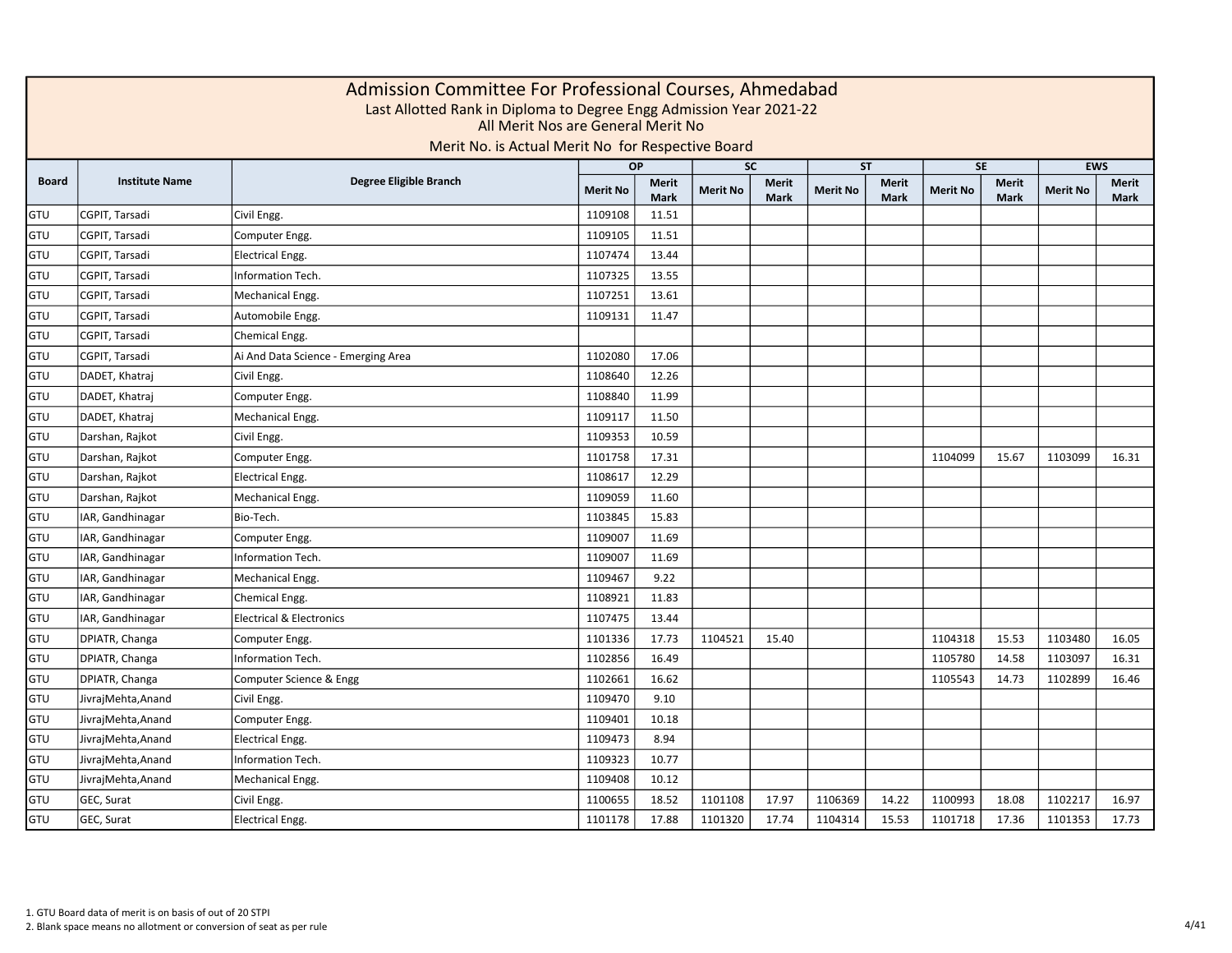# Admission Committee For Professional Courses, Ahmedabad

Last Allotted Rank in Diploma to Degree Engg Admission Year 2021-22

All Merit Nos are General Merit No

Merit No. is Actual Merit No for Respective Board

| Board | Institute Name | Degree Eligible Branch | OP | | SC | | ST | | SE | | EWS | |
|---|---|---|---|---|---|---|---|---|---|---|---|---|
| | | | Merit No | Merit Mark | Merit No | Merit Mark | Merit No | Merit Mark | Merit No | Merit Mark | Merit No | Merit Mark |
| GTU | CGPIT, Tarsadi | Civil Engg. | 1109108 | 11.51 | | | | | | | | |
| GTU | CGPIT, Tarsadi | Computer Engg. | 1109105 | 11.51 | | | | | | | | |
| GTU | CGPIT, Tarsadi | Electrical Engg. | 1107474 | 13.44 | | | | | | | | |
| GTU | CGPIT, Tarsadi | Information Tech. | 1107325 | 13.55 | | | | | | | | |
| GTU | CGPIT, Tarsadi | Mechanical Engg. | 1107251 | 13.61 | | | | | | | | |
| GTU | CGPIT, Tarsadi | Automobile Engg. | 1109131 | 11.47 | | | | | | | | |
| GTU | CGPIT, Tarsadi | Chemical Engg. | | | | | | | | | | |
| GTU | CGPIT, Tarsadi | Ai And Data Science - Emerging Area | 1102080 | 17.06 | | | | | | | | |
| GTU | DADET, Khatraj | Civil Engg. | 1108640 | 12.26 | | | | | | | | |
| GTU | DADET, Khatraj | Computer Engg. | 1108840 | 11.99 | | | | | | | | |
| GTU | DADET, Khatraj | Mechanical Engg. | 1109117 | 11.50 | | | | | | | | |
| GTU | Darshan, Rajkot | Civil Engg. | 1109353 | 10.59 | | | | | | | | |
| GTU | Darshan, Rajkot | Computer Engg. | 1101758 | 17.31 | | | | | 1104099 | 15.67 | 1103099 | 16.31 |
| GTU | Darshan, Rajkot | Electrical Engg. | 1108617 | 12.29 | | | | | | | | |
| GTU | Darshan, Rajkot | Mechanical Engg. | 1109059 | 11.60 | | | | | | | | |
| GTU | IAR, Gandhinagar | Bio-Tech. | 1103845 | 15.83 | | | | | | | | |
| GTU | IAR, Gandhinagar | Computer Engg. | 1109007 | 11.69 | | | | | | | | |
| GTU | IAR, Gandhinagar | Information Tech. | 1109007 | 11.69 | | | | | | | | |
| GTU | IAR, Gandhinagar | Mechanical Engg. | 1109467 | 9.22 | | | | | | | | |
| GTU | IAR, Gandhinagar | Chemical Engg. | 1108921 | 11.83 | | | | | | | | |
| GTU | IAR, Gandhinagar | Electrical & Electronics | 1107475 | 13.44 | | | | | | | | |
| GTU | DPIATR, Changa | Computer Engg. | 1101336 | 17.73 | 1104521 | 15.40 | | | 1104318 | 15.53 | 1103480 | 16.05 |
| GTU | DPIATR, Changa | Information Tech. | 1102856 | 16.49 | | | | | 1105780 | 14.58 | 1103097 | 16.31 |
| GTU | DPIATR, Changa | Computer Science & Engg | 1102661 | 16.62 | | | | | 1105543 | 14.73 | 1102899 | 16.46 |
| GTU | JivrajMehta,Anand | Civil Engg. | 1109470 | 9.10 | | | | | | | | |
| GTU | JivrajMehta,Anand | Computer Engg. | 1109401 | 10.18 | | | | | | | | |
| GTU | JivrajMehta,Anand | Electrical Engg. | 1109473 | 8.94 | | | | | | | | |
| GTU | JivrajMehta,Anand | Information Tech. | 1109323 | 10.77 | | | | | | | | |
| GTU | JivrajMehta,Anand | Mechanical Engg. | 1109408 | 10.12 | | | | | | | | |
| GTU | GEC, Surat | Civil Engg. | 1100655 | 18.52 | 1101108 | 17.97 | 1106369 | 14.22 | 1100993 | 18.08 | 1102217 | 16.97 |
| GTU | GEC, Surat | Electrical Engg. | 1101178 | 17.88 | 1101320 | 17.74 | 1104314 | 15.53 | 1101718 | 17.36 | 1101353 | 17.73 |

1. GTU Board data of merit is on basis of out of 20 STPI
2. Blank space means no allotment or conversion of seat as per rule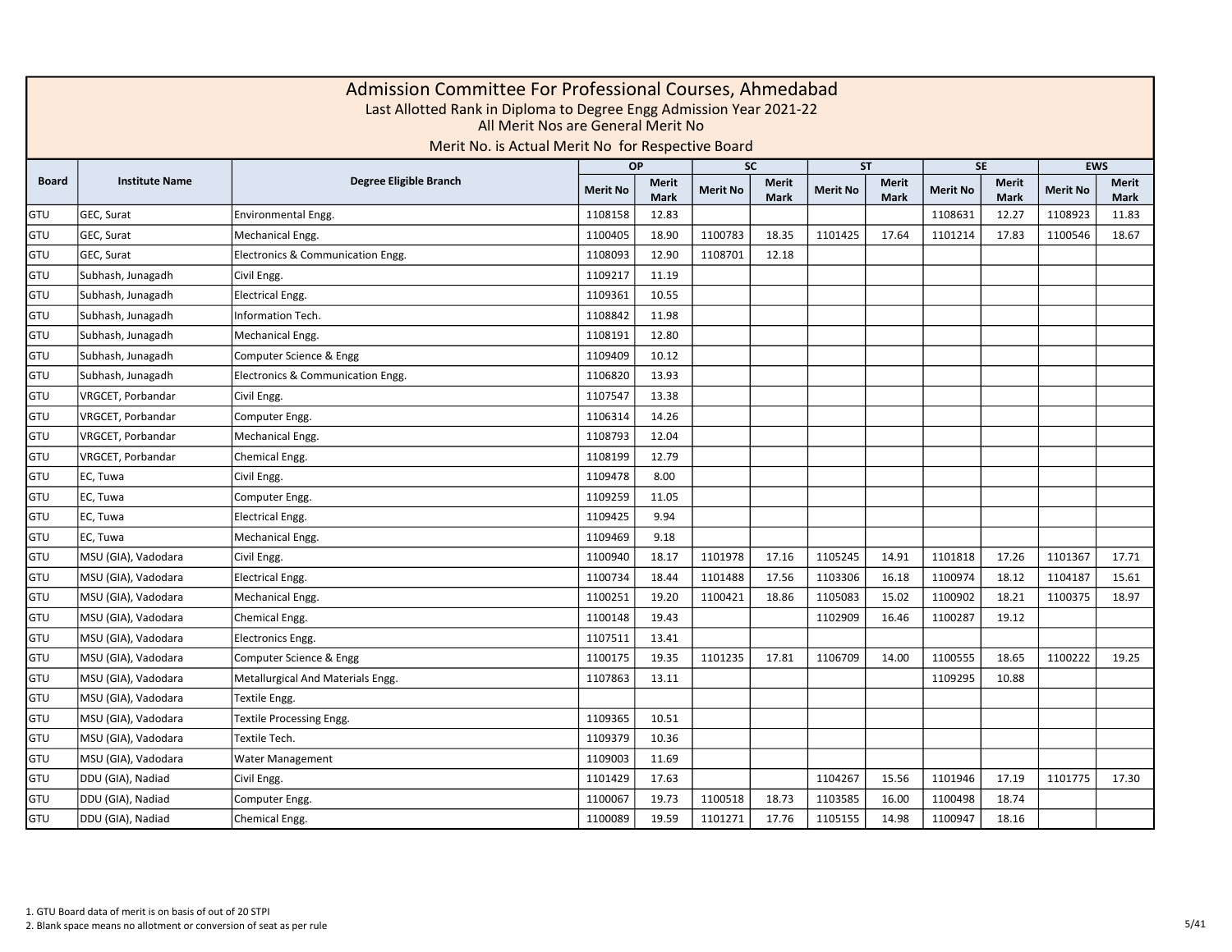# Admission Committee For Professional Courses, Ahmedabad

Last Allotted Rank in Diploma to Degree Engg Admission Year 2021-22

All Merit Nos are General Merit No

Merit No. is Actual Merit No for Respective Board

| Board | Institute Name | Degree Eligible Branch | OP | | SC | | ST | | SE | | EWS | |
|---|---|---|---|---|---|---|---|---|---|---|---|---|
| | | | Merit No | Merit Mark | Merit No | Merit Mark | Merit No | Merit Mark | Merit No | Merit Mark | Merit No | Merit Mark |
| GTU | GEC, Surat | Environmental Engg. | 1108158 | 12.83 | | | | | 1108631 | 12.27 | 1108923 | 11.83 |
| GTU | GEC, Surat | Mechanical Engg. | 1100405 | 18.90 | 1100783 | 18.35 | 1101425 | 17.64 | 1101214 | 17.83 | 1100546 | 18.67 |
| GTU | GEC, Surat | Electronics & Communication Engg. | 1108093 | 12.90 | 1108701 | 12.18 | | | | | | |
| GTU | Subhash, Junagadh | Civil Engg. | 1109217 | 11.19 | | | | | | | | |
| GTU | Subhash, Junagadh | Electrical Engg. | 1109361 | 10.55 | | | | | | | | |
| GTU | Subhash, Junagadh | Information Tech. | 1108842 | 11.98 | | | | | | | | |
| GTU | Subhash, Junagadh | Mechanical Engg. | 1108191 | 12.80 | | | | | | | | |
| GTU | Subhash, Junagadh | Computer Science & Engg | 1109409 | 10.12 | | | | | | | | |
| GTU | Subhash, Junagadh | Electronics & Communication Engg. | 1106820 | 13.93 | | | | | | | | |
| GTU | VRGCET, Porbandar | Civil Engg. | 1107547 | 13.38 | | | | | | | | |
| GTU | VRGCET, Porbandar | Computer Engg. | 1106314 | 14.26 | | | | | | | | |
| GTU | VRGCET, Porbandar | Mechanical Engg. | 1108793 | 12.04 | | | | | | | | |
| GTU | VRGCET, Porbandar | Chemical Engg. | 1108199 | 12.79 | | | | | | | | |
| GTU | EC, Tuwa | Civil Engg. | 1109478 | 8.00 | | | | | | | | |
| GTU | EC, Tuwa | Computer Engg. | 1109259 | 11.05 | | | | | | | | |
| GTU | EC, Tuwa | Electrical Engg. | 1109425 | 9.94 | | | | | | | | |
| GTU | EC, Tuwa | Mechanical Engg. | 1109469 | 9.18 | | | | | | | | |
| GTU | MSU (GIA), Vadodara | Civil Engg. | 1100940 | 18.17 | 1101978 | 17.16 | 1105245 | 14.91 | 1101818 | 17.26 | 1101367 | 17.71 |
| GTU | MSU (GIA), Vadodara | Electrical Engg. | 1100734 | 18.44 | 1101488 | 17.56 | 1103306 | 16.18 | 1100974 | 18.12 | 1104187 | 15.61 |
| GTU | MSU (GIA), Vadodara | Mechanical Engg. | 1100251 | 19.20 | 1100421 | 18.86 | 1105083 | 15.02 | 1100902 | 18.21 | 1100375 | 18.97 |
| GTU | MSU (GIA), Vadodara | Chemical Engg. | 1100148 | 19.43 | | | 1102909 | 16.46 | 1100287 | 19.12 | | |
| GTU | MSU (GIA), Vadodara | Electronics Engg. | 1107511 | 13.41 | | | | | | | | |
| GTU | MSU (GIA), Vadodara | Computer Science & Engg | 1100175 | 19.35 | 1101235 | 17.81 | 1106709 | 14.00 | 1100555 | 18.65 | 1100222 | 19.25 |
| GTU | MSU (GIA), Vadodara | Metallurgical And Materials Engg. | 1107863 | 13.11 | | | | | 1109295 | 10.88 | | |
| GTU | MSU (GIA), Vadodara | Textile Engg. | | | | | | | | | | |
| GTU | MSU (GIA), Vadodara | Textile Processing Engg. | 1109365 | 10.51 | | | | | | | | |
| GTU | MSU (GIA), Vadodara | Textile Tech. | 1109379 | 10.36 | | | | | | | | |
| GTU | MSU (GIA), Vadodara | Water Management | 1109003 | 11.69 | | | | | | | | |
| GTU | DDU (GIA), Nadiad | Civil Engg. | 1101429 | 17.63 | | | 1104267 | 15.56 | 1101946 | 17.19 | 1101775 | 17.30 |
| GTU | DDU (GIA), Nadiad | Computer Engg. | 1100067 | 19.73 | 1100518 | 18.73 | 1103585 | 16.00 | 1100498 | 18.74 | | |
| GTU | DDU (GIA), Nadiad | Chemical Engg. | 1100089 | 19.59 | 1101271 | 17.76 | 1105155 | 14.98 | 1100947 | 18.16 | | |

1. GTU Board data of merit is on basis of out of 20 STPI
2. Blank space means no allotment or conversion of seat as per rule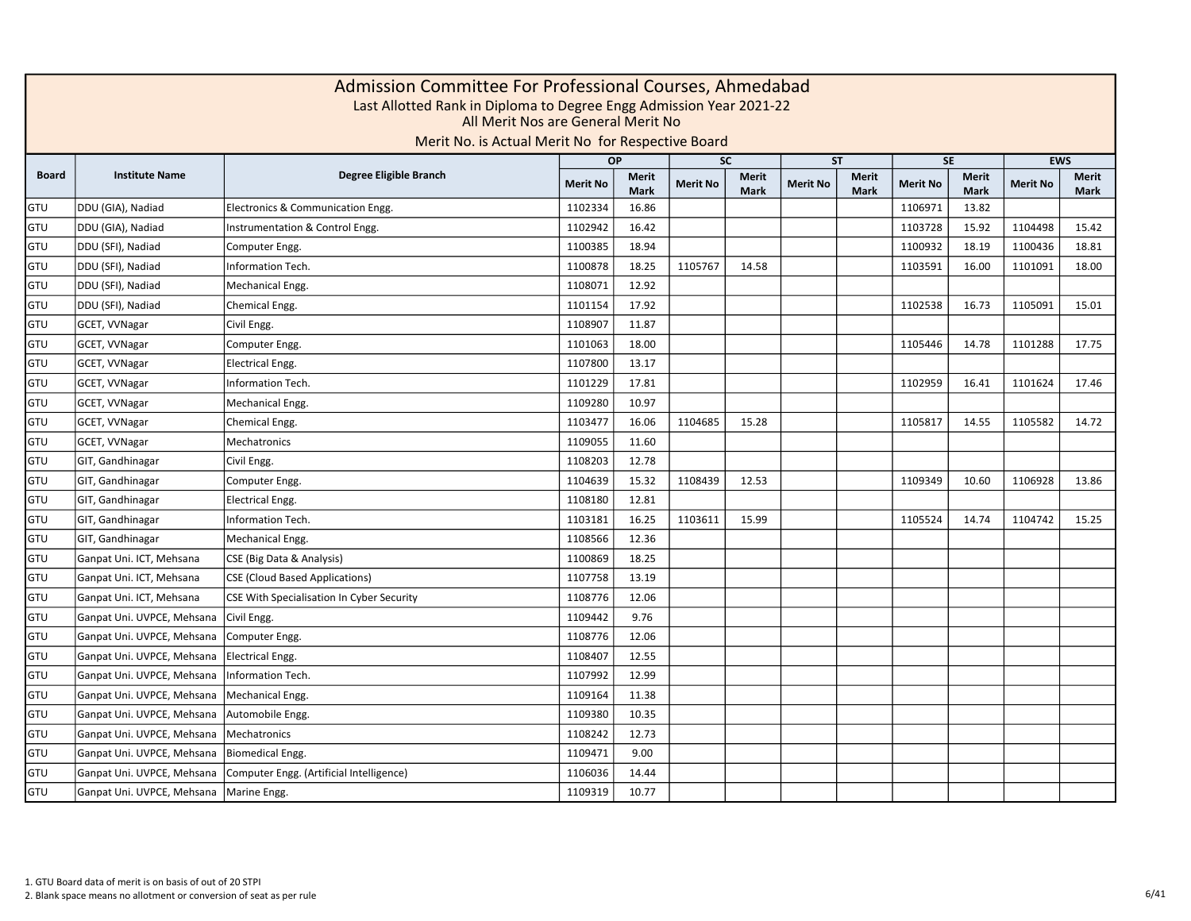# Admission Committee For Professional Courses, Ahmedabad

Last Allotted Rank in Diploma to Degree Engg Admission Year 2021-22

All Merit Nos are General Merit No

Merit No. is Actual Merit No for Respective Board

| Board | Institute Name | Degree Eligible Branch | OP | | SC | | ST | | SE | | EWS | |
|---|---|---|---|---|---|---|---|---|---|---|---|---|
| | | | Merit No | Merit Mark | Merit No | Merit Mark | Merit No | Merit Mark | Merit No | Merit Mark | Merit No | Merit Mark |
| GTU | DDU (GIA), Nadiad | Electronics & Communication Engg. | 1102334 | 16.86 | | | | | 1106971 | 13.82 | | |
| GTU | DDU (GIA), Nadiad | Instrumentation & Control Engg. | 1102942 | 16.42 | | | | | 1103728 | 15.92 | 1104498 | 15.42 |
| GTU | DDU (SFI), Nadiad | Computer Engg. | 1100385 | 18.94 | | | | | 1100932 | 18.19 | 1100436 | 18.81 |
| GTU | DDU (SFI), Nadiad | Information Tech. | 1100878 | 18.25 | 1105767 | 14.58 | | | 1103591 | 16.00 | 1101091 | 18.00 |
| GTU | DDU (SFI), Nadiad | Mechanical Engg. | 1108071 | 12.92 | | | | | | | | |
| GTU | DDU (SFI), Nadiad | Chemical Engg. | 1101154 | 17.92 | | | | | 1102538 | 16.73 | 1105091 | 15.01 |
| GTU | GCET, VVNagar | Civil Engg. | 1108907 | 11.87 | | | | | | | | |
| GTU | GCET, VVNagar | Computer Engg. | 1101063 | 18.00 | | | | | 1105446 | 14.78 | 1101288 | 17.75 |
| GTU | GCET, VVNagar | Electrical Engg. | 1107800 | 13.17 | | | | | | | | |
| GTU | GCET, VVNagar | Information Tech. | 1101229 | 17.81 | | | | | 1102959 | 16.41 | 1101624 | 17.46 |
| GTU | GCET, VVNagar | Mechanical Engg. | 1109280 | 10.97 | | | | | | | | |
| GTU | GCET, VVNagar | Chemical Engg. | 1103477 | 16.06 | 1104685 | 15.28 | | | 1105817 | 14.55 | 1105582 | 14.72 |
| GTU | GCET, VVNagar | Mechatronics | 1109055 | 11.60 | | | | | | | | |
| GTU | GIT, Gandhinagar | Civil Engg. | 1108203 | 12.78 | | | | | | | | |
| GTU | GIT, Gandhinagar | Computer Engg. | 1104639 | 15.32 | 1108439 | 12.53 | | | 1109349 | 10.60 | 1106928 | 13.86 |
| GTU | GIT, Gandhinagar | Electrical Engg. | 1108180 | 12.81 | | | | | | | | |
| GTU | GIT, Gandhinagar | Information Tech. | 1103181 | 16.25 | 1103611 | 15.99 | | | 1105524 | 14.74 | 1104742 | 15.25 |
| GTU | GIT, Gandhinagar | Mechanical Engg. | 1108566 | 12.36 | | | | | | | | |
| GTU | Ganpat Uni. ICT, Mehsana | CSE (Big Data & Analysis) | 1100869 | 18.25 | | | | | | | | |
| GTU | Ganpat Uni. ICT, Mehsana | CSE (Cloud Based Applications) | 1107758 | 13.19 | | | | | | | | |
| GTU | Ganpat Uni. ICT, Mehsana | CSE With Specialisation In Cyber Security | 1108776 | 12.06 | | | | | | | | |
| GTU | Ganpat Uni. UVPCE, Mehsana | Civil Engg. | 1109442 | 9.76 | | | | | | | | |
| GTU | Ganpat Uni. UVPCE, Mehsana | Computer Engg. | 1108776 | 12.06 | | | | | | | | |
| GTU | Ganpat Uni. UVPCE, Mehsana | Electrical Engg. | 1108407 | 12.55 | | | | | | | | |
| GTU | Ganpat Uni. UVPCE, Mehsana | Information Tech. | 1107992 | 12.99 | | | | | | | | |
| GTU | Ganpat Uni. UVPCE, Mehsana | Mechanical Engg. | 1109164 | 11.38 | | | | | | | | |
| GTU | Ganpat Uni. UVPCE, Mehsana | Automobile Engg. | 1109380 | 10.35 | | | | | | | | |
| GTU | Ganpat Uni. UVPCE, Mehsana | Mechatronics | 1108242 | 12.73 | | | | | | | | |
| GTU | Ganpat Uni. UVPCE, Mehsana | Biomedical Engg. | 1109471 | 9.00 | | | | | | | | |
| GTU | Ganpat Uni. UVPCE, Mehsana | Computer Engg. (Artificial Intelligence) | 1106036 | 14.44 | | | | | | | | |
| GTU | Ganpat Uni. UVPCE, Mehsana | Marine Engg. | 1109319 | 10.77 | | | | | | | | |

1. GTU Board data of merit is on basis of out of 20 STPI
2. Blank space means no allotment or conversion of seat as per rule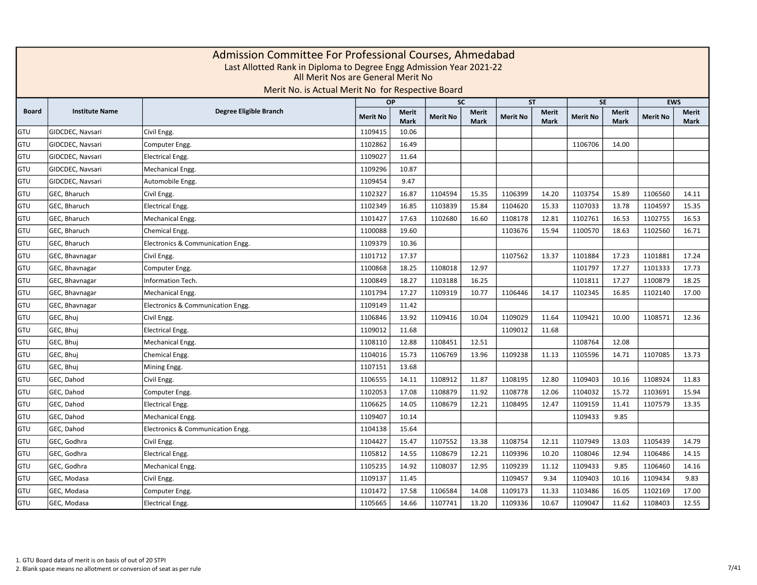# Admission Committee For Professional Courses, Ahmedabad

Last Allotted Rank in Diploma to Degree Engg Admission Year 2021-22

All Merit Nos are General Merit No

Merit No. is Actual Merit No for Respective Board

| Board | Institute Name | Degree Eligible Branch | OP | | SC | | ST | | SE | | EWS | |
|---|---|---|---|---|---|---|---|---|---|---|---|---|
| | | | Merit No | Merit Mark | Merit No | Merit Mark | Merit No | Merit Mark | Merit No | Merit Mark | Merit No | Merit Mark |
| GTU | GIDCDEC, Navsari | Civil Engg. | 1109415 | 10.06 | | | | | | | | |
| GTU | GIDCDEC, Navsari | Computer Engg. | 1102862 | 16.49 | | | | | 1106706 | 14.00 | | |
| GTU | GIDCDEC, Navsari | Electrical Engg. | 1109027 | 11.64 | | | | | | | | |
| GTU | GIDCDEC, Navsari | Mechanical Engg. | 1109296 | 10.87 | | | | | | | | |
| GTU | GIDCDEC, Navsari | Automobile Engg. | 1109454 | 9.47 | | | | | | | | |
| GTU | GEC, Bharuch | Civil Engg. | 1102327 | 16.87 | 1104594 | 15.35 | 1106399 | 14.20 | 1103754 | 15.89 | 1106560 | 14.11 |
| GTU | GEC, Bharuch | Electrical Engg. | 1102349 | 16.85 | 1103839 | 15.84 | 1104620 | 15.33 | 1107033 | 13.78 | 1104597 | 15.35 |
| GTU | GEC, Bharuch | Mechanical Engg. | 1101427 | 17.63 | 1102680 | 16.60 | 1108178 | 12.81 | 1102761 | 16.53 | 1102755 | 16.53 |
| GTU | GEC, Bharuch | Chemical Engg. | 1100088 | 19.60 | | | 1103676 | 15.94 | 1100570 | 18.63 | 1102560 | 16.71 |
| GTU | GEC, Bharuch | Electronics & Communication Engg. | 1109379 | 10.36 | | | | | | | | |
| GTU | GEC, Bhavnagar | Civil Engg. | 1101712 | 17.37 | | | 1107562 | 13.37 | 1101884 | 17.23 | 1101881 | 17.24 |
| GTU | GEC, Bhavnagar | Computer Engg. | 1100868 | 18.25 | 1108018 | 12.97 | | | 1101797 | 17.27 | 1101333 | 17.73 |
| GTU | GEC, Bhavnagar | Information Tech. | 1100849 | 18.27 | 1103188 | 16.25 | | | 1101811 | 17.27 | 1100879 | 18.25 |
| GTU | GEC, Bhavnagar | Mechanical Engg. | 1101794 | 17.27 | 1109319 | 10.77 | 1106446 | 14.17 | 1102345 | 16.85 | 1102140 | 17.00 |
| GTU | GEC, Bhavnagar | Electronics & Communication Engg. | 1109149 | 11.42 | | | | | | | | |
| GTU | GEC, Bhuj | Civil Engg. | 1106846 | 13.92 | 1109416 | 10.04 | 1109029 | 11.64 | 1109421 | 10.00 | 1108571 | 12.36 |
| GTU | GEC, Bhuj | Electrical Engg. | 1109012 | 11.68 | | | 1109012 | 11.68 | | | | |
| GTU | GEC, Bhuj | Mechanical Engg. | 1108110 | 12.88 | 1108451 | 12.51 | | | 1108764 | 12.08 | | |
| GTU | GEC, Bhuj | Chemical Engg. | 1104016 | 15.73 | 1106769 | 13.96 | 1109238 | 11.13 | 1105596 | 14.71 | 1107085 | 13.73 |
| GTU | GEC, Bhuj | Mining Engg. | 1107151 | 13.68 | | | | | | | | |
| GTU | GEC, Dahod | Civil Engg. | 1106555 | 14.11 | 1108912 | 11.87 | 1108195 | 12.80 | 1109403 | 10.16 | 1108924 | 11.83 |
| GTU | GEC, Dahod | Computer Engg. | 1102053 | 17.08 | 1108879 | 11.92 | 1108778 | 12.06 | 1104032 | 15.72 | 1103691 | 15.94 |
| GTU | GEC, Dahod | Electrical Engg. | 1106625 | 14.05 | 1108679 | 12.21 | 1108495 | 12.47 | 1109159 | 11.41 | 1107579 | 13.35 |
| GTU | GEC, Dahod | Mechanical Engg. | 1109407 | 10.14 | | | | | 1109433 | 9.85 | | |
| GTU | GEC, Dahod | Electronics & Communication Engg. | 1104138 | 15.64 | | | | | | | | |
| GTU | GEC, Godhra | Civil Engg. | 1104427 | 15.47 | 1107552 | 13.38 | 1108754 | 12.11 | 1107949 | 13.03 | 1105439 | 14.79 |
| GTU | GEC, Godhra | Electrical Engg. | 1105812 | 14.55 | 1108679 | 12.21 | 1109396 | 10.20 | 1108046 | 12.94 | 1106486 | 14.15 |
| GTU | GEC, Godhra | Mechanical Engg. | 1105235 | 14.92 | 1108037 | 12.95 | 1109239 | 11.12 | 1109433 | 9.85 | 1106460 | 14.16 |
| GTU | GEC, Modasa | Civil Engg. | 1109137 | 11.45 | | | 1109457 | 9.34 | 1109403 | 10.16 | 1109434 | 9.83 |
| GTU | GEC, Modasa | Computer Engg. | 1101472 | 17.58 | 1106584 | 14.08 | 1109173 | 11.33 | 1103486 | 16.05 | 1102169 | 17.00 |
| GTU | GEC, Modasa | Electrical Engg. | 1105665 | 14.66 | 1107741 | 13.20 | 1109336 | 10.67 | 1109047 | 11.62 | 1108403 | 12.55 |

1. GTU Board data of merit is on basis of out of 20 STPI
2. Blank space means no allotment or conversion of seat as per rule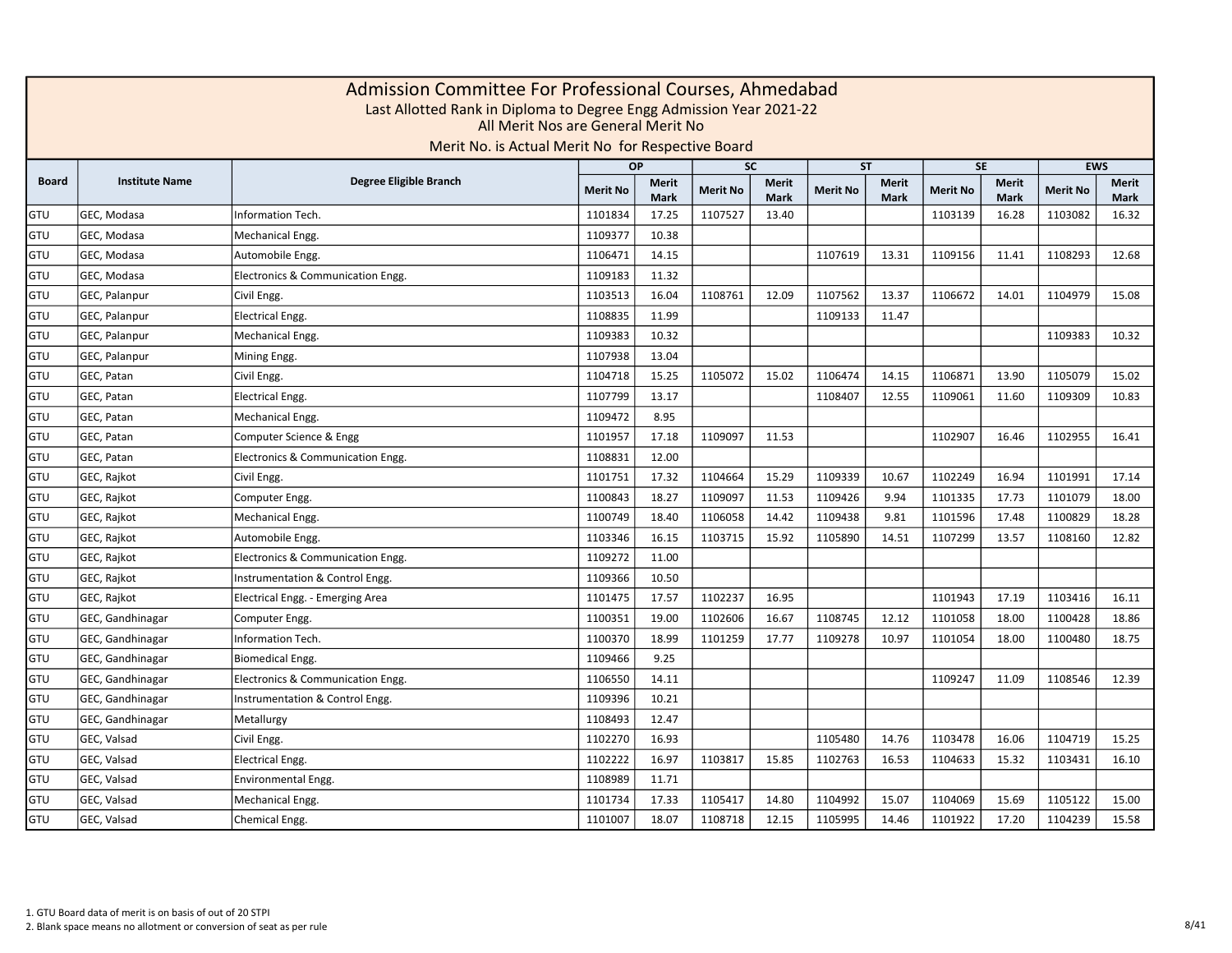# Admission Committee For Professional Courses, Ahmedabad

Last Allotted Rank in Diploma to Degree Engg Admission Year 2021-22

All Merit Nos are General Merit No

Merit No. is Actual Merit No for Respective Board

| Board | Institute Name | Degree Eligible Branch | OP | | SC | | ST | | SE | | EWS | |
|---|---|---|---|---|---|---|---|---|---|---|---|---|
| | | | Merit No | Merit Mark | Merit No | Merit Mark | Merit No | Merit Mark | Merit No | Merit Mark | Merit No | Merit Mark |
| GTU | GEC, Modasa | Information Tech. | 1101834 | 17.25 | 1107527 | 13.40 | | | 1103139 | 16.28 | 1103082 | 16.32 |
| GTU | GEC, Modasa | Mechanical Engg. | 1109377 | 10.38 | | | | | | | | |
| GTU | GEC, Modasa | Automobile Engg. | 1106471 | 14.15 | | | 1107619 | 13.31 | 1109156 | 11.41 | 1108293 | 12.68 |
| GTU | GEC, Modasa | Electronics & Communication Engg. | 1109183 | 11.32 | | | | | | | | |
| GTU | GEC, Palanpur | Civil Engg. | 1103513 | 16.04 | 1108761 | 12.09 | 1107562 | 13.37 | 1106672 | 14.01 | 1104979 | 15.08 |
| GTU | GEC, Palanpur | Electrical Engg. | 1108835 | 11.99 | | | 1109133 | 11.47 | | | | |
| GTU | GEC, Palanpur | Mechanical Engg. | 1109383 | 10.32 | | | | | | | 1109383 | 10.32 |
| GTU | GEC, Palanpur | Mining Engg. | 1107938 | 13.04 | | | | | | | | |
| GTU | GEC, Patan | Civil Engg. | 1104718 | 15.25 | 1105072 | 15.02 | 1106474 | 14.15 | 1106871 | 13.90 | 1105079 | 15.02 |
| GTU | GEC, Patan | Electrical Engg. | 1107799 | 13.17 | | | 1108407 | 12.55 | 1109061 | 11.60 | 1109309 | 10.83 |
| GTU | GEC, Patan | Mechanical Engg. | 1109472 | 8.95 | | | | | | | | |
| GTU | GEC, Patan | Computer Science & Engg | 1101957 | 17.18 | 1109097 | 11.53 | | | 1102907 | 16.46 | 1102955 | 16.41 |
| GTU | GEC, Patan | Electronics & Communication Engg. | 1108831 | 12.00 | | | | | | | | |
| GTU | GEC, Rajkot | Civil Engg. | 1101751 | 17.32 | 1104664 | 15.29 | 1109339 | 10.67 | 1102249 | 16.94 | 1101991 | 17.14 |
| GTU | GEC, Rajkot | Computer Engg. | 1100843 | 18.27 | 1109097 | 11.53 | 1109426 | 9.94 | 1101335 | 17.73 | 1101079 | 18.00 |
| GTU | GEC, Rajkot | Mechanical Engg. | 1100749 | 18.40 | 1106058 | 14.42 | 1109438 | 9.81 | 1101596 | 17.48 | 1100829 | 18.28 |
| GTU | GEC, Rajkot | Automobile Engg. | 1103346 | 16.15 | 1103715 | 15.92 | 1105890 | 14.51 | 1107299 | 13.57 | 1108160 | 12.82 |
| GTU | GEC, Rajkot | Electronics & Communication Engg. | 1109272 | 11.00 | | | | | | | | |
| GTU | GEC, Rajkot | Instrumentation & Control Engg. | 1109366 | 10.50 | | | | | | | | |
| GTU | GEC, Rajkot | Electrical Engg. - Emerging Area | 1101475 | 17.57 | 1102237 | 16.95 | | | 1101943 | 17.19 | 1103416 | 16.11 |
| GTU | GEC, Gandhinagar | Computer Engg. | 1100351 | 19.00 | 1102606 | 16.67 | 1108745 | 12.12 | 1101058 | 18.00 | 1100428 | 18.86 |
| GTU | GEC, Gandhinagar | Information Tech. | 1100370 | 18.99 | 1101259 | 17.77 | 1109278 | 10.97 | 1101054 | 18.00 | 1100480 | 18.75 |
| GTU | GEC, Gandhinagar | Biomedical Engg. | 1109466 | 9.25 | | | | | | | | |
| GTU | GEC, Gandhinagar | Electronics & Communication Engg. | 1106550 | 14.11 | | | | | 1109247 | 11.09 | 1108546 | 12.39 |
| GTU | GEC, Gandhinagar | Instrumentation & Control Engg. | 1109396 | 10.21 | | | | | | | | |
| GTU | GEC, Gandhinagar | Metallurgy | 1108493 | 12.47 | | | | | | | | |
| GTU | GEC, Valsad | Civil Engg. | 1102270 | 16.93 | | | 1105480 | 14.76 | 1103478 | 16.06 | 1104719 | 15.25 |
| GTU | GEC, Valsad | Electrical Engg. | 1102222 | 16.97 | 1103817 | 15.85 | 1102763 | 16.53 | 1104633 | 15.32 | 1103431 | 16.10 |
| GTU | GEC, Valsad | Environmental Engg. | 1108989 | 11.71 | | | | | | | | |
| GTU | GEC, Valsad | Mechanical Engg. | 1101734 | 17.33 | 1105417 | 14.80 | 1104992 | 15.07 | 1104069 | 15.69 | 1105122 | 15.00 |
| GTU | GEC, Valsad | Chemical Engg. | 1101007 | 18.07 | 1108718 | 12.15 | 1105995 | 14.46 | 1101922 | 17.20 | 1104239 | 15.58 |

1. GTU Board data of merit is on basis of out of 20 STPI
2. Blank space means no allotment or conversion of seat as per rule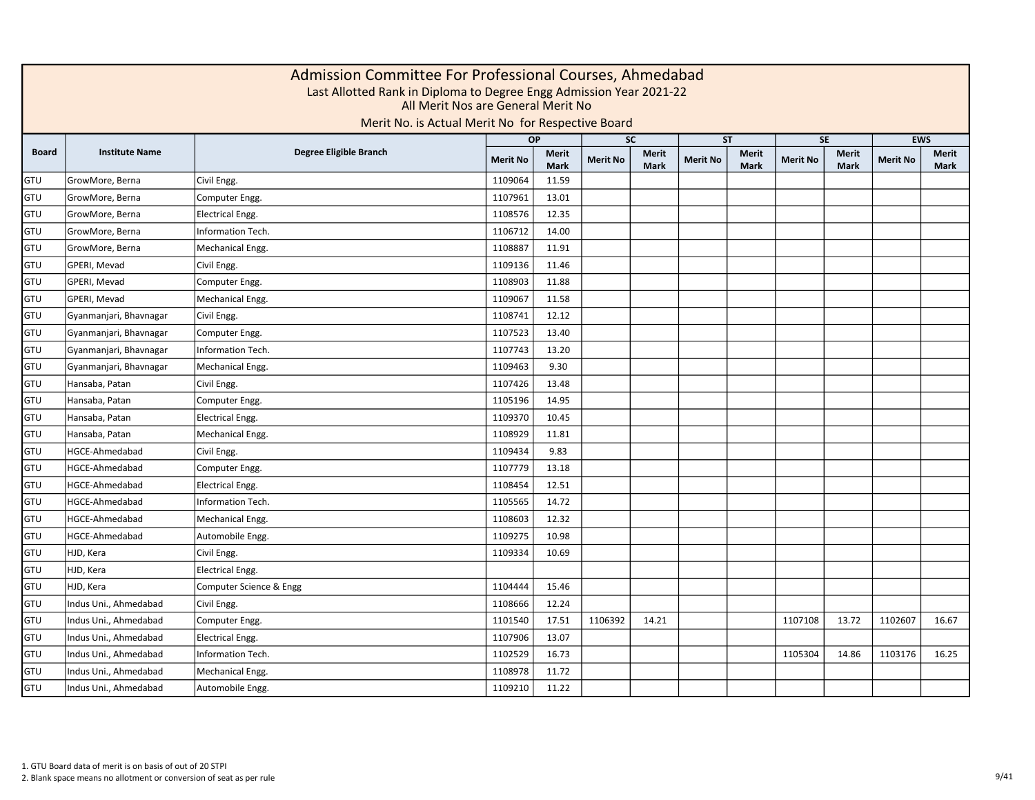# Admission Committee For Professional Courses, Ahmedabad

Last Allotted Rank in Diploma to Degree Engg Admission Year 2021-22

All Merit Nos are General Merit No

Merit No. is Actual Merit No for Respective Board

| Board | Institute Name | Degree Eligible Branch | OP | | SC | | ST | | SE | | EWS | |
|---|---|---|---|---|---|---|---|---|---|---|---|---|
| | | | Merit No | Merit Mark | Merit No | Merit Mark | Merit No | Merit Mark | Merit No | Merit Mark | Merit No | Merit Mark |
| GTU | GrowMore, Berna | Civil Engg. | 1109064 | 11.59 | | | | | | | | |
| GTU | GrowMore, Berna | Computer Engg. | 1107961 | 13.01 | | | | | | | | |
| GTU | GrowMore, Berna | Electrical Engg. | 1108576 | 12.35 | | | | | | | | |
| GTU | GrowMore, Berna | Information Tech. | 1106712 | 14.00 | | | | | | | | |
| GTU | GrowMore, Berna | Mechanical Engg. | 1108887 | 11.91 | | | | | | | | |
| GTU | GPERI, Mevad | Civil Engg. | 1109136 | 11.46 | | | | | | | | |
| GTU | GPERI, Mevad | Computer Engg. | 1108903 | 11.88 | | | | | | | | |
| GTU | GPERI, Mevad | Mechanical Engg. | 1109067 | 11.58 | | | | | | | | |
| GTU | Gyanmanjari, Bhavnagar | Civil Engg. | 1108741 | 12.12 | | | | | | | | |
| GTU | Gyanmanjari, Bhavnagar | Computer Engg. | 1107523 | 13.40 | | | | | | | | |
| GTU | Gyanmanjari, Bhavnagar | Information Tech. | 1107743 | 13.20 | | | | | | | | |
| GTU | Gyanmanjari, Bhavnagar | Mechanical Engg. | 1109463 | 9.30 | | | | | | | | |
| GTU | Hansaba, Patan | Civil Engg. | 1107426 | 13.48 | | | | | | | | |
| GTU | Hansaba, Patan | Computer Engg. | 1105196 | 14.95 | | | | | | | | |
| GTU | Hansaba, Patan | Electrical Engg. | 1109370 | 10.45 | | | | | | | | |
| GTU | Hansaba, Patan | Mechanical Engg. | 1108929 | 11.81 | | | | | | | | |
| GTU | HGCE-Ahmedabad | Civil Engg. | 1109434 | 9.83 | | | | | | | | |
| GTU | HGCE-Ahmedabad | Computer Engg. | 1107779 | 13.18 | | | | | | | | |
| GTU | HGCE-Ahmedabad | Electrical Engg. | 1108454 | 12.51 | | | | | | | | |
| GTU | HGCE-Ahmedabad | Information Tech. | 1105565 | 14.72 | | | | | | | | |
| GTU | HGCE-Ahmedabad | Mechanical Engg. | 1108603 | 12.32 | | | | | | | | |
| GTU | HGCE-Ahmedabad | Automobile Engg. | 1109275 | 10.98 | | | | | | | | |
| GTU | HJD, Kera | Civil Engg. | 1109334 | 10.69 | | | | | | | | |
| GTU | HJD, Kera | Electrical Engg. | | | | | | | | | | |
| GTU | HJD, Kera | Computer Science & Engg | 1104444 | 15.46 | | | | | | | | |
| GTU | Indus Uni., Ahmedabad | Civil Engg. | 1108666 | 12.24 | | | | | | | | |
| GTU | Indus Uni., Ahmedabad | Computer Engg. | 1101540 | 17.51 | 1106392 | 14.21 | | | 1107108 | 13.72 | 1102607 | 16.67 |
| GTU | Indus Uni., Ahmedabad | Electrical Engg. | 1107906 | 13.07 | | | | | | | | |
| GTU | Indus Uni., Ahmedabad | Information Tech. | 1102529 | 16.73 | | | | | 1105304 | 14.86 | 1103176 | 16.25 |
| GTU | Indus Uni., Ahmedabad | Mechanical Engg. | 1108978 | 11.72 | | | | | | | | |
| GTU | Indus Uni., Ahmedabad | Automobile Engg. | 1109210 | 11.22 | | | | | | | | |

1. GTU Board data of merit is on basis of out of 20 STPI
2. Blank space means no allotment or conversion of seat as per rule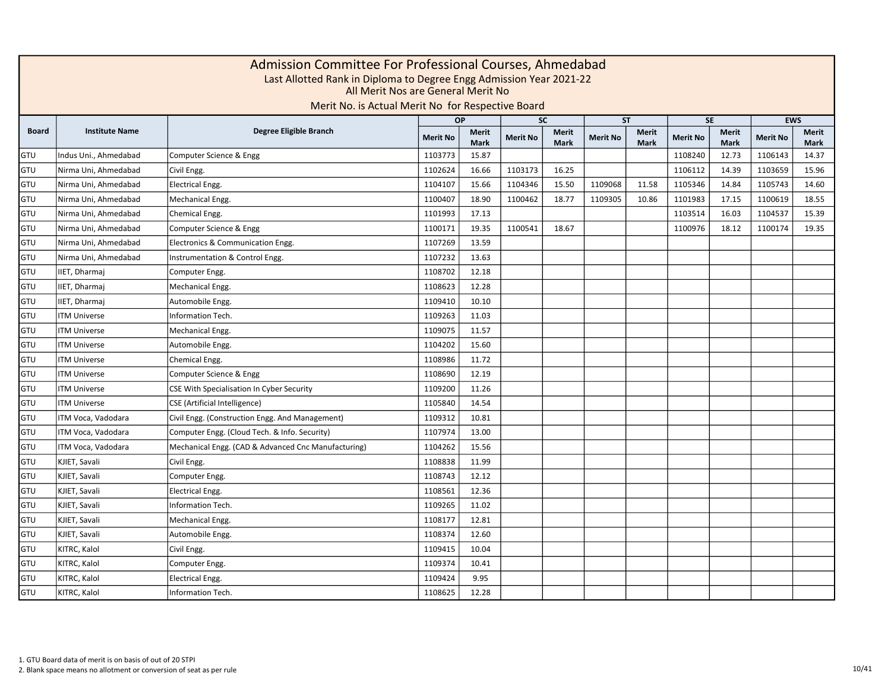# Admission Committee For Professional Courses, Ahmedabad

Last Allotted Rank in Diploma to Degree Engg Admission Year 2021-22

All Merit Nos are General Merit No

Merit No. is Actual Merit No for Respective Board

| Board | Institute Name | Degree Eligible Branch | OP | | SC | | ST | | SE | | EWS | |
|---|---|---|---|---|---|---|---|---|---|---|---|---|
| | | | Merit No | Merit Mark | Merit No | Merit Mark | Merit No | Merit Mark | Merit No | Merit Mark | Merit No | Merit Mark |
| GTU | Indus Uni., Ahmedabad | Computer Science & Engg | 1103773 | 15.87 | | | | | 1108240 | 12.73 | 1106143 | 14.37 |
| GTU | Nirma Uni, Ahmedabad | Civil Engg. | 1102624 | 16.66 | 1103173 | 16.25 | | | 1106112 | 14.39 | 1103659 | 15.96 |
| GTU | Nirma Uni, Ahmedabad | Electrical Engg. | 1104107 | 15.66 | 1104346 | 15.50 | 1109068 | 11.58 | 1105346 | 14.84 | 1105743 | 14.60 |
| GTU | Nirma Uni, Ahmedabad | Mechanical Engg. | 1100407 | 18.90 | 1100462 | 18.77 | 1109305 | 10.86 | 1101983 | 17.15 | 1100619 | 18.55 |
| GTU | Nirma Uni, Ahmedabad | Chemical Engg. | 1101993 | 17.13 | | | | | 1103514 | 16.03 | 1104537 | 15.39 |
| GTU | Nirma Uni, Ahmedabad | Computer Science & Engg | 1100171 | 19.35 | 1100541 | 18.67 | | | 1100976 | 18.12 | 1100174 | 19.35 |
| GTU | Nirma Uni, Ahmedabad | Electronics & Communication Engg. | 1107269 | 13.59 | | | | | | | | |
| GTU | Nirma Uni, Ahmedabad | Instrumentation & Control Engg. | 1107232 | 13.63 | | | | | | | | |
| GTU | IIET, Dharmaj | Computer Engg. | 1108702 | 12.18 | | | | | | | | |
| GTU | IIET, Dharmaj | Mechanical Engg. | 1108623 | 12.28 | | | | | | | | |
| GTU | IIET, Dharmaj | Automobile Engg. | 1109410 | 10.10 | | | | | | | | |
| GTU | ITM Universe | Information Tech. | 1109263 | 11.03 | | | | | | | | |
| GTU | ITM Universe | Mechanical Engg. | 1109075 | 11.57 | | | | | | | | |
| GTU | ITM Universe | Automobile Engg. | 1104202 | 15.60 | | | | | | | | |
| GTU | ITM Universe | Chemical Engg. | 1108986 | 11.72 | | | | | | | | |
| GTU | ITM Universe | Computer Science & Engg | 1108690 | 12.19 | | | | | | | | |
| GTU | ITM Universe | CSE With Specialisation In Cyber Security | 1109200 | 11.26 | | | | | | | | |
| GTU | ITM Universe | CSE (Artificial Intelligence) | 1105840 | 14.54 | | | | | | | | |
| GTU | ITM Voca, Vadodara | Civil Engg. (Construction Engg. And Management) | 1109312 | 10.81 | | | | | | | | |
| GTU | ITM Voca, Vadodara | Computer Engg. (Cloud Tech. & Info. Security) | 1107974 | 13.00 | | | | | | | | |
| GTU | ITM Voca, Vadodara | Mechanical Engg. (CAD & Advanced Cnc Manufacturing) | 1104262 | 15.56 | | | | | | | | |
| GTU | KJIET, Savali | Civil Engg. | 1108838 | 11.99 | | | | | | | | |
| GTU | KJIET, Savali | Computer Engg. | 1108743 | 12.12 | | | | | | | | |
| GTU | KJIET, Savali | Electrical Engg. | 1108561 | 12.36 | | | | | | | | |
| GTU | KJIET, Savali | Information Tech. | 1109265 | 11.02 | | | | | | | | |
| GTU | KJIET, Savali | Mechanical Engg. | 1108177 | 12.81 | | | | | | | | |
| GTU | KJIET, Savali | Automobile Engg. | 1108374 | 12.60 | | | | | | | | |
| GTU | KITRC, Kalol | Civil Engg. | 1109415 | 10.04 | | | | | | | | |
| GTU | KITRC, Kalol | Computer Engg. | 1109374 | 10.41 | | | | | | | | |
| GTU | KITRC, Kalol | Electrical Engg. | 1109424 | 9.95 | | | | | | | | |
| GTU | KITRC, Kalol | Information Tech. | 1108625 | 12.28 | | | | | | | | |

1. GTU Board data of merit is on basis of out of 20 STPI
2. Blank space means no allotment or conversion of seat as per rule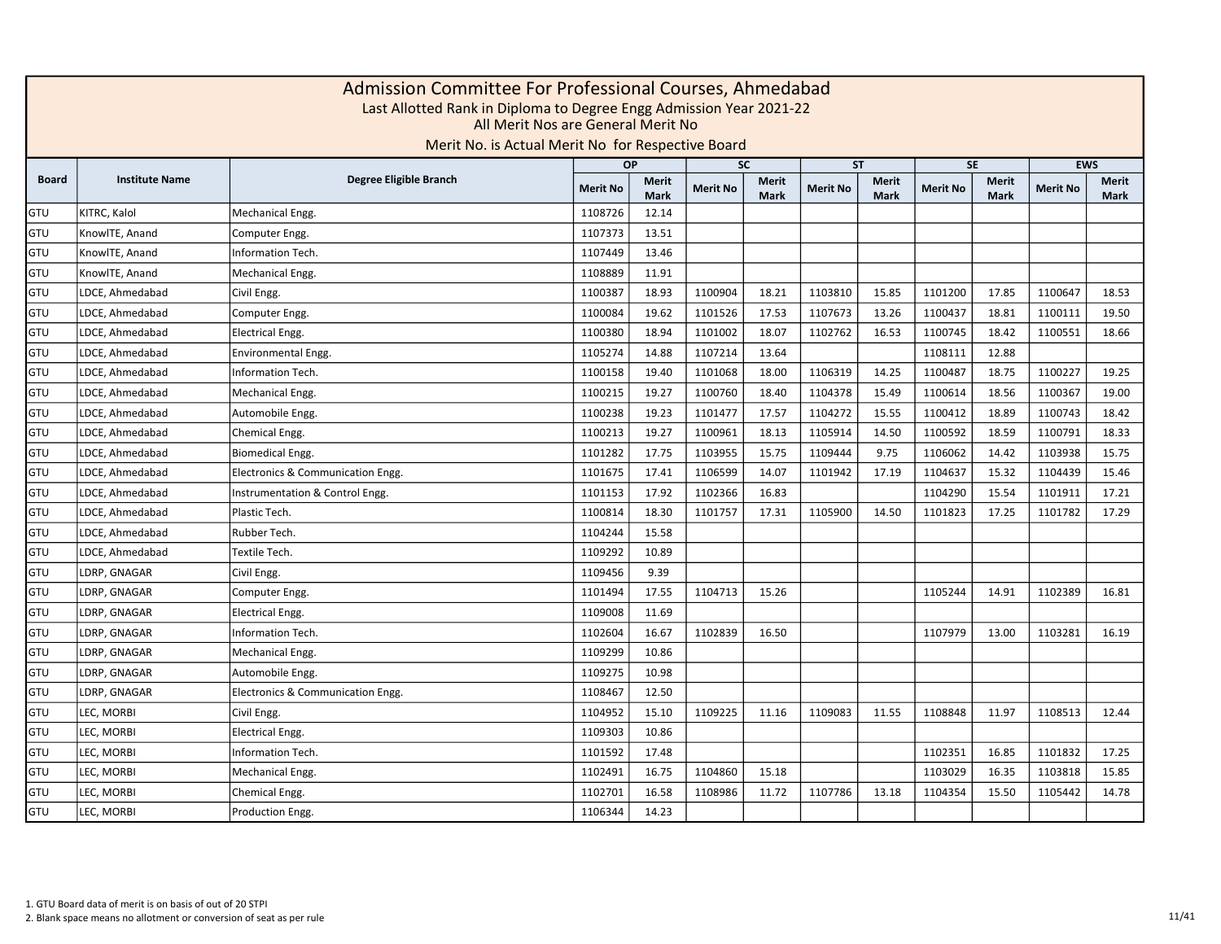# Admission Committee For Professional Courses, Ahmedabad

Last Allotted Rank in Diploma to Degree Engg Admission Year 2021-22

All Merit Nos are General Merit No

Merit No. is Actual Merit No for Respective Board

| Board | Institute Name | Degree Eligible Branch | OP | | SC | | ST | | SE | | EWS | |
|---|---|---|---|---|---|---|---|---|---|---|---|---|
| | | | Merit No | Merit Mark | Merit No | Merit Mark | Merit No | Merit Mark | Merit No | Merit Mark | Merit No | Merit Mark |
| GTU | KITRC, Kalol | Mechanical Engg. | 1108726 | 12.14 | | | | | | | | |
| GTU | KnowITE, Anand | Computer Engg. | 1107373 | 13.51 | | | | | | | | |
| GTU | KnowITE, Anand | Information Tech. | 1107449 | 13.46 | | | | | | | | |
| GTU | KnowITE, Anand | Mechanical Engg. | 1108889 | 11.91 | | | | | | | | |
| GTU | LDCE, Ahmedabad | Civil Engg. | 1100387 | 18.93 | 1100904 | 18.21 | 1103810 | 15.85 | 1101200 | 17.85 | 1100647 | 18.53 |
| GTU | LDCE, Ahmedabad | Computer Engg. | 1100084 | 19.62 | 1101526 | 17.53 | 1107673 | 13.26 | 1100437 | 18.81 | 1100111 | 19.50 |
| GTU | LDCE, Ahmedabad | Electrical Engg. | 1100380 | 18.94 | 1101002 | 18.07 | 1102762 | 16.53 | 1100745 | 18.42 | 1100551 | 18.66 |
| GTU | LDCE, Ahmedabad | Environmental Engg. | 1105274 | 14.88 | 1107214 | 13.64 | | | 1108111 | 12.88 | | |
| GTU | LDCE, Ahmedabad | Information Tech. | 1100158 | 19.40 | 1101068 | 18.00 | 1106319 | 14.25 | 1100487 | 18.75 | 1100227 | 19.25 |
| GTU | LDCE, Ahmedabad | Mechanical Engg. | 1100215 | 19.27 | 1100760 | 18.40 | 1104378 | 15.49 | 1100614 | 18.56 | 1100367 | 19.00 |
| GTU | LDCE, Ahmedabad | Automobile Engg. | 1100238 | 19.23 | 1101477 | 17.57 | 1104272 | 15.55 | 1100412 | 18.89 | 1100743 | 18.42 |
| GTU | LDCE, Ahmedabad | Chemical Engg. | 1100213 | 19.27 | 1100961 | 18.13 | 1105914 | 14.50 | 1100592 | 18.59 | 1100791 | 18.33 |
| GTU | LDCE, Ahmedabad | Biomedical Engg. | 1101282 | 17.75 | 1103955 | 15.75 | 1109444 | 9.75 | 1106062 | 14.42 | 1103938 | 15.75 |
| GTU | LDCE, Ahmedabad | Electronics & Communication Engg. | 1101675 | 17.41 | 1106599 | 14.07 | 1101942 | 17.19 | 1104637 | 15.32 | 1104439 | 15.46 |
| GTU | LDCE, Ahmedabad | Instrumentation & Control Engg. | 1101153 | 17.92 | 1102366 | 16.83 | | | 1104290 | 15.54 | 1101911 | 17.21 |
| GTU | LDCE, Ahmedabad | Plastic Tech. | 1100814 | 18.30 | 1101757 | 17.31 | 1105900 | 14.50 | 1101823 | 17.25 | 1101782 | 17.29 |
| GTU | LDCE, Ahmedabad | Rubber Tech. | 1104244 | 15.58 | | | | | | | | |
| GTU | LDCE, Ahmedabad | Textile Tech. | 1109292 | 10.89 | | | | | | | | |
| GTU | LDRP, GNAGAR | Civil Engg. | 1109456 | 9.39 | | | | | | | | |
| GTU | LDRP, GNAGAR | Computer Engg. | 1101494 | 17.55 | 1104713 | 15.26 | | | 1105244 | 14.91 | 1102389 | 16.81 |
| GTU | LDRP, GNAGAR | Electrical Engg. | 1109008 | 11.69 | | | | | | | | |
| GTU | LDRP, GNAGAR | Information Tech. | 1102604 | 16.67 | 1102839 | 16.50 | | | 1107979 | 13.00 | 1103281 | 16.19 |
| GTU | LDRP, GNAGAR | Mechanical Engg. | 1109299 | 10.86 | | | | | | | | |
| GTU | LDRP, GNAGAR | Automobile Engg. | 1109275 | 10.98 | | | | | | | | |
| GTU | LDRP, GNAGAR | Electronics & Communication Engg. | 1108467 | 12.50 | | | | | | | | |
| GTU | LEC, MORBI | Civil Engg. | 1104952 | 15.10 | 1109225 | 11.16 | 1109083 | 11.55 | 1108848 | 11.97 | 1108513 | 12.44 |
| GTU | LEC, MORBI | Electrical Engg. | 1109303 | 10.86 | | | | | | | | |
| GTU | LEC, MORBI | Information Tech. | 1101592 | 17.48 | | | | | 1102351 | 16.85 | 1101832 | 17.25 |
| GTU | LEC, MORBI | Mechanical Engg. | 1102491 | 16.75 | 1104860 | 15.18 | | | 1103029 | 16.35 | 1103818 | 15.85 |
| GTU | LEC, MORBI | Chemical Engg. | 1102701 | 16.58 | 1108986 | 11.72 | 1107786 | 13.18 | 1104354 | 15.50 | 1105442 | 14.78 |
| GTU | LEC, MORBI | Production Engg. | 1106344 | 14.23 | | | | | | | | |

1. GTU Board data of merit is on basis of out of 20 STPI
2. Blank space means no allotment or conversion of seat as per rule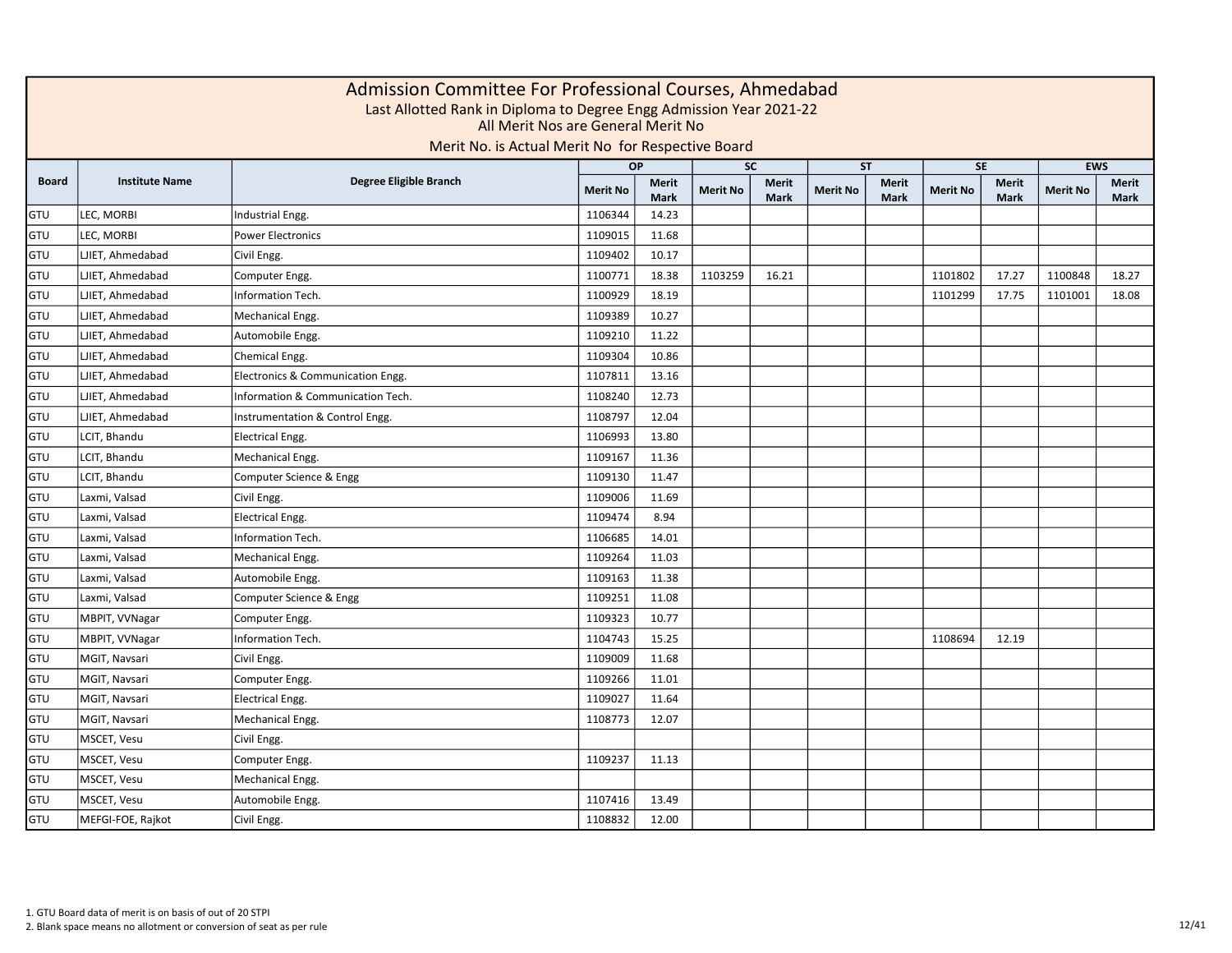# Admission Committee For Professional Courses, Ahmedabad

Last Allotted Rank in Diploma to Degree Engg Admission Year 2021-22

All Merit Nos are General Merit No

Merit No. is Actual Merit No for Respective Board

| Board | Institute Name | Degree Eligible Branch | OP | | SC | | ST | | SE | | EWS | |
|---|---|---|---|---|---|---|---|---|---|---|---|---|
| | | | Merit No | Merit Mark | Merit No | Merit Mark | Merit No | Merit Mark | Merit No | Merit Mark | Merit No | Merit Mark |
| GTU | LEC, MORBI | Industrial Engg. | 1106344 | 14.23 | | | | | | | | |
| GTU | LEC, MORBI | Power Electronics | 1109015 | 11.68 | | | | | | | | |
| GTU | LJIET, Ahmedabad | Civil Engg. | 1109402 | 10.17 | | | | | | | | |
| GTU | LJIET, Ahmedabad | Computer Engg. | 1100771 | 18.38 | 1103259 | 16.21 | | | 1101802 | 17.27 | 1100848 | 18.27 |
| GTU | LJIET, Ahmedabad | Information Tech. | 1100929 | 18.19 | | | | | 1101299 | 17.75 | 1101001 | 18.08 |
| GTU | LJIET, Ahmedabad | Mechanical Engg. | 1109389 | 10.27 | | | | | | | | |
| GTU | LJIET, Ahmedabad | Automobile Engg. | 1109210 | 11.22 | | | | | | | | |
| GTU | LJIET, Ahmedabad | Chemical Engg. | 1109304 | 10.86 | | | | | | | | |
| GTU | LJIET, Ahmedabad | Electronics & Communication Engg. | 1107811 | 13.16 | | | | | | | | |
| GTU | LJIET, Ahmedabad | Information & Communication Tech. | 1108240 | 12.73 | | | | | | | | |
| GTU | LJIET, Ahmedabad | Instrumentation & Control Engg. | 1108797 | 12.04 | | | | | | | | |
| GTU | LCIT, Bhandu | Electrical Engg. | 1106993 | 13.80 | | | | | | | | |
| GTU | LCIT, Bhandu | Mechanical Engg. | 1109167 | 11.36 | | | | | | | | |
| GTU | LCIT, Bhandu | Computer Science & Engg | 1109130 | 11.47 | | | | | | | | |
| GTU | Laxmi, Valsad | Civil Engg. | 1109006 | 11.69 | | | | | | | | |
| GTU | Laxmi, Valsad | Electrical Engg. | 1109474 | 8.94 | | | | | | | | |
| GTU | Laxmi, Valsad | Information Tech. | 1106685 | 14.01 | | | | | | | | |
| GTU | Laxmi, Valsad | Mechanical Engg. | 1109264 | 11.03 | | | | | | | | |
| GTU | Laxmi, Valsad | Automobile Engg. | 1109163 | 11.38 | | | | | | | | |
| GTU | Laxmi, Valsad | Computer Science & Engg | 1109251 | 11.08 | | | | | | | | |
| GTU | MBPIT, VVNagar | Computer Engg. | 1109323 | 10.77 | | | | | | | | |
| GTU | MBPIT, VVNagar | Information Tech. | 1104743 | 15.25 | | | | | 1108694 | 12.19 | | |
| GTU | MGIT, Navsari | Civil Engg. | 1109009 | 11.68 | | | | | | | | |
| GTU | MGIT, Navsari | Computer Engg. | 1109266 | 11.01 | | | | | | | | |
| GTU | MGIT, Navsari | Electrical Engg. | 1109027 | 11.64 | | | | | | | | |
| GTU | MGIT, Navsari | Mechanical Engg. | 1108773 | 12.07 | | | | | | | | |
| GTU | MSCET, Vesu | Civil Engg. | | | | | | | | | | |
| GTU | MSCET, Vesu | Computer Engg. | 1109237 | 11.13 | | | | | | | | |
| GTU | MSCET, Vesu | Mechanical Engg. | | | | | | | | | | |
| GTU | MSCET, Vesu | Automobile Engg. | 1107416 | 13.49 | | | | | | | | |
| GTU | MEFGI-FOE, Rajkot | Civil Engg. | 1108832 | 12.00 | | | | | | | | |

1. GTU Board data of merit is on basis of out of 20 STPI
2. Blank space means no allotment or conversion of seat as per rule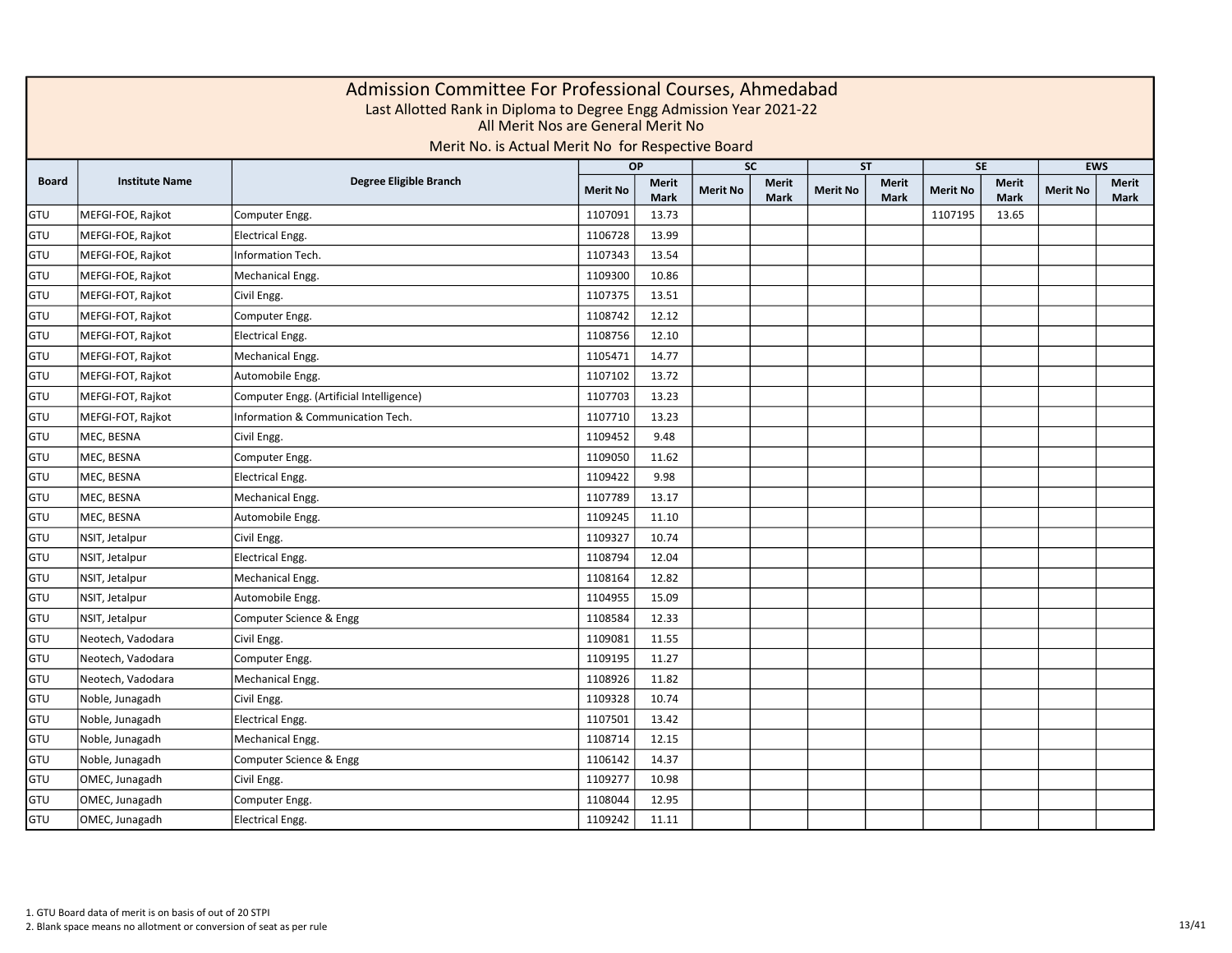# Admission Committee For Professional Courses, Ahmedabad

Last Allotted Rank in Diploma to Degree Engg Admission Year 2021-22

All Merit Nos are General Merit No

Merit No. is Actual Merit No for Respective Board

| Board | Institute Name | Degree Eligible Branch | OP | | SC | | ST | | SE | | EWS | |
|---|---|---|---|---|---|---|---|---|---|---|---|---|
| | | | Merit No | Merit Mark | Merit No | Merit Mark | Merit No | Merit Mark | Merit No | Merit Mark | Merit No | Merit Mark |
| GTU | MEFGI-FOE, Rajkot | Computer Engg. | 1107091 | 13.73 | | | | | 1107195 | 13.65 | | |
| GTU | MEFGI-FOE, Rajkot | Electrical Engg. | 1106728 | 13.99 | | | | | | | | |
| GTU | MEFGI-FOE, Rajkot | Information Tech. | 1107343 | 13.54 | | | | | | | | |
| GTU | MEFGI-FOE, Rajkot | Mechanical Engg. | 1109300 | 10.86 | | | | | | | | |
| GTU | MEFGI-FOT, Rajkot | Civil Engg. | 1107375 | 13.51 | | | | | | | | |
| GTU | MEFGI-FOT, Rajkot | Computer Engg. | 1108742 | 12.12 | | | | | | | | |
| GTU | MEFGI-FOT, Rajkot | Electrical Engg. | 1108756 | 12.10 | | | | | | | | |
| GTU | MEFGI-FOT, Rajkot | Mechanical Engg. | 1105471 | 14.77 | | | | | | | | |
| GTU | MEFGI-FOT, Rajkot | Automobile Engg. | 1107102 | 13.72 | | | | | | | | |
| GTU | MEFGI-FOT, Rajkot | Computer Engg. (Artificial Intelligence) | 1107703 | 13.23 | | | | | | | | |
| GTU | MEFGI-FOT, Rajkot | Information & Communication Tech. | 1107710 | 13.23 | | | | | | | | |
| GTU | MEC, BESNA | Civil Engg. | 1109452 | 9.48 | | | | | | | | |
| GTU | MEC, BESNA | Computer Engg. | 1109050 | 11.62 | | | | | | | | |
| GTU | MEC, BESNA | Electrical Engg. | 1109422 | 9.98 | | | | | | | | |
| GTU | MEC, BESNA | Mechanical Engg. | 1107789 | 13.17 | | | | | | | | |
| GTU | MEC, BESNA | Automobile Engg. | 1109245 | 11.10 | | | | | | | | |
| GTU | NSIT, Jetalpur | Civil Engg. | 1109327 | 10.74 | | | | | | | | |
| GTU | NSIT, Jetalpur | Electrical Engg. | 1108794 | 12.04 | | | | | | | | |
| GTU | NSIT, Jetalpur | Mechanical Engg. | 1108164 | 12.82 | | | | | | | | |
| GTU | NSIT, Jetalpur | Automobile Engg. | 1104955 | 15.09 | | | | | | | | |
| GTU | NSIT, Jetalpur | Computer Science & Engg | 1108584 | 12.33 | | | | | | | | |
| GTU | Neotech, Vadodara | Civil Engg. | 1109081 | 11.55 | | | | | | | | |
| GTU | Neotech, Vadodara | Computer Engg. | 1109195 | 11.27 | | | | | | | | |
| GTU | Neotech, Vadodara | Mechanical Engg. | 1108926 | 11.82 | | | | | | | | |
| GTU | Noble, Junagadh | Civil Engg. | 1109328 | 10.74 | | | | | | | | |
| GTU | Noble, Junagadh | Electrical Engg. | 1107501 | 13.42 | | | | | | | | |
| GTU | Noble, Junagadh | Mechanical Engg. | 1108714 | 12.15 | | | | | | | | |
| GTU | Noble, Junagadh | Computer Science & Engg | 1106142 | 14.37 | | | | | | | | |
| GTU | OMEC, Junagadh | Civil Engg. | 1109277 | 10.98 | | | | | | | | |
| GTU | OMEC, Junagadh | Computer Engg. | 1108044 | 12.95 | | | | | | | | |
| GTU | OMEC, Junagadh | Electrical Engg. | 1109242 | 11.11 | | | | | | | | |

1. GTU Board data of merit is on basis of out of 20 STPI
2. Blank space means no allotment or conversion of seat as per rule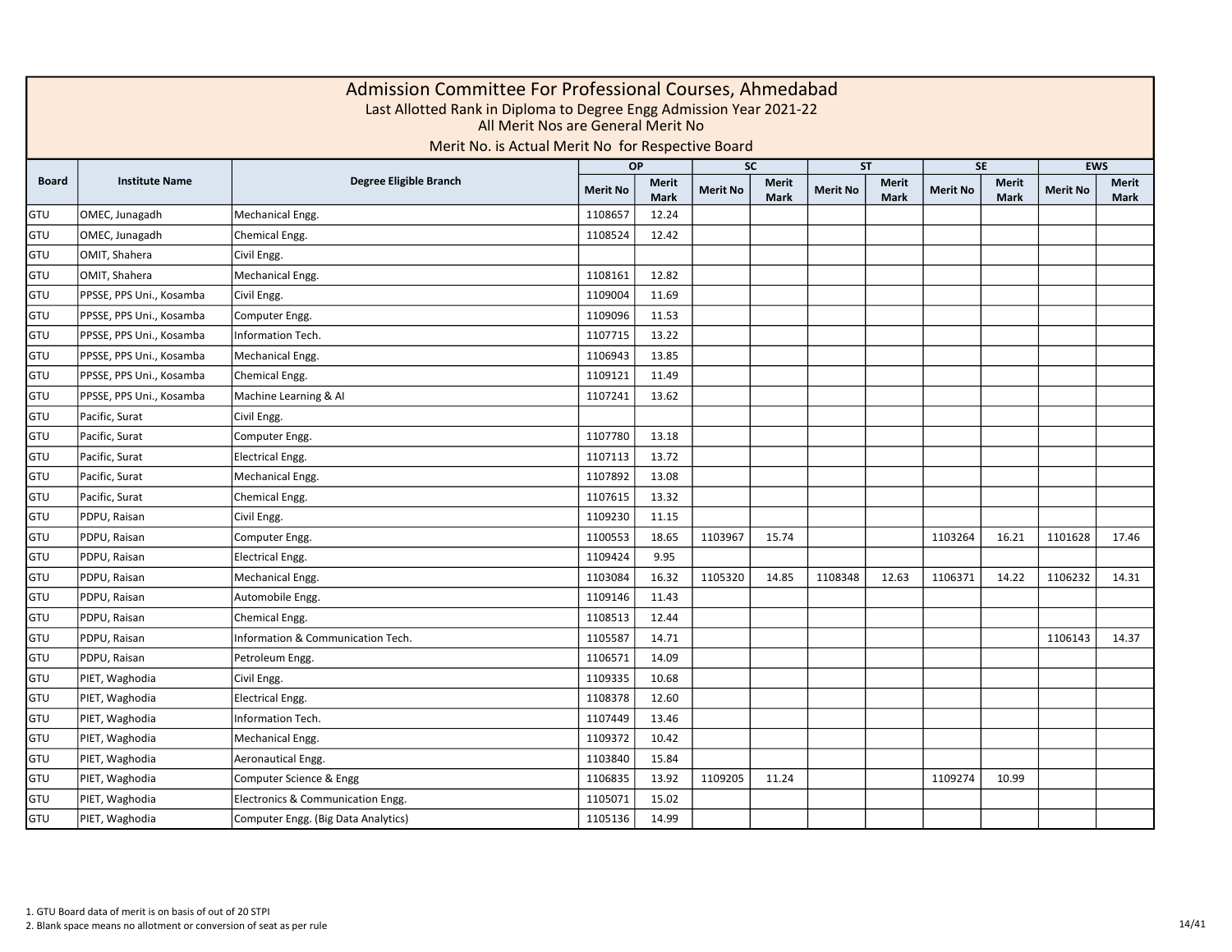# Admission Committee For Professional Courses, Ahmedabad

Last Allotted Rank in Diploma to Degree Engg Admission Year 2021-22

All Merit Nos are General Merit No

Merit No. is Actual Merit No for Respective Board

| Board | Institute Name | Degree Eligible Branch | OP | | SC | | ST | | SE | | EWS | |
|---|---|---|---|---|---|---|---|---|---|---|---|---|
| | | | Merit No | Merit Mark | Merit No | Merit Mark | Merit No | Merit Mark | Merit No | Merit Mark | Merit No | Merit Mark |
| GTU | OMEC, Junagadh | Mechanical Engg. | 1108657 | 12.24 | | | | | | | | |
| GTU | OMEC, Junagadh | Chemical Engg. | 1108524 | 12.42 | | | | | | | | |
| GTU | OMIT, Shahera | Civil Engg. | | | | | | | | | | |
| GTU | OMIT, Shahera | Mechanical Engg. | 1108161 | 12.82 | | | | | | | | |
| GTU | PPSSE, PPS Uni., Kosamba | Civil Engg. | 1109004 | 11.69 | | | | | | | | |
| GTU | PPSSE, PPS Uni., Kosamba | Computer Engg. | 1109096 | 11.53 | | | | | | | | |
| GTU | PPSSE, PPS Uni., Kosamba | Information Tech. | 1107715 | 13.22 | | | | | | | | |
| GTU | PPSSE, PPS Uni., Kosamba | Mechanical Engg. | 1106943 | 13.85 | | | | | | | | |
| GTU | PPSSE, PPS Uni., Kosamba | Chemical Engg. | 1109121 | 11.49 | | | | | | | | |
| GTU | PPSSE, PPS Uni., Kosamba | Machine Learning & AI | 1107241 | 13.62 | | | | | | | | |
| GTU | Pacific, Surat | Civil Engg. | | | | | | | | | | |
| GTU | Pacific, Surat | Computer Engg. | 1107780 | 13.18 | | | | | | | | |
| GTU | Pacific, Surat | Electrical Engg. | 1107113 | 13.72 | | | | | | | | |
| GTU | Pacific, Surat | Mechanical Engg. | 1107892 | 13.08 | | | | | | | | |
| GTU | Pacific, Surat | Chemical Engg. | 1107615 | 13.32 | | | | | | | | |
| GTU | PDPU, Raisan | Civil Engg. | 1109230 | 11.15 | | | | | | | | |
| GTU | PDPU, Raisan | Computer Engg. | 1100553 | 18.65 | 1103967 | 15.74 | | | 1103264 | 16.21 | 1101628 | 17.46 |
| GTU | PDPU, Raisan | Electrical Engg. | 1109424 | 9.95 | | | | | | | | |
| GTU | PDPU, Raisan | Mechanical Engg. | 1103084 | 16.32 | 1105320 | 14.85 | 1108348 | 12.63 | 1106371 | 14.22 | 1106232 | 14.31 |
| GTU | PDPU, Raisan | Automobile Engg. | 1109146 | 11.43 | | | | | | | | |
| GTU | PDPU, Raisan | Chemical Engg. | 1108513 | 12.44 | | | | | | | | |
| GTU | PDPU, Raisan | Information & Communication Tech. | 1105587 | 14.71 | | | | | | | 1106143 | 14.37 |
| GTU | PDPU, Raisan | Petroleum Engg. | 1106571 | 14.09 | | | | | | | | |
| GTU | PIET, Waghodia | Civil Engg. | 1109335 | 10.68 | | | | | | | | |
| GTU | PIET, Waghodia | Electrical Engg. | 1108378 | 12.60 | | | | | | | | |
| GTU | PIET, Waghodia | Information Tech. | 1107449 | 13.46 | | | | | | | | |
| GTU | PIET, Waghodia | Mechanical Engg. | 1109372 | 10.42 | | | | | | | | |
| GTU | PIET, Waghodia | Aeronautical Engg. | 1103840 | 15.84 | | | | | | | | |
| GTU | PIET, Waghodia | Computer Science & Engg | 1106835 | 13.92 | 1109205 | 11.24 | | | 1109274 | 10.99 | | |
| GTU | PIET, Waghodia | Electronics & Communication Engg. | 1105071 | 15.02 | | | | | | | | |
| GTU | PIET, Waghodia | Computer Engg. (Big Data Analytics) | 1105136 | 14.99 | | | | | | | | |

1. GTU Board data of merit is on basis of out of 20 STPI
2. Blank space means no allotment or conversion of seat as per rule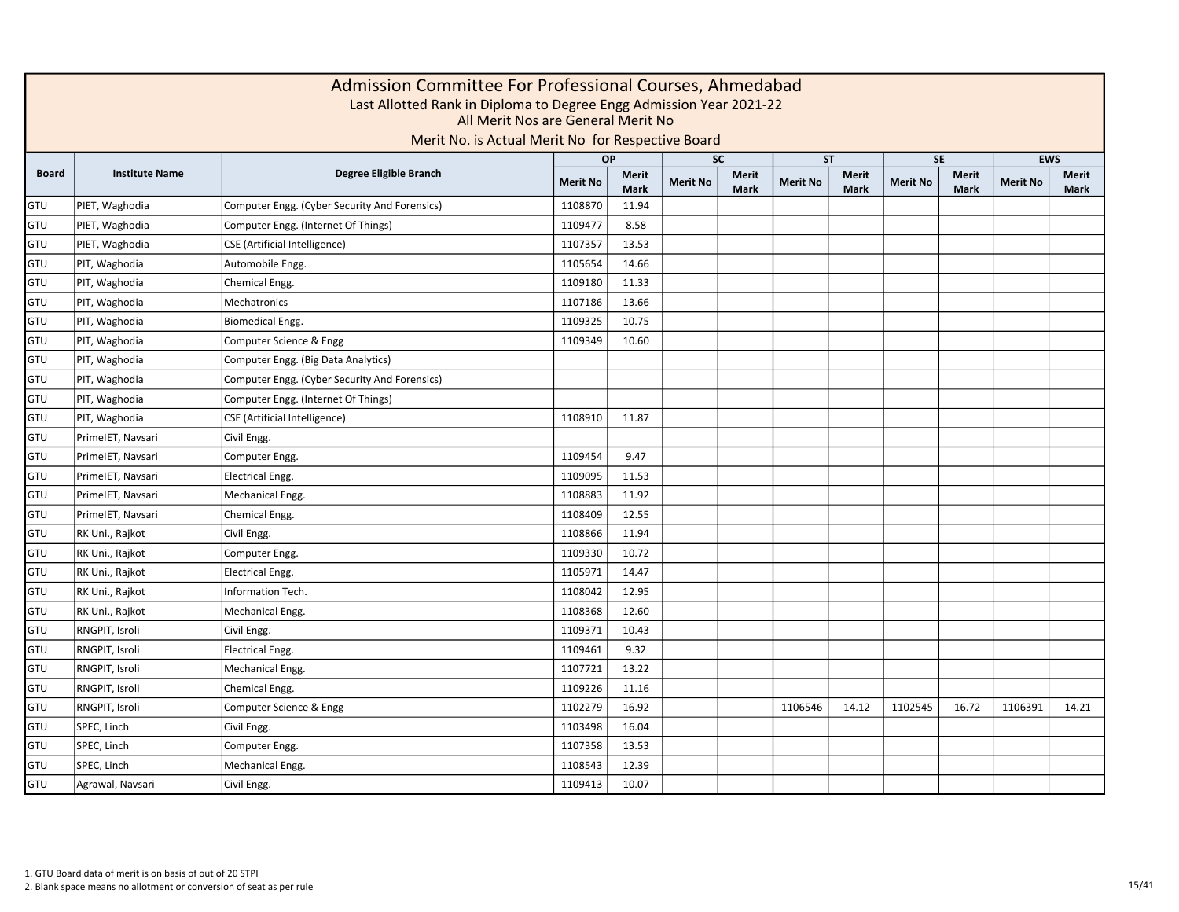# Admission Committee For Professional Courses, Ahmedabad

Last Allotted Rank in Diploma to Degree Engg Admission Year 2021-22

All Merit Nos are General Merit No

Merit No. is Actual Merit No for Respective Board

| Board | Institute Name | Degree Eligible Branch | OP | | SC | | ST | | SE | | EWS | |
|---|---|---|---|---|---|---|---|---|---|---|---|---|
| | | | Merit No | Merit Mark | Merit No | Merit Mark | Merit No | Merit Mark | Merit No | Merit Mark | Merit No | Merit Mark |
| GTU | PIET, Waghodia | Computer Engg. (Cyber Security And Forensics) | 1108870 | 11.94 | | | | | | | | |
| GTU | PIET, Waghodia | Computer Engg. (Internet Of Things) | 1109477 | 8.58 | | | | | | | | |
| GTU | PIET, Waghodia | CSE (Artificial Intelligence) | 1107357 | 13.53 | | | | | | | | |
| GTU | PIT, Waghodia | Automobile Engg. | 1105654 | 14.66 | | | | | | | | |
| GTU | PIT, Waghodia | Chemical Engg. | 1109180 | 11.33 | | | | | | | | |
| GTU | PIT, Waghodia | Mechatronics | 1107186 | 13.66 | | | | | | | | |
| GTU | PIT, Waghodia | Biomedical Engg. | 1109325 | 10.75 | | | | | | | | |
| GTU | PIT, Waghodia | Computer Science & Engg | 1109349 | 10.60 | | | | | | | | |
| GTU | PIT, Waghodia | Computer Engg. (Big Data Analytics) | | | | | | | | | | |
| GTU | PIT, Waghodia | Computer Engg. (Cyber Security And Forensics) | | | | | | | | | | |
| GTU | PIT, Waghodia | Computer Engg. (Internet Of Things) | | | | | | | | | | |
| GTU | PIT, Waghodia | CSE (Artificial Intelligence) | 1108910 | 11.87 | | | | | | | | |
| GTU | PrimeIET, Navsari | Civil Engg. | | | | | | | | | | |
| GTU | PrimeIET, Navsari | Computer Engg. | 1109454 | 9.47 | | | | | | | | |
| GTU | PrimeIET, Navsari | Electrical Engg. | 1109095 | 11.53 | | | | | | | | |
| GTU | PrimeIET, Navsari | Mechanical Engg. | 1108883 | 11.92 | | | | | | | | |
| GTU | PrimeIET, Navsari | Chemical Engg. | 1108409 | 12.55 | | | | | | | | |
| GTU | RK Uni., Rajkot | Civil Engg. | 1108866 | 11.94 | | | | | | | | |
| GTU | RK Uni., Rajkot | Computer Engg. | 1109330 | 10.72 | | | | | | | | |
| GTU | RK Uni., Rajkot | Electrical Engg. | 1105971 | 14.47 | | | | | | | | |
| GTU | RK Uni., Rajkot | Information Tech. | 1108042 | 12.95 | | | | | | | | |
| GTU | RK Uni., Rajkot | Mechanical Engg. | 1108368 | 12.60 | | | | | | | | |
| GTU | RNGPIT, Isroli | Civil Engg. | 1109371 | 10.43 | | | | | | | | |
| GTU | RNGPIT, Isroli | Electrical Engg. | 1109461 | 9.32 | | | | | | | | |
| GTU | RNGPIT, Isroli | Mechanical Engg. | 1107721 | 13.22 | | | | | | | | |
| GTU | RNGPIT, Isroli | Chemical Engg. | 1109226 | 11.16 | | | | | | | | |
| GTU | RNGPIT, Isroli | Computer Science & Engg | 1102279 | 16.92 | | | 1106546 | 14.12 | 1102545 | 16.72 | 1106391 | 14.21 |
| GTU | SPEC, Linch | Civil Engg. | 1103498 | 16.04 | | | | | | | | |
| GTU | SPEC, Linch | Computer Engg. | 1107358 | 13.53 | | | | | | | | |
| GTU | SPEC, Linch | Mechanical Engg. | 1108543 | 12.39 | | | | | | | | |
| GTU | Agrawal, Navsari | Civil Engg. | 1109413 | 10.07 | | | | | | | | |

1. GTU Board data of merit is on basis of out of 20 STPI
2. Blank space means no allotment or conversion of seat as per rule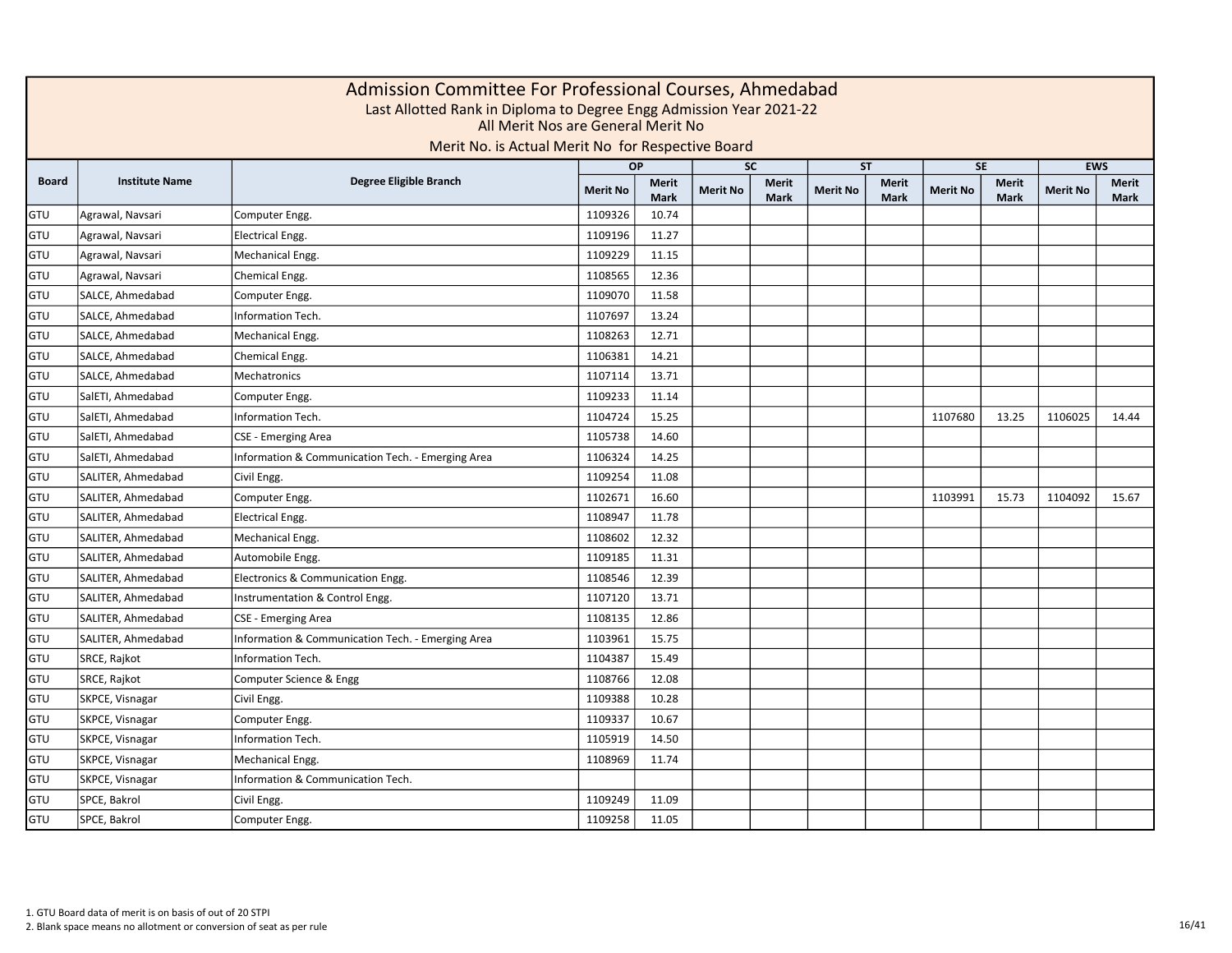# Admission Committee For Professional Courses, Ahmedabad

Last Allotted Rank in Diploma to Degree Engg Admission Year 2021-22

All Merit Nos are General Merit No

Merit No. is Actual Merit No for Respective Board

| Board | Institute Name | Degree Eligible Branch | OP | | SC | | ST | | SE | | EWS | |
|---|---|---|---|---|---|---|---|---|---|---|---|---|
| | | | Merit No | Merit Mark | Merit No | Merit Mark | Merit No | Merit Mark | Merit No | Merit Mark | Merit No | Merit Mark |
| GTU | Agrawal, Navsari | Computer Engg. | 1109326 | 10.74 | | | | | | | | |
| GTU | Agrawal, Navsari | Electrical Engg. | 1109196 | 11.27 | | | | | | | | |
| GTU | Agrawal, Navsari | Mechanical Engg. | 1109229 | 11.15 | | | | | | | | |
| GTU | Agrawal, Navsari | Chemical Engg. | 1108565 | 12.36 | | | | | | | | |
| GTU | SALCE, Ahmedabad | Computer Engg. | 1109070 | 11.58 | | | | | | | | |
| GTU | SALCE, Ahmedabad | Information Tech. | 1107697 | 13.24 | | | | | | | | |
| GTU | SALCE, Ahmedabad | Mechanical Engg. | 1108263 | 12.71 | | | | | | | | |
| GTU | SALCE, Ahmedabad | Chemical Engg. | 1106381 | 14.21 | | | | | | | | |
| GTU | SALCE, Ahmedabad | Mechatronics | 1107114 | 13.71 | | | | | | | | |
| GTU | SalETI, Ahmedabad | Computer Engg. | 1109233 | 11.14 | | | | | | | | |
| GTU | SalETI, Ahmedabad | Information Tech. | 1104724 | 15.25 | | | | | 1107680 | 13.25 | 1106025 | 14.44 |
| GTU | SalETI, Ahmedabad | CSE - Emerging Area | 1105738 | 14.60 | | | | | | | | |
| GTU | SalETI, Ahmedabad | Information & Communication Tech. - Emerging Area | 1106324 | 14.25 | | | | | | | | |
| GTU | SALITER, Ahmedabad | Civil Engg. | 1109254 | 11.08 | | | | | | | | |
| GTU | SALITER, Ahmedabad | Computer Engg. | 1102671 | 16.60 | | | | | 1103991 | 15.73 | 1104092 | 15.67 |
| GTU | SALITER, Ahmedabad | Electrical Engg. | 1108947 | 11.78 | | | | | | | | |
| GTU | SALITER, Ahmedabad | Mechanical Engg. | 1108602 | 12.32 | | | | | | | | |
| GTU | SALITER, Ahmedabad | Automobile Engg. | 1109185 | 11.31 | | | | | | | | |
| GTU | SALITER, Ahmedabad | Electronics & Communication Engg. | 1108546 | 12.39 | | | | | | | | |
| GTU | SALITER, Ahmedabad | Instrumentation & Control Engg. | 1107120 | 13.71 | | | | | | | | |
| GTU | SALITER, Ahmedabad | CSE - Emerging Area | 1108135 | 12.86 | | | | | | | | |
| GTU | SALITER, Ahmedabad | Information & Communication Tech. - Emerging Area | 1103961 | 15.75 | | | | | | | | |
| GTU | SRCE, Rajkot | Information Tech. | 1104387 | 15.49 | | | | | | | | |
| GTU | SRCE, Rajkot | Computer Science & Engg | 1108766 | 12.08 | | | | | | | | |
| GTU | SKPCE, Visnagar | Civil Engg. | 1109388 | 10.28 | | | | | | | | |
| GTU | SKPCE, Visnagar | Computer Engg. | 1109337 | 10.67 | | | | | | | | |
| GTU | SKPCE, Visnagar | Information Tech. | 1105919 | 14.50 | | | | | | | | |
| GTU | SKPCE, Visnagar | Mechanical Engg. | 1108969 | 11.74 | | | | | | | | |
| GTU | SKPCE, Visnagar | Information & Communication Tech. | | | | | | | | | | |
| GTU | SPCE, Bakrol | Civil Engg. | 1109249 | 11.09 | | | | | | | | |
| GTU | SPCE, Bakrol | Computer Engg. | 1109258 | 11.05 | | | | | | | | |

1. GTU Board data of merit is on basis of out of 20 STPI
2. Blank space means no allotment or conversion of seat as per rule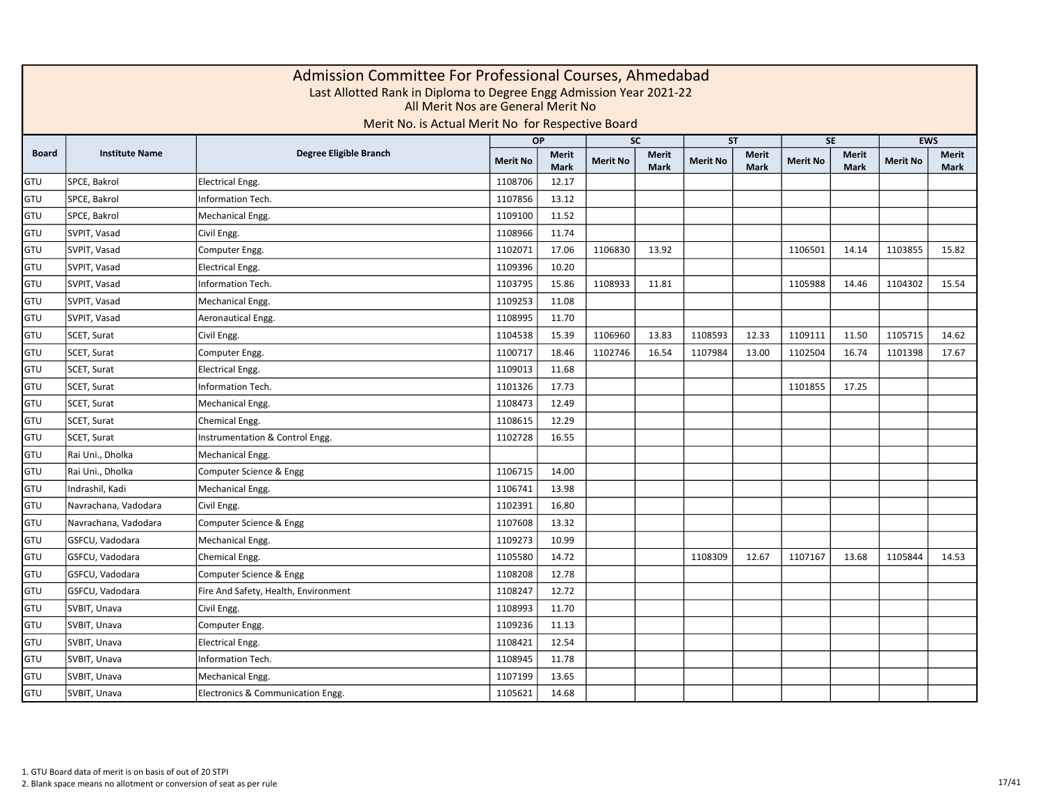# Admission Committee For Professional Courses, Ahmedabad

Last Allotted Rank in Diploma to Degree Engg Admission Year 2021-22

All Merit Nos are General Merit No

Merit No. is Actual Merit No for Respective Board

| Board | Institute Name | Degree Eligible Branch | OP | | SC | | ST | | SE | | EWS | |
|---|---|---|---|---|---|---|---|---|---|---|---|---|
| | | | Merit No | Merit Mark | Merit No | Merit Mark | Merit No | Merit Mark | Merit No | Merit Mark | Merit No | Merit Mark |
| GTU | SPCE, Bakrol | Electrical Engg. | 1108706 | 12.17 | | | | | | | | |
| GTU | SPCE, Bakrol | Information Tech. | 1107856 | 13.12 | | | | | | | | |
| GTU | SPCE, Bakrol | Mechanical Engg. | 1109100 | 11.52 | | | | | | | | |
| GTU | SVPIT, Vasad | Civil Engg. | 1108966 | 11.74 | | | | | | | | |
| GTU | SVPIT, Vasad | Computer Engg. | 1102071 | 17.06 | 1106830 | 13.92 | | | 1106501 | 14.14 | 1103855 | 15.82 |
| GTU | SVPIT, Vasad | Electrical Engg. | 1109396 | 10.20 | | | | | | | | |
| GTU | SVPIT, Vasad | Information Tech. | 1103795 | 15.86 | 1108933 | 11.81 | | | 1105988 | 14.46 | 1104302 | 15.54 |
| GTU | SVPIT, Vasad | Mechanical Engg. | 1109253 | 11.08 | | | | | | | | |
| GTU | SVPIT, Vasad | Aeronautical Engg. | 1108995 | 11.70 | | | | | | | | |
| GTU | SCET, Surat | Civil Engg. | 1104538 | 15.39 | 1106960 | 13.83 | 1108593 | 12.33 | 1109111 | 11.50 | 1105715 | 14.62 |
| GTU | SCET, Surat | Computer Engg. | 1100717 | 18.46 | 1102746 | 16.54 | 1107984 | 13.00 | 1102504 | 16.74 | 1101398 | 17.67 |
| GTU | SCET, Surat | Electrical Engg. | 1109013 | 11.68 | | | | | | | | |
| GTU | SCET, Surat | Information Tech. | 1101326 | 17.73 | | | | | 1101855 | 17.25 | | |
| GTU | SCET, Surat | Mechanical Engg. | 1108473 | 12.49 | | | | | | | | |
| GTU | SCET, Surat | Chemical Engg. | 1108615 | 12.29 | | | | | | | | |
| GTU | SCET, Surat | Instrumentation & Control Engg. | 1102728 | 16.55 | | | | | | | | |
| GTU | Rai Uni., Dholka | Mechanical Engg. | | | | | | | | | | |
| GTU | Rai Uni., Dholka | Computer Science & Engg | 1106715 | 14.00 | | | | | | | | |
| GTU | Indrashil, Kadi | Mechanical Engg. | 1106741 | 13.98 | | | | | | | | |
| GTU | Navrachana, Vadodara | Civil Engg. | 1102391 | 16.80 | | | | | | | | |
| GTU | Navrachana, Vadodara | Computer Science & Engg | 1107608 | 13.32 | | | | | | | | |
| GTU | GSFCU, Vadodara | Mechanical Engg. | 1109273 | 10.99 | | | | | | | | |
| GTU | GSFCU, Vadodara | Chemical Engg. | 1105580 | 14.72 | | | 1108309 | 12.67 | 1107167 | 13.68 | 1105844 | 14.53 |
| GTU | GSFCU, Vadodara | Computer Science & Engg | 1108208 | 12.78 | | | | | | | | |
| GTU | GSFCU, Vadodara | Fire And Safety, Health, Environment | 1108247 | 12.72 | | | | | | | | |
| GTU | SVBIT, Unava | Civil Engg. | 1108993 | 11.70 | | | | | | | | |
| GTU | SVBIT, Unava | Computer Engg. | 1109236 | 11.13 | | | | | | | | |
| GTU | SVBIT, Unava | Electrical Engg. | 1108421 | 12.54 | | | | | | | | |
| GTU | SVBIT, Unava | Information Tech. | 1108945 | 11.78 | | | | | | | | |
| GTU | SVBIT, Unava | Mechanical Engg. | 1107199 | 13.65 | | | | | | | | |
| GTU | SVBIT, Unava | Electronics & Communication Engg. | 1105621 | 14.68 | | | | | | | | |

1. GTU Board data of merit is on basis of out of 20 STPI
2. Blank space means no allotment or conversion of seat as per rule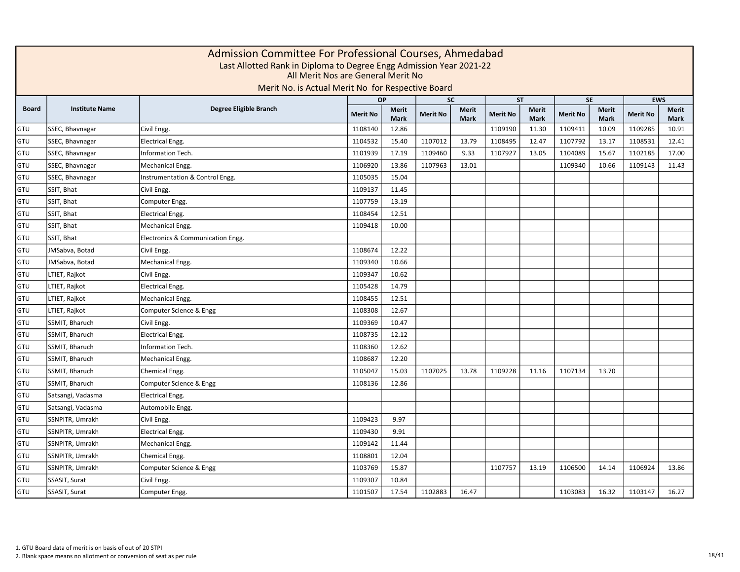# Admission Committee For Professional Courses, Ahmedabad

Last Allotted Rank in Diploma to Degree Engg Admission Year 2021-22

All Merit Nos are General Merit No

Merit No. is Actual Merit No for Respective Board

| Board | Institute Name | Degree Eligible Branch | OP | | SC | | ST | | SE | | EWS | |
|---|---|---|---|---|---|---|---|---|---|---|---|---|
| | | | Merit No | Merit Mark | Merit No | Merit Mark | Merit No | Merit Mark | Merit No | Merit Mark | Merit No | Merit Mark |
| GTU | SSEC, Bhavnagar | Civil Engg. | 1108140 | 12.86 | | | 1109190 | 11.30 | 1109411 | 10.09 | 1109285 | 10.91 |
| GTU | SSEC, Bhavnagar | Electrical Engg. | 1104532 | 15.40 | 1107012 | 13.79 | 1108495 | 12.47 | 1107792 | 13.17 | 1108531 | 12.41 |
| GTU | SSEC, Bhavnagar | Information Tech. | 1101939 | 17.19 | 1109460 | 9.33 | 1107927 | 13.05 | 1104089 | 15.67 | 1102185 | 17.00 |
| GTU | SSEC, Bhavnagar | Mechanical Engg. | 1106920 | 13.86 | 1107963 | 13.01 | | | 1109340 | 10.66 | 1109143 | 11.43 |
| GTU | SSEC, Bhavnagar | Instrumentation & Control Engg. | 1105035 | 15.04 | | | | | | | | |
| GTU | SSIT, Bhat | Civil Engg. | 1109137 | 11.45 | | | | | | | | |
| GTU | SSIT, Bhat | Computer Engg. | 1107759 | 13.19 | | | | | | | | |
| GTU | SSIT, Bhat | Electrical Engg. | 1108454 | 12.51 | | | | | | | | |
| GTU | SSIT, Bhat | Mechanical Engg. | 1109418 | 10.00 | | | | | | | | |
| GTU | SSIT, Bhat | Electronics & Communication Engg. | | | | | | | | | | |
| GTU | JMSabva, Botad | Civil Engg. | 1108674 | 12.22 | | | | | | | | |
| GTU | JMSabva, Botad | Mechanical Engg. | 1109340 | 10.66 | | | | | | | | |
| GTU | LTIET, Rajkot | Civil Engg. | 1109347 | 10.62 | | | | | | | | |
| GTU | LTIET, Rajkot | Electrical Engg. | 1105428 | 14.79 | | | | | | | | |
| GTU | LTIET, Rajkot | Mechanical Engg. | 1108455 | 12.51 | | | | | | | | |
| GTU | LTIET, Rajkot | Computer Science & Engg | 1108308 | 12.67 | | | | | | | | |
| GTU | SSMIT, Bharuch | Civil Engg. | 1109369 | 10.47 | | | | | | | | |
| GTU | SSMIT, Bharuch | Electrical Engg. | 1108735 | 12.12 | | | | | | | | |
| GTU | SSMIT, Bharuch | Information Tech. | 1108360 | 12.62 | | | | | | | | |
| GTU | SSMIT, Bharuch | Mechanical Engg. | 1108687 | 12.20 | | | | | | | | |
| GTU | SSMIT, Bharuch | Chemical Engg. | 1105047 | 15.03 | 1107025 | 13.78 | 1109228 | 11.16 | 1107134 | 13.70 | | |
| GTU | SSMIT, Bharuch | Computer Science & Engg | 1108136 | 12.86 | | | | | | | | |
| GTU | Satsangi, Vadasma | Electrical Engg. | | | | | | | | | | |
| GTU | Satsangi, Vadasma | Automobile Engg. | | | | | | | | | | |
| GTU | SSNPITR, Umrakh | Civil Engg. | 1109423 | 9.97 | | | | | | | | |
| GTU | SSNPITR, Umrakh | Electrical Engg. | 1109430 | 9.91 | | | | | | | | |
| GTU | SSNPITR, Umrakh | Mechanical Engg. | 1109142 | 11.44 | | | | | | | | |
| GTU | SSNPITR, Umrakh | Chemical Engg. | 1108801 | 12.04 | | | | | | | | |
| GTU | SSNPITR, Umrakh | Computer Science & Engg | 1103769 | 15.87 | | | 1107757 | 13.19 | 1106500 | 14.14 | 1106924 | 13.86 |
| GTU | SSASIT, Surat | Civil Engg. | 1109307 | 10.84 | | | | | | | | |
| GTU | SSASIT, Surat | Computer Engg. | 1101507 | 17.54 | 1102883 | 16.47 | | | 1103083 | 16.32 | 1103147 | 16.27 |

1. GTU Board data of merit is on basis of out of 20 STPI
2. Blank space means no allotment or conversion of seat as per rule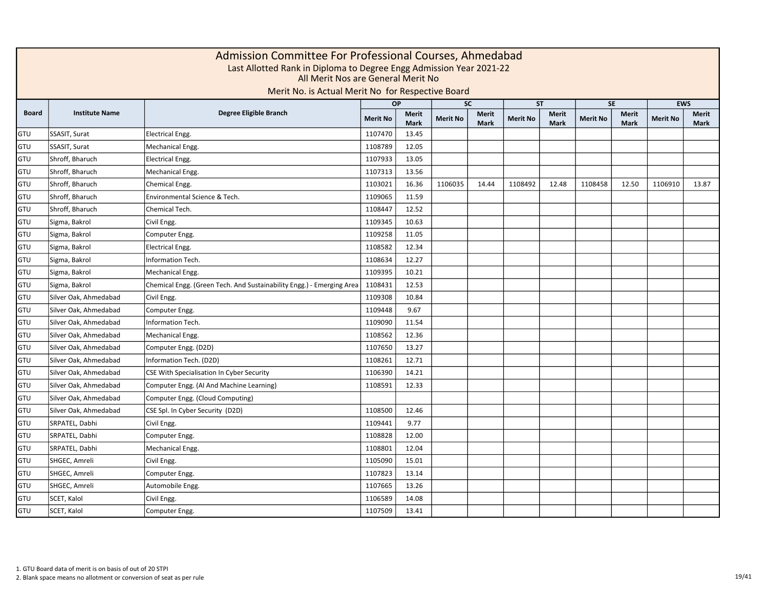# Admission Committee For Professional Courses, Ahmedabad

Last Allotted Rank in Diploma to Degree Engg Admission Year 2021-22

All Merit Nos are General Merit No

Merit No. is Actual Merit No for Respective Board

| Board | Institute Name | Degree Eligible Branch | OP | | SC | | ST | | SE | | EWS | |
|---|---|---|---|---|---|---|---|---|---|---|---|---|
| | | | Merit No | Merit Mark | Merit No | Merit Mark | Merit No | Merit Mark | Merit No | Merit Mark | Merit No | Merit Mark |
| GTU | SSASIT, Surat | Electrical Engg. | 1107470 | 13.45 | | | | | | | | |
| GTU | SSASIT, Surat | Mechanical Engg. | 1108789 | 12.05 | | | | | | | | |
| GTU | Shroff, Bharuch | Electrical Engg. | 1107933 | 13.05 | | | | | | | | |
| GTU | Shroff, Bharuch | Mechanical Engg. | 1107313 | 13.56 | | | | | | | | |
| GTU | Shroff, Bharuch | Chemical Engg. | 1103021 | 16.36 | 1106035 | 14.44 | 1108492 | 12.48 | 1108458 | 12.50 | 1106910 | 13.87 |
| GTU | Shroff, Bharuch | Environmental Science & Tech. | 1109065 | 11.59 | | | | | | | | |
| GTU | Shroff, Bharuch | Chemical Tech. | 1108447 | 12.52 | | | | | | | | |
| GTU | Sigma, Bakrol | Civil Engg. | 1109345 | 10.63 | | | | | | | | |
| GTU | Sigma, Bakrol | Computer Engg. | 1109258 | 11.05 | | | | | | | | |
| GTU | Sigma, Bakrol | Electrical Engg. | 1108582 | 12.34 | | | | | | | | |
| GTU | Sigma, Bakrol | Information Tech. | 1108634 | 12.27 | | | | | | | | |
| GTU | Sigma, Bakrol | Mechanical Engg. | 1109395 | 10.21 | | | | | | | | |
| GTU | Sigma, Bakrol | Chemical Engg. (Green Tech. And Sustainability Engg.) - Emerging Area | 1108431 | 12.53 | | | | | | | | |
| GTU | Silver Oak, Ahmedabad | Civil Engg. | 1109308 | 10.84 | | | | | | | | |
| GTU | Silver Oak, Ahmedabad | Computer Engg. | 1109448 | 9.67 | | | | | | | | |
| GTU | Silver Oak, Ahmedabad | Information Tech. | 1109090 | 11.54 | | | | | | | | |
| GTU | Silver Oak, Ahmedabad | Mechanical Engg. | 1108562 | 12.36 | | | | | | | | |
| GTU | Silver Oak, Ahmedabad | Computer Engg. (D2D) | 1107650 | 13.27 | | | | | | | | |
| GTU | Silver Oak, Ahmedabad | Information Tech. (D2D) | 1108261 | 12.71 | | | | | | | | |
| GTU | Silver Oak, Ahmedabad | CSE With Specialisation In Cyber Security | 1106390 | 14.21 | | | | | | | | |
| GTU | Silver Oak, Ahmedabad | Computer Engg. (AI And Machine Learning) | 1108591 | 12.33 | | | | | | | | |
| GTU | Silver Oak, Ahmedabad | Computer Engg. (Cloud Computing) | | | | | | | | | | |
| GTU | Silver Oak, Ahmedabad | CSE Spl. In Cyber Security (D2D) | 1108500 | 12.46 | | | | | | | | |
| GTU | SRPATEL, Dabhi | Civil Engg. | 1109441 | 9.77 | | | | | | | | |
| GTU | SRPATEL, Dabhi | Computer Engg. | 1108828 | 12.00 | | | | | | | | |
| GTU | SRPATEL, Dabhi | Mechanical Engg. | 1108801 | 12.04 | | | | | | | | |
| GTU | SHGEC, Amreli | Civil Engg. | 1105090 | 15.01 | | | | | | | | |
| GTU | SHGEC, Amreli | Computer Engg. | 1107823 | 13.14 | | | | | | | | |
| GTU | SHGEC, Amreli | Automobile Engg. | 1107665 | 13.26 | | | | | | | | |
| GTU | SCET, Kalol | Civil Engg. | 1106589 | 14.08 | | | | | | | | |
| GTU | SCET, Kalol | Computer Engg. | 1107509 | 13.41 | | | | | | | | |

1. GTU Board data of merit is on basis of out of 20 STPI
2. Blank space means no allotment or conversion of seat as per rule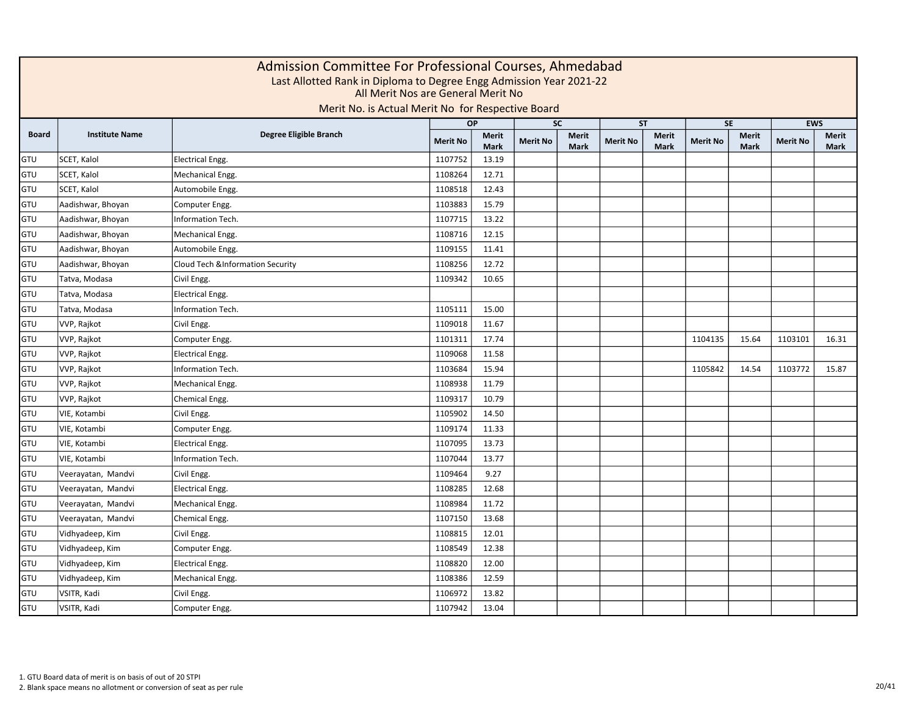# Admission Committee For Professional Courses, Ahmedabad

Last Allotted Rank in Diploma to Degree Engg Admission Year 2021-22

All Merit Nos are General Merit No

Merit No. is Actual Merit No for Respective Board

| Board | Institute Name | Degree Eligible Branch | OP | | SC | | ST | | SE | | EWS | |
|---|---|---|---|---|---|---|---|---|---|---|---|---|
| | | | Merit No | Merit Mark | Merit No | Merit Mark | Merit No | Merit Mark | Merit No | Merit Mark | Merit No | Merit Mark |
| GTU | SCET, Kalol | Electrical Engg. | 1107752 | 13.19 | | | | | | | | |
| GTU | SCET, Kalol | Mechanical Engg. | 1108264 | 12.71 | | | | | | | | |
| GTU | SCET, Kalol | Automobile Engg. | 1108518 | 12.43 | | | | | | | | |
| GTU | Aadishwar, Bhoyan | Computer Engg. | 1103883 | 15.79 | | | | | | | | |
| GTU | Aadishwar, Bhoyan | Information Tech. | 1107715 | 13.22 | | | | | | | | |
| GTU | Aadishwar, Bhoyan | Mechanical Engg. | 1108716 | 12.15 | | | | | | | | |
| GTU | Aadishwar, Bhoyan | Automobile Engg. | 1109155 | 11.41 | | | | | | | | |
| GTU | Aadishwar, Bhoyan | Cloud Tech &Information Security | 1108256 | 12.72 | | | | | | | | |
| GTU | Tatva, Modasa | Civil Engg. | 1109342 | 10.65 | | | | | | | | |
| GTU | Tatva, Modasa | Electrical Engg. | | | | | | | | | | |
| GTU | Tatva, Modasa | Information Tech. | 1105111 | 15.00 | | | | | | | | |
| GTU | VVP, Rajkot | Civil Engg. | 1109018 | 11.67 | | | | | | | | |
| GTU | VVP, Rajkot | Computer Engg. | 1101311 | 17.74 | | | | | 1104135 | 15.64 | 1103101 | 16.31 |
| GTU | VVP, Rajkot | Electrical Engg. | 1109068 | 11.58 | | | | | | | | |
| GTU | VVP, Rajkot | Information Tech. | 1103684 | 15.94 | | | | | 1105842 | 14.54 | 1103772 | 15.87 |
| GTU | VVP, Rajkot | Mechanical Engg. | 1108938 | 11.79 | | | | | | | | |
| GTU | VVP, Rajkot | Chemical Engg. | 1109317 | 10.79 | | | | | | | | |
| GTU | VIE, Kotambi | Civil Engg. | 1105902 | 14.50 | | | | | | | | |
| GTU | VIE, Kotambi | Computer Engg. | 1109174 | 11.33 | | | | | | | | |
| GTU | VIE, Kotambi | Electrical Engg. | 1107095 | 13.73 | | | | | | | | |
| GTU | VIE, Kotambi | Information Tech. | 1107044 | 13.77 | | | | | | | | |
| GTU | Veerayatan, Mandvi | Civil Engg. | 1109464 | 9.27 | | | | | | | | |
| GTU | Veerayatan, Mandvi | Electrical Engg. | 1108285 | 12.68 | | | | | | | | |
| GTU | Veerayatan, Mandvi | Mechanical Engg. | 1108984 | 11.72 | | | | | | | | |
| GTU | Veerayatan, Mandvi | Chemical Engg. | 1107150 | 13.68 | | | | | | | | |
| GTU | Vidhyadeep, Kim | Civil Engg. | 1108815 | 12.01 | | | | | | | | |
| GTU | Vidhyadeep, Kim | Computer Engg. | 1108549 | 12.38 | | | | | | | | |
| GTU | Vidhyadeep, Kim | Electrical Engg. | 1108820 | 12.00 | | | | | | | | |
| GTU | Vidhyadeep, Kim | Mechanical Engg. | 1108386 | 12.59 | | | | | | | | |
| GTU | VSITR, Kadi | Civil Engg. | 1106972 | 13.82 | | | | | | | | |
| GTU | VSITR, Kadi | Computer Engg. | 1107942 | 13.04 | | | | | | | | |

1. GTU Board data of merit is on basis of out of 20 STPI
2. Blank space means no allotment or conversion of seat as per rule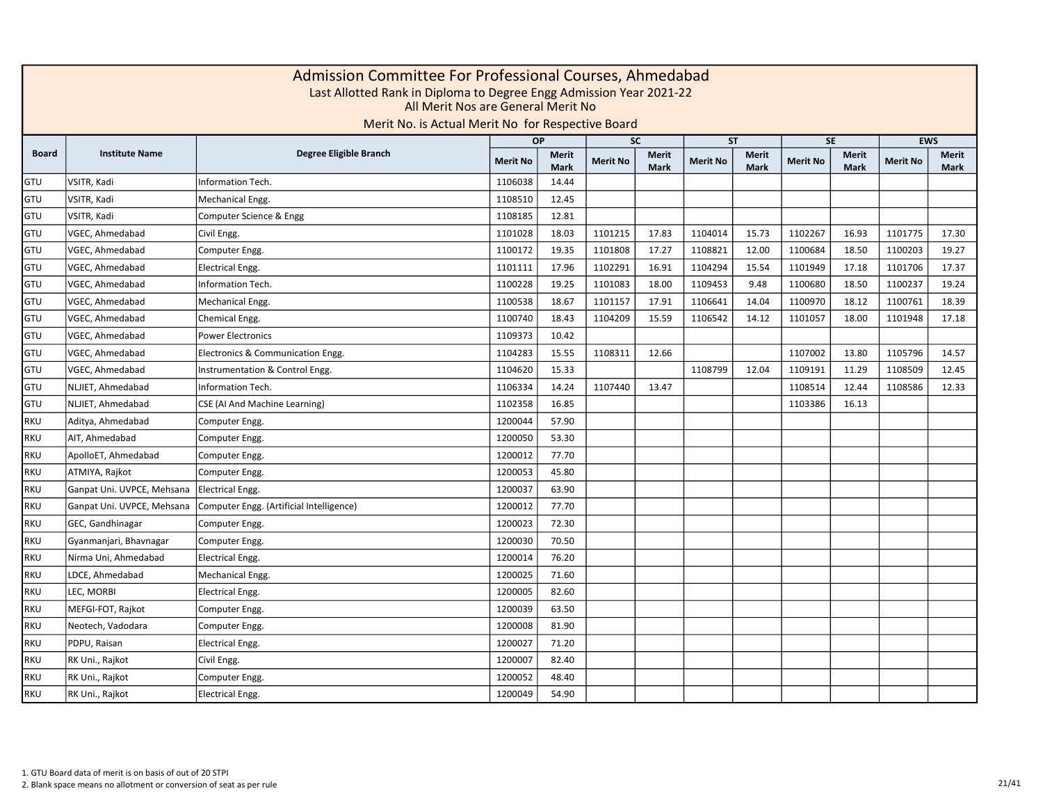# Admission Committee For Professional Courses, Ahmedabad

Last Allotted Rank in Diploma to Degree Engg Admission Year 2021-22

All Merit Nos are General Merit No

Merit No. is Actual Merit No for Respective Board

| Board | Institute Name | Degree Eligible Branch | OP | | SC | | ST | | SE | | EWS | |
|---|---|---|---|---|---|---|---|---|---|---|---|---|
| | | | Merit No | Merit Mark | Merit No | Merit Mark | Merit No | Merit Mark | Merit No | Merit Mark | Merit No | Merit Mark |
| GTU | VSITR, Kadi | Information Tech. | 1106038 | 14.44 | | | | | | | | |
| GTU | VSITR, Kadi | Mechanical Engg. | 1108510 | 12.45 | | | | | | | | |
| GTU | VSITR, Kadi | Computer Science & Engg | 1108185 | 12.81 | | | | | | | | |
| GTU | VGEC, Ahmedabad | Civil Engg. | 1101028 | 18.03 | 1101215 | 17.83 | 1104014 | 15.73 | 1102267 | 16.93 | 1101775 | 17.30 |
| GTU | VGEC, Ahmedabad | Computer Engg. | 1100172 | 19.35 | 1101808 | 17.27 | 1108821 | 12.00 | 1100684 | 18.50 | 1100203 | 19.27 |
| GTU | VGEC, Ahmedabad | Electrical Engg. | 1101111 | 17.96 | 1102291 | 16.91 | 1104294 | 15.54 | 1101949 | 17.18 | 1101706 | 17.37 |
| GTU | VGEC, Ahmedabad | Information Tech. | 1100228 | 19.25 | 1101083 | 18.00 | 1109453 | 9.48 | 1100680 | 18.50 | 1100237 | 19.24 |
| GTU | VGEC, Ahmedabad | Mechanical Engg. | 1100538 | 18.67 | 1101157 | 17.91 | 1106641 | 14.04 | 1100970 | 18.12 | 1100761 | 18.39 |
| GTU | VGEC, Ahmedabad | Chemical Engg. | 1100740 | 18.43 | 1104209 | 15.59 | 1106542 | 14.12 | 1101057 | 18.00 | 1101948 | 17.18 |
| GTU | VGEC, Ahmedabad | Power Electronics | 1109373 | 10.42 | | | | | | | | |
| GTU | VGEC, Ahmedabad | Electronics & Communication Engg. | 1104283 | 15.55 | 1108311 | 12.66 | | | 1107002 | 13.80 | 1105796 | 14.57 |
| GTU | VGEC, Ahmedabad | Instrumentation & Control Engg. | 1104620 | 15.33 | | | 1108799 | 12.04 | 1109191 | 11.29 | 1108509 | 12.45 |
| GTU | NLJIET, Ahmedabad | Information Tech. | 1106334 | 14.24 | 1107440 | 13.47 | | | 1108514 | 12.44 | 1108586 | 12.33 |
| GTU | NLJIET, Ahmedabad | CSE (AI And Machine Learning) | 1102358 | 16.85 | | | | | 1103386 | 16.13 | | |
| RKU | Aditya, Ahmedabad | Computer Engg. | 1200044 | 57.90 | | | | | | | | |
| RKU | AIT, Ahmedabad | Computer Engg. | 1200050 | 53.30 | | | | | | | | |
| RKU | ApolloET, Ahmedabad | Computer Engg. | 1200012 | 77.70 | | | | | | | | |
| RKU | ATMIYA, Rajkot | Computer Engg. | 1200053 | 45.80 | | | | | | | | |
| RKU | Ganpat Uni. UVPCE, Mehsana | Electrical Engg. | 1200037 | 63.90 | | | | | | | | |
| RKU | Ganpat Uni. UVPCE, Mehsana | Computer Engg. (Artificial Intelligence) | 1200012 | 77.70 | | | | | | | | |
| RKU | GEC, Gandhinagar | Computer Engg. | 1200023 | 72.30 | | | | | | | | |
| RKU | Gyanmanjari, Bhavnagar | Computer Engg. | 1200030 | 70.50 | | | | | | | | |
| RKU | Nirma Uni, Ahmedabad | Electrical Engg. | 1200014 | 76.20 | | | | | | | | |
| RKU | LDCE, Ahmedabad | Mechanical Engg. | 1200025 | 71.60 | | | | | | | | |
| RKU | LEC, MORBI | Electrical Engg. | 1200005 | 82.60 | | | | | | | | |
| RKU | MEFGI-FOT, Rajkot | Computer Engg. | 1200039 | 63.50 | | | | | | | | |
| RKU | Neotech, Vadodara | Computer Engg. | 1200008 | 81.90 | | | | | | | | |
| RKU | PDPU, Raisan | Electrical Engg. | 1200027 | 71.20 | | | | | | | | |
| RKU | RK Uni., Rajkot | Civil Engg. | 1200007 | 82.40 | | | | | | | | |
| RKU | RK Uni., Rajkot | Computer Engg. | 1200052 | 48.40 | | | | | | | | |
| RKU | RK Uni., Rajkot | Electrical Engg. | 1200049 | 54.90 | | | | | | | | |

1. GTU Board data of merit is on basis of out of 20 STPI
2. Blank space means no allotment or conversion of seat as per rule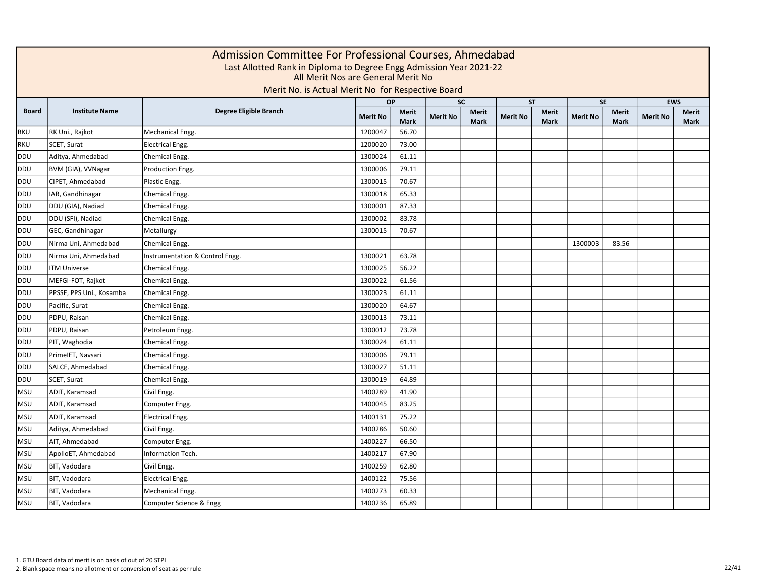# Admission Committee For Professional Courses, Ahmedabad

Last Allotted Rank in Diploma to Degree Engg Admission Year 2021-22

All Merit Nos are General Merit No

Merit No. is Actual Merit No for Respective Board

| Board | Institute Name | Degree Eligible Branch | OP | | SC | | ST | | SE | | EWS | |
|---|---|---|---|---|---|---|---|---|---|---|---|---|
| | | | Merit No | Merit Mark | Merit No | Merit Mark | Merit No | Merit Mark | Merit No | Merit Mark | Merit No | Merit Mark |
| RKU | RK Uni., Rajkot | Mechanical Engg. | 1200047 | 56.70 | | | | | | | | |
| RKU | SCET, Surat | Electrical Engg. | 1200020 | 73.00 | | | | | | | | |
| DDU | Aditya, Ahmedabad | Chemical Engg. | 1300024 | 61.11 | | | | | | | | |
| DDU | BVM (GIA), VVNagar | Production Engg. | 1300006 | 79.11 | | | | | | | | |
| DDU | CIPET, Ahmedabad | Plastic Engg. | 1300015 | 70.67 | | | | | | | | |
| DDU | IAR, Gandhinagar | Chemical Engg. | 1300018 | 65.33 | | | | | | | | |
| DDU | DDU (GIA), Nadiad | Chemical Engg. | 1300001 | 87.33 | | | | | | | | |
| DDU | DDU (SFI), Nadiad | Chemical Engg. | 1300002 | 83.78 | | | | | | | | |
| DDU | GEC, Gandhinagar | Metallurgy | 1300015 | 70.67 | | | | | | | | |
| DDU | Nirma Uni, Ahmedabad | Chemical Engg. | | | | | | | 1300003 | 83.56 | | |
| DDU | Nirma Uni, Ahmedabad | Instrumentation & Control Engg. | 1300021 | 63.78 | | | | | | | | |
| DDU | ITM Universe | Chemical Engg. | 1300025 | 56.22 | | | | | | | | |
| DDU | MEFGI-FOT, Rajkot | Chemical Engg. | 1300022 | 61.56 | | | | | | | | |
| DDU | PPSSE, PPS Uni., Kosamba | Chemical Engg. | 1300023 | 61.11 | | | | | | | | |
| DDU | Pacific, Surat | Chemical Engg. | 1300020 | 64.67 | | | | | | | | |
| DDU | PDPU, Raisan | Chemical Engg. | 1300013 | 73.11 | | | | | | | | |
| DDU | PDPU, Raisan | Petroleum Engg. | 1300012 | 73.78 | | | | | | | | |
| DDU | PIT, Waghodia | Chemical Engg. | 1300024 | 61.11 | | | | | | | | |
| DDU | PrimeIET, Navsari | Chemical Engg. | 1300006 | 79.11 | | | | | | | | |
| DDU | SALCE, Ahmedabad | Chemical Engg. | 1300027 | 51.11 | | | | | | | | |
| DDU | SCET, Surat | Chemical Engg. | 1300019 | 64.89 | | | | | | | | |
| MSU | ADIT, Karamsad | Civil Engg. | 1400289 | 41.90 | | | | | | | | |
| MSU | ADIT, Karamsad | Computer Engg. | 1400045 | 83.25 | | | | | | | | |
| MSU | ADIT, Karamsad | Electrical Engg. | 1400131 | 75.22 | | | | | | | | |
| MSU | Aditya, Ahmedabad | Civil Engg. | 1400286 | 50.60 | | | | | | | | |
| MSU | AIT, Ahmedabad | Computer Engg. | 1400227 | 66.50 | | | | | | | | |
| MSU | ApolloET, Ahmedabad | Information Tech. | 1400217 | 67.90 | | | | | | | | |
| MSU | BIT, Vadodara | Civil Engg. | 1400259 | 62.80 | | | | | | | | |
| MSU | BIT, Vadodara | Electrical Engg. | 1400122 | 75.56 | | | | | | | | |
| MSU | BIT, Vadodara | Mechanical Engg. | 1400273 | 60.33 | | | | | | | | |
| MSU | BIT, Vadodara | Computer Science & Engg | 1400236 | 65.89 | | | | | | | | |

1. GTU Board data of merit is on basis of out of 20 STPI
2. Blank space means no allotment or conversion of seat as per rule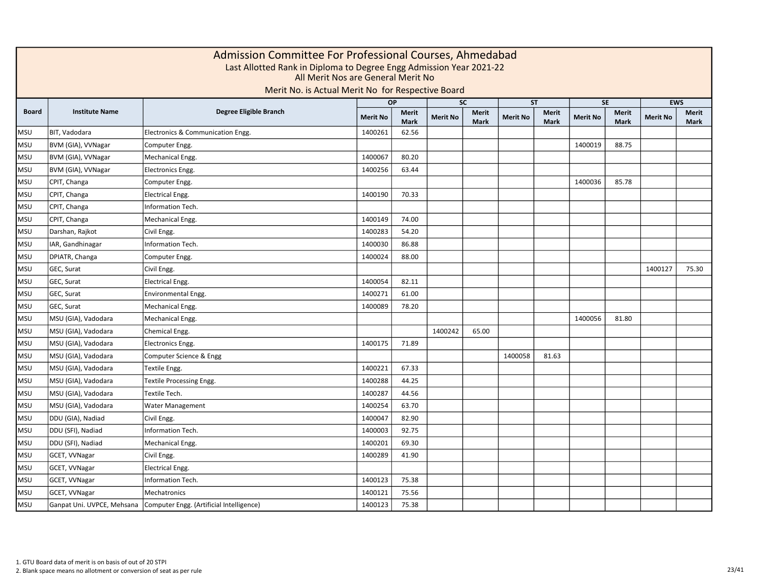# Admission Committee For Professional Courses, Ahmedabad

Last Allotted Rank in Diploma to Degree Engg Admission Year 2021-22

All Merit Nos are General Merit No

Merit No. is Actual Merit No for Respective Board

| Board | Institute Name | Degree Eligible Branch | OP | | SC | | ST | | SE | | EWS | |
|---|---|---|---|---|---|---|---|---|---|---|---|---|
| | | | Merit No | Merit Mark | Merit No | Merit Mark | Merit No | Merit Mark | Merit No | Merit Mark | Merit No | Merit Mark |
| MSU | BIT, Vadodara | Electronics & Communication Engg. | 1400261 | 62.56 | | | | | | | | |
| MSU | BVM (GIA), VVNagar | Computer Engg. | | | | | | | 1400019 | 88.75 | | |
| MSU | BVM (GIA), VVNagar | Mechanical Engg. | 1400067 | 80.20 | | | | | | | | |
| MSU | BVM (GIA), VVNagar | Electronics Engg. | 1400256 | 63.44 | | | | | | | | |
| MSU | CPIT, Changa | Computer Engg. | | | | | | | 1400036 | 85.78 | | |
| MSU | CPIT, Changa | Electrical Engg. | 1400190 | 70.33 | | | | | | | | |
| MSU | CPIT, Changa | Information Tech. | | | | | | | | | | |
| MSU | CPIT, Changa | Mechanical Engg. | 1400149 | 74.00 | | | | | | | | |
| MSU | Darshan, Rajkot | Civil Engg. | 1400283 | 54.20 | | | | | | | | |
| MSU | IAR, Gandhinagar | Information Tech. | 1400030 | 86.88 | | | | | | | | |
| MSU | DPIATR, Changa | Computer Engg. | 1400024 | 88.00 | | | | | | | | |
| MSU | GEC, Surat | Civil Engg. | | | | | | | | | 1400127 | 75.30 |
| MSU | GEC, Surat | Electrical Engg. | 1400054 | 82.11 | | | | | | | | |
| MSU | GEC, Surat | Environmental Engg. | 1400271 | 61.00 | | | | | | | | |
| MSU | GEC, Surat | Mechanical Engg. | 1400089 | 78.20 | | | | | | | | |
| MSU | MSU (GIA), Vadodara | Mechanical Engg. | | | | | | | 1400056 | 81.80 | | |
| MSU | MSU (GIA), Vadodara | Chemical Engg. | | | 1400242 | 65.00 | | | | | | |
| MSU | MSU (GIA), Vadodara | Electronics Engg. | 1400175 | 71.89 | | | | | | | | |
| MSU | MSU (GIA), Vadodara | Computer Science & Engg | | | | | 1400058 | 81.63 | | | | |
| MSU | MSU (GIA), Vadodara | Textile Engg. | 1400221 | 67.33 | | | | | | | | |
| MSU | MSU (GIA), Vadodara | Textile Processing Engg. | 1400288 | 44.25 | | | | | | | | |
| MSU | MSU (GIA), Vadodara | Textile Tech. | 1400287 | 44.56 | | | | | | | | |
| MSU | MSU (GIA), Vadodara | Water Management | 1400254 | 63.70 | | | | | | | | |
| MSU | DDU (GIA), Nadiad | Civil Engg. | 1400047 | 82.90 | | | | | | | | |
| MSU | DDU (SFI), Nadiad | Information Tech. | 1400003 | 92.75 | | | | | | | | |
| MSU | DDU (SFI), Nadiad | Mechanical Engg. | 1400201 | 69.30 | | | | | | | | |
| MSU | GCET, VVNagar | Civil Engg. | 1400289 | 41.90 | | | | | | | | |
| MSU | GCET, VVNagar | Electrical Engg. | | | | | | | | | | |
| MSU | GCET, VVNagar | Information Tech. | 1400123 | 75.38 | | | | | | | | |
| MSU | GCET, VVNagar | Mechatronics | 1400121 | 75.56 | | | | | | | | |
| MSU | Ganpat Uni. UVPCE, Mehsana | Computer Engg. (Artificial Intelligence) | 1400123 | 75.38 | | | | | | | | |

1. GTU Board data of merit is on basis of out of 20 STPI
2. Blank space means no allotment or conversion of seat as per rule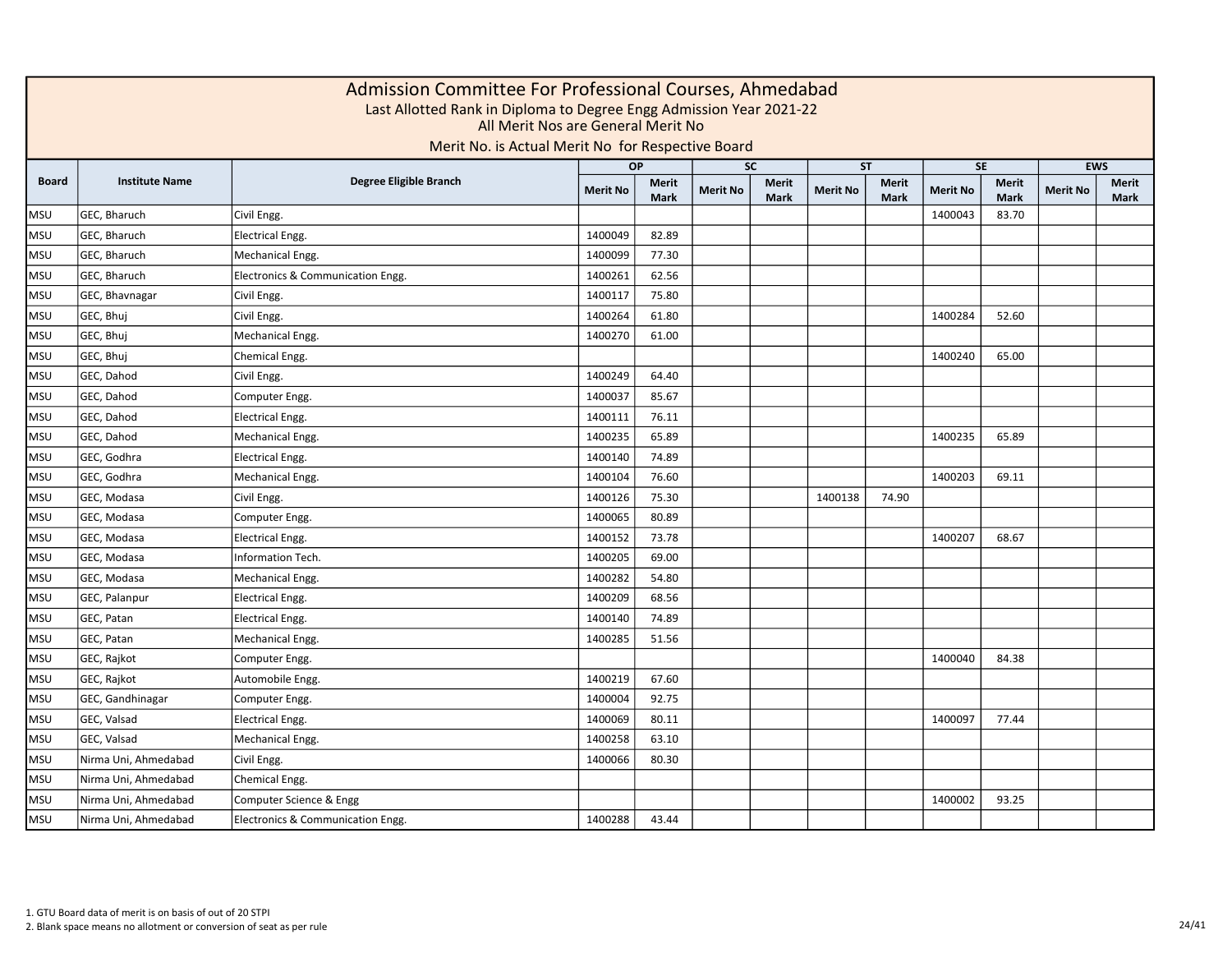# Admission Committee For Professional Courses, Ahmedabad

Last Allotted Rank in Diploma to Degree Engg Admission Year 2021-22

All Merit Nos are General Merit No

Merit No. is Actual Merit No for Respective Board

| Board | Institute Name | Degree Eligible Branch | OP | | SC | | ST | | SE | | EWS | |
|---|---|---|---|---|---|---|---|---|---|---|---|---|
| | | | Merit No | Merit Mark | Merit No | Merit Mark | Merit No | Merit Mark | Merit No | Merit Mark | Merit No | Merit Mark |
| MSU | GEC, Bharuch | Civil Engg. | | | | | | | 1400043 | 83.70 | | |
| MSU | GEC, Bharuch | Electrical Engg. | 1400049 | 82.89 | | | | | | | | |
| MSU | GEC, Bharuch | Mechanical Engg. | 1400099 | 77.30 | | | | | | | | |
| MSU | GEC, Bharuch | Electronics & Communication Engg. | 1400261 | 62.56 | | | | | | | | |
| MSU | GEC, Bhavnagar | Civil Engg. | 1400117 | 75.80 | | | | | | | | |
| MSU | GEC, Bhuj | Civil Engg. | 1400264 | 61.80 | | | | | 1400284 | 52.60 | | |
| MSU | GEC, Bhuj | Mechanical Engg. | 1400270 | 61.00 | | | | | | | | |
| MSU | GEC, Bhuj | Chemical Engg. | | | | | | | 1400240 | 65.00 | | |
| MSU | GEC, Dahod | Civil Engg. | 1400249 | 64.40 | | | | | | | | |
| MSU | GEC, Dahod | Computer Engg. | 1400037 | 85.67 | | | | | | | | |
| MSU | GEC, Dahod | Electrical Engg. | 1400111 | 76.11 | | | | | | | | |
| MSU | GEC, Dahod | Mechanical Engg. | 1400235 | 65.89 | | | | | 1400235 | 65.89 | | |
| MSU | GEC, Godhra | Electrical Engg. | 1400140 | 74.89 | | | | | | | | |
| MSU | GEC, Godhra | Mechanical Engg. | 1400104 | 76.60 | | | | | 1400203 | 69.11 | | |
| MSU | GEC, Modasa | Civil Engg. | 1400126 | 75.30 | | | 1400138 | 74.90 | | | | |
| MSU | GEC, Modasa | Computer Engg. | 1400065 | 80.89 | | | | | | | | |
| MSU | GEC, Modasa | Electrical Engg. | 1400152 | 73.78 | | | | | 1400207 | 68.67 | | |
| MSU | GEC, Modasa | Information Tech. | 1400205 | 69.00 | | | | | | | | |
| MSU | GEC, Modasa | Mechanical Engg. | 1400282 | 54.80 | | | | | | | | |
| MSU | GEC, Palanpur | Electrical Engg. | 1400209 | 68.56 | | | | | | | | |
| MSU | GEC, Patan | Electrical Engg. | 1400140 | 74.89 | | | | | | | | |
| MSU | GEC, Patan | Mechanical Engg. | 1400285 | 51.56 | | | | | | | | |
| MSU | GEC, Rajkot | Computer Engg. | | | | | | | 1400040 | 84.38 | | |
| MSU | GEC, Rajkot | Automobile Engg. | 1400219 | 67.60 | | | | | | | | |
| MSU | GEC, Gandhinagar | Computer Engg. | 1400004 | 92.75 | | | | | | | | |
| MSU | GEC, Valsad | Electrical Engg. | 1400069 | 80.11 | | | | | 1400097 | 77.44 | | |
| MSU | GEC, Valsad | Mechanical Engg. | 1400258 | 63.10 | | | | | | | | |
| MSU | Nirma Uni, Ahmedabad | Civil Engg. | 1400066 | 80.30 | | | | | | | | |
| MSU | Nirma Uni, Ahmedabad | Chemical Engg. | | | | | | | | | | |
| MSU | Nirma Uni, Ahmedabad | Computer Science & Engg | | | | | | | 1400002 | 93.25 | | |
| MSU | Nirma Uni, Ahmedabad | Electronics & Communication Engg. | 1400288 | 43.44 | | | | | | | | |

1. GTU Board data of merit is on basis of out of 20 STPI
2. Blank space means no allotment or conversion of seat as per rule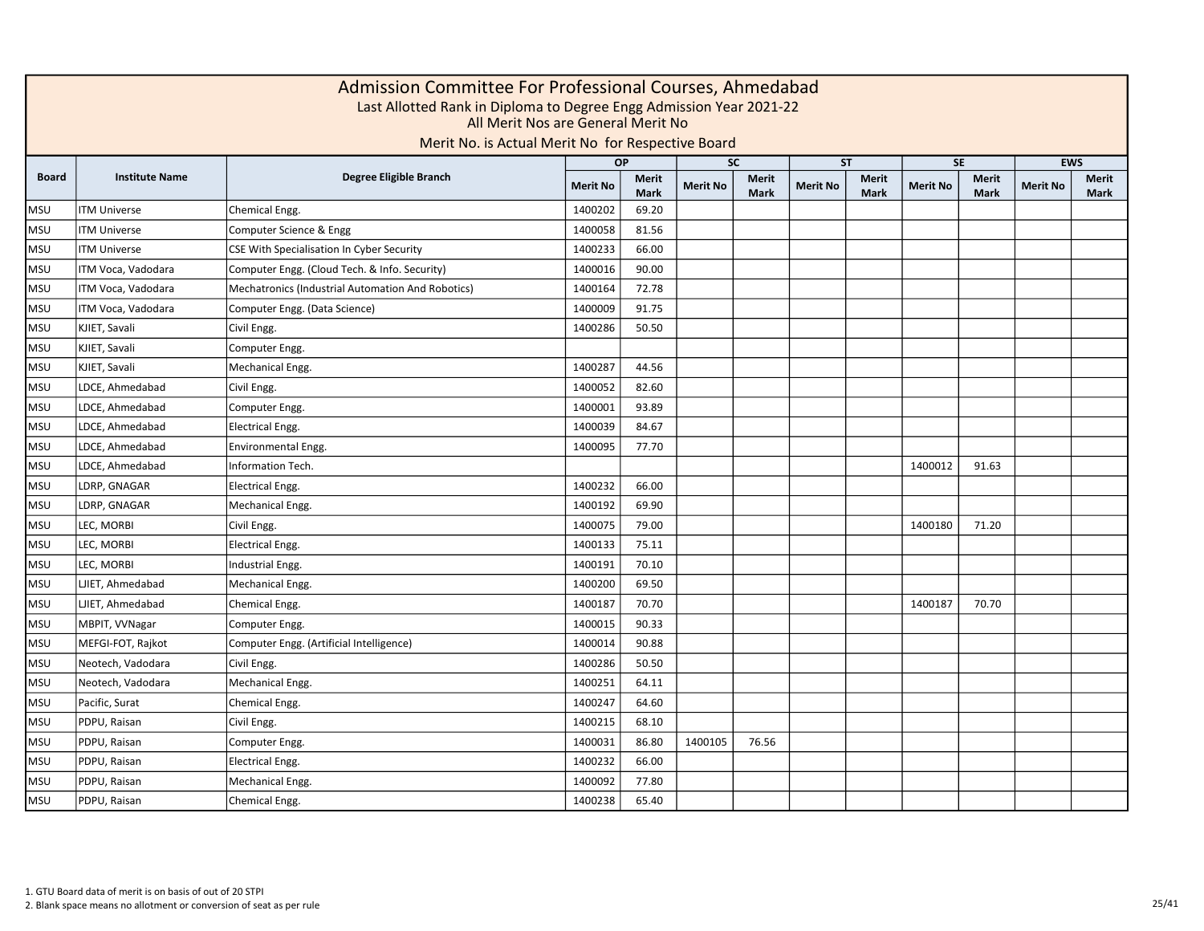# Admission Committee For Professional Courses, Ahmedabad

Last Allotted Rank in Diploma to Degree Engg Admission Year 2021-22

All Merit Nos are General Merit No

Merit No. is Actual Merit No for Respective Board

| Board | Institute Name | Degree Eligible Branch | OP | | SC | | ST | | SE | | EWS | |
|---|---|---|---|---|---|---|---|---|---|---|---|---|
| | | | Merit No | Merit Mark | Merit No | Merit Mark | Merit No | Merit Mark | Merit No | Merit Mark | Merit No | Merit Mark |
| MSU | ITM Universe | Chemical Engg. | 1400202 | 69.20 | | | | | | | | |
| MSU | ITM Universe | Computer Science & Engg | 1400058 | 81.56 | | | | | | | | |
| MSU | ITM Universe | CSE With Specialisation In Cyber Security | 1400233 | 66.00 | | | | | | | | |
| MSU | ITM Voca, Vadodara | Computer Engg. (Cloud Tech. & Info. Security) | 1400016 | 90.00 | | | | | | | | |
| MSU | ITM Voca, Vadodara | Mechatronics (Industrial Automation And Robotics) | 1400164 | 72.78 | | | | | | | | |
| MSU | ITM Voca, Vadodara | Computer Engg. (Data Science) | 1400009 | 91.75 | | | | | | | | |
| MSU | KJIET, Savali | Civil Engg. | 1400286 | 50.50 | | | | | | | | |
| MSU | KJIET, Savali | Computer Engg. | | | | | | | | | | |
| MSU | KJIET, Savali | Mechanical Engg. | 1400287 | 44.56 | | | | | | | | |
| MSU | LDCE, Ahmedabad | Civil Engg. | 1400052 | 82.60 | | | | | | | | |
| MSU | LDCE, Ahmedabad | Computer Engg. | 1400001 | 93.89 | | | | | | | | |
| MSU | LDCE, Ahmedabad | Electrical Engg. | 1400039 | 84.67 | | | | | | | | |
| MSU | LDCE, Ahmedabad | Environmental Engg. | 1400095 | 77.70 | | | | | | | | |
| MSU | LDCE, Ahmedabad | Information Tech. | | | | | | | 1400012 | 91.63 | | |
| MSU | LDRP, GNAGAR | Electrical Engg. | 1400232 | 66.00 | | | | | | | | |
| MSU | LDRP, GNAGAR | Mechanical Engg. | 1400192 | 69.90 | | | | | | | | |
| MSU | LEC, MORBI | Civil Engg. | 1400075 | 79.00 | | | | | 1400180 | 71.20 | | |
| MSU | LEC, MORBI | Electrical Engg. | 1400133 | 75.11 | | | | | | | | |
| MSU | LEC, MORBI | Industrial Engg. | 1400191 | 70.10 | | | | | | | | |
| MSU | LJIET, Ahmedabad | Mechanical Engg. | 1400200 | 69.50 | | | | | | | | |
| MSU | LJIET, Ahmedabad | Chemical Engg. | 1400187 | 70.70 | | | | | 1400187 | 70.70 | | |
| MSU | MBPIT, VVNagar | Computer Engg. | 1400015 | 90.33 | | | | | | | | |
| MSU | MEFGI-FOT, Rajkot | Computer Engg. (Artificial Intelligence) | 1400014 | 90.88 | | | | | | | | |
| MSU | Neotech, Vadodara | Civil Engg. | 1400286 | 50.50 | | | | | | | | |
| MSU | Neotech, Vadodara | Mechanical Engg. | 1400251 | 64.11 | | | | | | | | |
| MSU | Pacific, Surat | Chemical Engg. | 1400247 | 64.60 | | | | | | | | |
| MSU | PDPU, Raisan | Civil Engg. | 1400215 | 68.10 | | | | | | | | |
| MSU | PDPU, Raisan | Computer Engg. | 1400031 | 86.80 | 1400105 | 76.56 | | | | | | |
| MSU | PDPU, Raisan | Electrical Engg. | 1400232 | 66.00 | | | | | | | | |
| MSU | PDPU, Raisan | Mechanical Engg. | 1400092 | 77.80 | | | | | | | | |
| MSU | PDPU, Raisan | Chemical Engg. | 1400238 | 65.40 | | | | | | | | |

1. GTU Board data of merit is on basis of out of 20 STPI
2. Blank space means no allotment or conversion of seat as per rule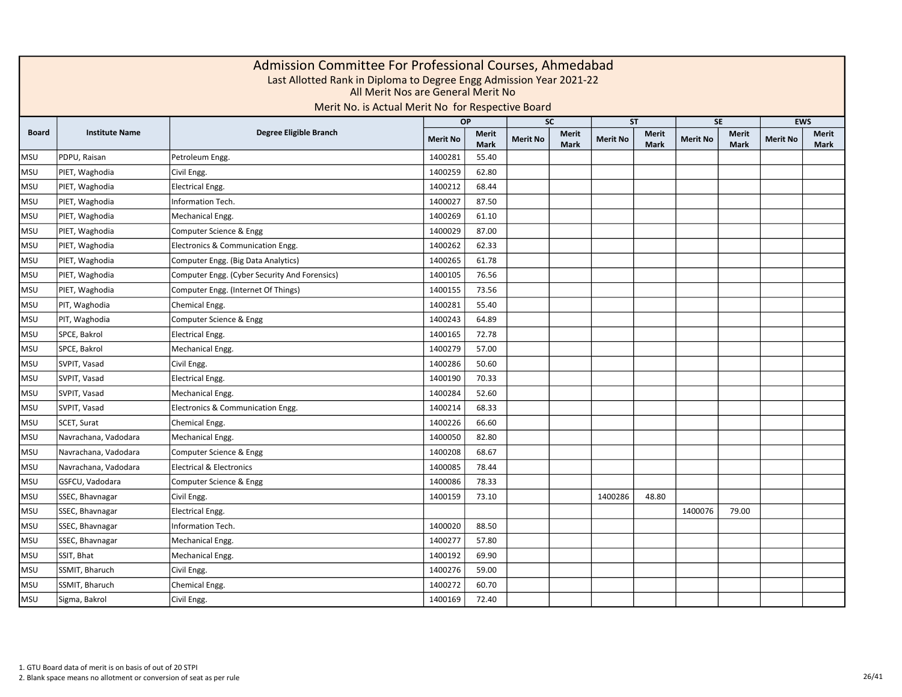# Admission Committee For Professional Courses, Ahmedabad

Last Allotted Rank in Diploma to Degree Engg Admission Year 2021-22

All Merit Nos are General Merit No

Merit No. is Actual Merit No for Respective Board

| Board | Institute Name | Degree Eligible Branch | OP | | SC | | ST | | SE | | EWS | |
|---|---|---|---|---|---|---|---|---|---|---|---|---|
| | | | Merit No | Merit Mark | Merit No | Merit Mark | Merit No | Merit Mark | Merit No | Merit Mark | Merit No | Merit Mark |
| MSU | PDPU, Raisan | Petroleum Engg. | 1400281 | 55.40 | | | | | | | | |
| MSU | PIET, Waghodia | Civil Engg. | 1400259 | 62.80 | | | | | | | | |
| MSU | PIET, Waghodia | Electrical Engg. | 1400212 | 68.44 | | | | | | | | |
| MSU | PIET, Waghodia | Information Tech. | 1400027 | 87.50 | | | | | | | | |
| MSU | PIET, Waghodia | Mechanical Engg. | 1400269 | 61.10 | | | | | | | | |
| MSU | PIET, Waghodia | Computer Science & Engg | 1400029 | 87.00 | | | | | | | | |
| MSU | PIET, Waghodia | Electronics & Communication Engg. | 1400262 | 62.33 | | | | | | | | |
| MSU | PIET, Waghodia | Computer Engg. (Big Data Analytics) | 1400265 | 61.78 | | | | | | | | |
| MSU | PIET, Waghodia | Computer Engg. (Cyber Security And Forensics) | 1400105 | 76.56 | | | | | | | | |
| MSU | PIET, Waghodia | Computer Engg. (Internet Of Things) | 1400155 | 73.56 | | | | | | | | |
| MSU | PIT, Waghodia | Chemical Engg. | 1400281 | 55.40 | | | | | | | | |
| MSU | PIT, Waghodia | Computer Science & Engg | 1400243 | 64.89 | | | | | | | | |
| MSU | SPCE, Bakrol | Electrical Engg. | 1400165 | 72.78 | | | | | | | | |
| MSU | SPCE, Bakrol | Mechanical Engg. | 1400279 | 57.00 | | | | | | | | |
| MSU | SVPIT, Vasad | Civil Engg. | 1400286 | 50.60 | | | | | | | | |
| MSU | SVPIT, Vasad | Electrical Engg. | 1400190 | 70.33 | | | | | | | | |
| MSU | SVPIT, Vasad | Mechanical Engg. | 1400284 | 52.60 | | | | | | | | |
| MSU | SVPIT, Vasad | Electronics & Communication Engg. | 1400214 | 68.33 | | | | | | | | |
| MSU | SCET, Surat | Chemical Engg. | 1400226 | 66.60 | | | | | | | | |
| MSU | Navrachana, Vadodara | Mechanical Engg. | 1400050 | 82.80 | | | | | | | | |
| MSU | Navrachana, Vadodara | Computer Science & Engg | 1400208 | 68.67 | | | | | | | | |
| MSU | Navrachana, Vadodara | Electrical & Electronics | 1400085 | 78.44 | | | | | | | | |
| MSU | GSFCU, Vadodara | Computer Science & Engg | 1400086 | 78.33 | | | | | | | | |
| MSU | SSEC, Bhavnagar | Civil Engg. | 1400159 | 73.10 | | | 1400286 | 48.80 | | | | |
| MSU | SSEC, Bhavnagar | Electrical Engg. | | | | | | | 1400076 | 79.00 | | |
| MSU | SSEC, Bhavnagar | Information Tech. | 1400020 | 88.50 | | | | | | | | |
| MSU | SSEC, Bhavnagar | Mechanical Engg. | 1400277 | 57.80 | | | | | | | | |
| MSU | SSIT, Bhat | Mechanical Engg. | 1400192 | 69.90 | | | | | | | | |
| MSU | SSMIT, Bharuch | Civil Engg. | 1400276 | 59.00 | | | | | | | | |
| MSU | SSMIT, Bharuch | Chemical Engg. | 1400272 | 60.70 | | | | | | | | |
| MSU | Sigma, Bakrol | Civil Engg. | 1400169 | 72.40 | | | | | | | | |

1. GTU Board data of merit is on basis of out of 20 STPI
2. Blank space means no allotment or conversion of seat as per rule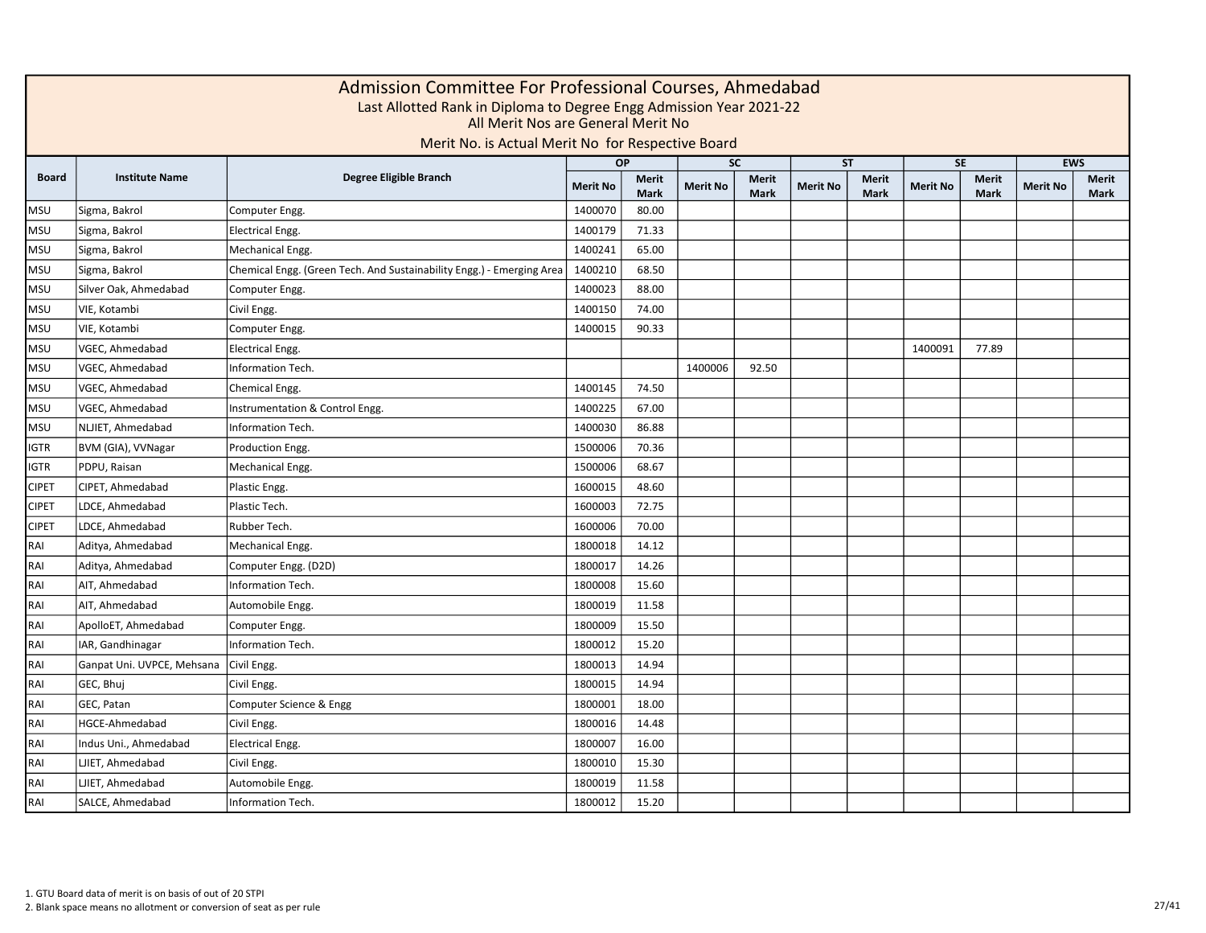# Admission Committee For Professional Courses, Ahmedabad

Last Allotted Rank in Diploma to Degree Engg Admission Year 2021-22

All Merit Nos are General Merit No

Merit No. is Actual Merit No for Respective Board

| Board | Institute Name | Degree Eligible Branch | OP | | SC | | ST | | SE | | EWS | |
|---|---|---|---|---|---|---|---|---|---|---|---|---|
| | | | Merit No | Merit Mark | Merit No | Merit Mark | Merit No | Merit Mark | Merit No | Merit Mark | Merit No | Merit Mark |
| MSU | Sigma, Bakrol | Computer Engg. | 1400070 | 80.00 | | | | | | | | |
| MSU | Sigma, Bakrol | Electrical Engg. | 1400179 | 71.33 | | | | | | | | |
| MSU | Sigma, Bakrol | Mechanical Engg. | 1400241 | 65.00 | | | | | | | | |
| MSU | Sigma, Bakrol | Chemical Engg. (Green Tech. And Sustainability Engg.) - Emerging Area | 1400210 | 68.50 | | | | | | | | |
| MSU | Silver Oak, Ahmedabad | Computer Engg. | 1400023 | 88.00 | | | | | | | | |
| MSU | VIE, Kotambi | Civil Engg. | 1400150 | 74.00 | | | | | | | | |
| MSU | VIE, Kotambi | Computer Engg. | 1400015 | 90.33 | | | | | | | | |
| MSU | VGEC, Ahmedabad | Electrical Engg. | | | | | | | 1400091 | 77.89 | | |
| MSU | VGEC, Ahmedabad | Information Tech. | | | 1400006 | 92.50 | | | | | | |
| MSU | VGEC, Ahmedabad | Chemical Engg. | 1400145 | 74.50 | | | | | | | | |
| MSU | VGEC, Ahmedabad | Instrumentation & Control Engg. | 1400225 | 67.00 | | | | | | | | |
| MSU | NLJIET, Ahmedabad | Information Tech. | 1400030 | 86.88 | | | | | | | | |
| IGTR | BVM (GIA), VVNagar | Production Engg. | 1500006 | 70.36 | | | | | | | | |
| IGTR | PDPU, Raisan | Mechanical Engg. | 1500006 | 68.67 | | | | | | | | |
| CIPET | CIPET, Ahmedabad | Plastic Engg. | 1600015 | 48.60 | | | | | | | | |
| CIPET | LDCE, Ahmedabad | Plastic Tech. | 1600003 | 72.75 | | | | | | | | |
| CIPET | LDCE, Ahmedabad | Rubber Tech. | 1600006 | 70.00 | | | | | | | | |
| RAI | Aditya, Ahmedabad | Mechanical Engg. | 1800018 | 14.12 | | | | | | | | |
| RAI | Aditya, Ahmedabad | Computer Engg. (D2D) | 1800017 | 14.26 | | | | | | | | |
| RAI | AIT, Ahmedabad | Information Tech. | 1800008 | 15.60 | | | | | | | | |
| RAI | AIT, Ahmedabad | Automobile Engg. | 1800019 | 11.58 | | | | | | | | |
| RAI | ApolloET, Ahmedabad | Computer Engg. | 1800009 | 15.50 | | | | | | | | |
| RAI | IAR, Gandhinagar | Information Tech. | 1800012 | 15.20 | | | | | | | | |
| RAI | Ganpat Uni. UVPCE, Mehsana | Civil Engg. | 1800013 | 14.94 | | | | | | | | |
| RAI | GEC, Bhuj | Civil Engg. | 1800015 | 14.94 | | | | | | | | |
| RAI | GEC, Patan | Computer Science & Engg | 1800001 | 18.00 | | | | | | | | |
| RAI | HGCE-Ahmedabad | Civil Engg. | 1800016 | 14.48 | | | | | | | | |
| RAI | Indus Uni., Ahmedabad | Electrical Engg. | 1800007 | 16.00 | | | | | | | | |
| RAI | LJIET, Ahmedabad | Civil Engg. | 1800010 | 15.30 | | | | | | | | |
| RAI | LJIET, Ahmedabad | Automobile Engg. | 1800019 | 11.58 | | | | | | | | |
| RAI | SALCE, Ahmedabad | Information Tech. | 1800012 | 15.20 | | | | | | | | |

1. GTU Board data of merit is on basis of out of 20 STPI
2. Blank space means no allotment or conversion of seat as per rule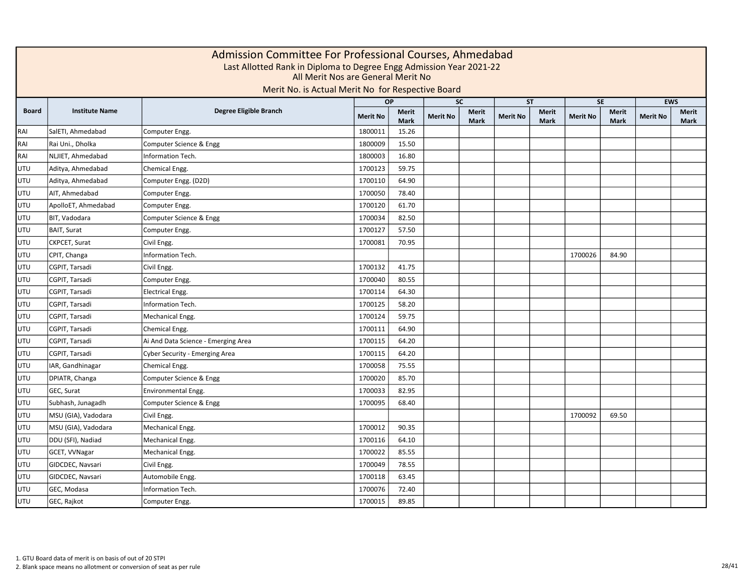# Admission Committee For Professional Courses, Ahmedabad

Last Allotted Rank in Diploma to Degree Engg Admission Year 2021-22

All Merit Nos are General Merit No

Merit No. is Actual Merit No for Respective Board

| Board | Institute Name | Degree Eligible Branch | OP | | SC | | ST | | SE | | EWS | |
|---|---|---|---|---|---|---|---|---|---|---|---|---|
| | | | Merit No | Merit Mark | Merit No | Merit Mark | Merit No | Merit Mark | Merit No | Merit Mark | Merit No | Merit Mark |
| RAI | SalETI, Ahmedabad | Computer Engg. | 1800011 | 15.26 | | | | | | | | |
| RAI | Rai Uni., Dholka | Computer Science & Engg | 1800009 | 15.50 | | | | | | | | |
| RAI | NLJIET, Ahmedabad | Information Tech. | 1800003 | 16.80 | | | | | | | | |
| UTU | Aditya, Ahmedabad | Chemical Engg. | 1700123 | 59.75 | | | | | | | | |
| UTU | Aditya, Ahmedabad | Computer Engg. (D2D) | 1700110 | 64.90 | | | | | | | | |
| UTU | AIT, Ahmedabad | Computer Engg. | 1700050 | 78.40 | | | | | | | | |
| UTU | ApolloET, Ahmedabad | Computer Engg. | 1700120 | 61.70 | | | | | | | | |
| UTU | BIT, Vadodara | Computer Science & Engg | 1700034 | 82.50 | | | | | | | | |
| UTU | BAIT, Surat | Computer Engg. | 1700127 | 57.50 | | | | | | | | |
| UTU | CKPCET, Surat | Civil Engg. | 1700081 | 70.95 | | | | | | | | |
| UTU | CPIT, Changa | Information Tech. | | | | | | | 1700026 | 84.90 | | |
| UTU | CGPIT, Tarsadi | Civil Engg. | 1700132 | 41.75 | | | | | | | | |
| UTU | CGPIT, Tarsadi | Computer Engg. | 1700040 | 80.55 | | | | | | | | |
| UTU | CGPIT, Tarsadi | Electrical Engg. | 1700114 | 64.30 | | | | | | | | |
| UTU | CGPIT, Tarsadi | Information Tech. | 1700125 | 58.20 | | | | | | | | |
| UTU | CGPIT, Tarsadi | Mechanical Engg. | 1700124 | 59.75 | | | | | | | | |
| UTU | CGPIT, Tarsadi | Chemical Engg. | 1700111 | 64.90 | | | | | | | | |
| UTU | CGPIT, Tarsadi | Ai And Data Science - Emerging Area | 1700115 | 64.20 | | | | | | | | |
| UTU | CGPIT, Tarsadi | Cyber Security - Emerging Area | 1700115 | 64.20 | | | | | | | | |
| UTU | IAR, Gandhinagar | Chemical Engg. | 1700058 | 75.55 | | | | | | | | |
| UTU | DPIATR, Changa | Computer Science & Engg | 1700020 | 85.70 | | | | | | | | |
| UTU | GEC, Surat | Environmental Engg. | 1700033 | 82.95 | | | | | | | | |
| UTU | Subhash, Junagadh | Computer Science & Engg | 1700095 | 68.40 | | | | | | | | |
| UTU | MSU (GIA), Vadodara | Civil Engg. | | | | | | | 1700092 | 69.50 | | |
| UTU | MSU (GIA), Vadodara | Mechanical Engg. | 1700012 | 90.35 | | | | | | | | |
| UTU | DDU (SFI), Nadiad | Mechanical Engg. | 1700116 | 64.10 | | | | | | | | |
| UTU | GCET, VVNagar | Mechanical Engg. | 1700022 | 85.55 | | | | | | | | |
| UTU | GIDCDEC, Navsari | Civil Engg. | 1700049 | 78.55 | | | | | | | | |
| UTU | GIDCDEC, Navsari | Automobile Engg. | 1700118 | 63.45 | | | | | | | | |
| UTU | GEC, Modasa | Information Tech. | 1700076 | 72.40 | | | | | | | | |
| UTU | GEC, Rajkot | Computer Engg. | 1700015 | 89.85 | | | | | | | | |

1. GTU Board data of merit is on basis of out of 20 STPI
2. Blank space means no allotment or conversion of seat as per rule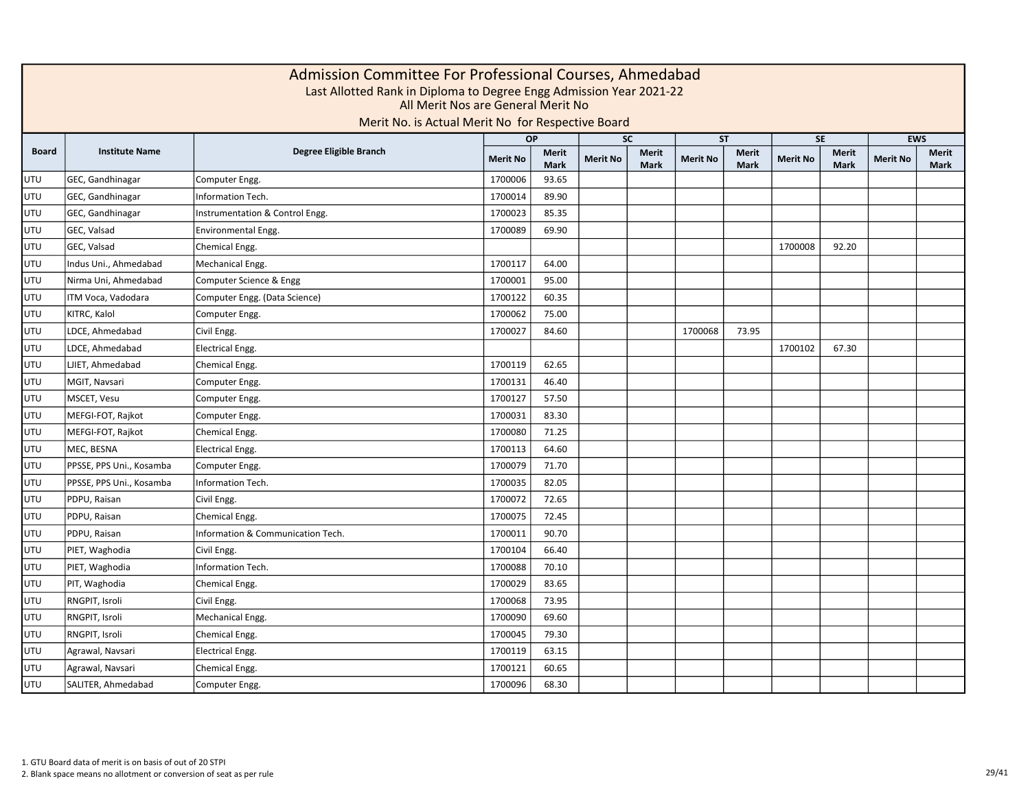# Admission Committee For Professional Courses, Ahmedabad

Last Allotted Rank in Diploma to Degree Engg Admission Year 2021-22

All Merit Nos are General Merit No

Merit No. is Actual Merit No for Respective Board

| Board | Institute Name | Degree Eligible Branch | OP | | SC | | ST | | SE | | EWS | |
|---|---|---|---|---|---|---|---|---|---|---|---|---|
| | | | Merit No | Merit Mark | Merit No | Merit Mark | Merit No | Merit Mark | Merit No | Merit Mark | Merit No | Merit Mark |
| UTU | GEC, Gandhinagar | Computer Engg. | 1700006 | 93.65 | | | | | | | | |
| UTU | GEC, Gandhinagar | Information Tech. | 1700014 | 89.90 | | | | | | | | |
| UTU | GEC, Gandhinagar | Instrumentation & Control Engg. | 1700023 | 85.35 | | | | | | | | |
| UTU | GEC, Valsad | Environmental Engg. | 1700089 | 69.90 | | | | | | | | |
| UTU | GEC, Valsad | Chemical Engg. | | | | | | | 1700008 | 92.20 | | |
| UTU | Indus Uni., Ahmedabad | Mechanical Engg. | 1700117 | 64.00 | | | | | | | | |
| UTU | Nirma Uni, Ahmedabad | Computer Science & Engg | 1700001 | 95.00 | | | | | | | | |
| UTU | ITM Voca, Vadodara | Computer Engg. (Data Science) | 1700122 | 60.35 | | | | | | | | |
| UTU | KITRC, Kalol | Computer Engg. | 1700062 | 75.00 | | | | | | | | |
| UTU | LDCE, Ahmedabad | Civil Engg. | 1700027 | 84.60 | | | 1700068 | 73.95 | | | | |
| UTU | LDCE, Ahmedabad | Electrical Engg. | | | | | | | 1700102 | 67.30 | | |
| UTU | LJIET, Ahmedabad | Chemical Engg. | 1700119 | 62.65 | | | | | | | | |
| UTU | MGIT, Navsari | Computer Engg. | 1700131 | 46.40 | | | | | | | | |
| UTU | MSCET, Vesu | Computer Engg. | 1700127 | 57.50 | | | | | | | | |
| UTU | MEFGI-FOT, Rajkot | Computer Engg. | 1700031 | 83.30 | | | | | | | | |
| UTU | MEFGI-FOT, Rajkot | Chemical Engg. | 1700080 | 71.25 | | | | | | | | |
| UTU | MEC, BESNA | Electrical Engg. | 1700113 | 64.60 | | | | | | | | |
| UTU | PPSSE, PPS Uni., Kosamba | Computer Engg. | 1700079 | 71.70 | | | | | | | | |
| UTU | PPSSE, PPS Uni., Kosamba | Information Tech. | 1700035 | 82.05 | | | | | | | | |
| UTU | PDPU, Raisan | Civil Engg. | 1700072 | 72.65 | | | | | | | | |
| UTU | PDPU, Raisan | Chemical Engg. | 1700075 | 72.45 | | | | | | | | |
| UTU | PDPU, Raisan | Information & Communication Tech. | 1700011 | 90.70 | | | | | | | | |
| UTU | PIET, Waghodia | Civil Engg. | 1700104 | 66.40 | | | | | | | | |
| UTU | PIET, Waghodia | Information Tech. | 1700088 | 70.10 | | | | | | | | |
| UTU | PIT, Waghodia | Chemical Engg. | 1700029 | 83.65 | | | | | | | | |
| UTU | RNGPIT, Isroli | Civil Engg. | 1700068 | 73.95 | | | | | | | | |
| UTU | RNGPIT, Isroli | Mechanical Engg. | 1700090 | 69.60 | | | | | | | | |
| UTU | RNGPIT, Isroli | Chemical Engg. | 1700045 | 79.30 | | | | | | | | |
| UTU | Agrawal, Navsari | Electrical Engg. | 1700119 | 63.15 | | | | | | | | |
| UTU | Agrawal, Navsari | Chemical Engg. | 1700121 | 60.65 | | | | | | | | |
| UTU | SALITER, Ahmedabad | Computer Engg. | 1700096 | 68.30 | | | | | | | | |

1. GTU Board data of merit is on basis of out of 20 STPI
2. Blank space means no allotment or conversion of seat as per rule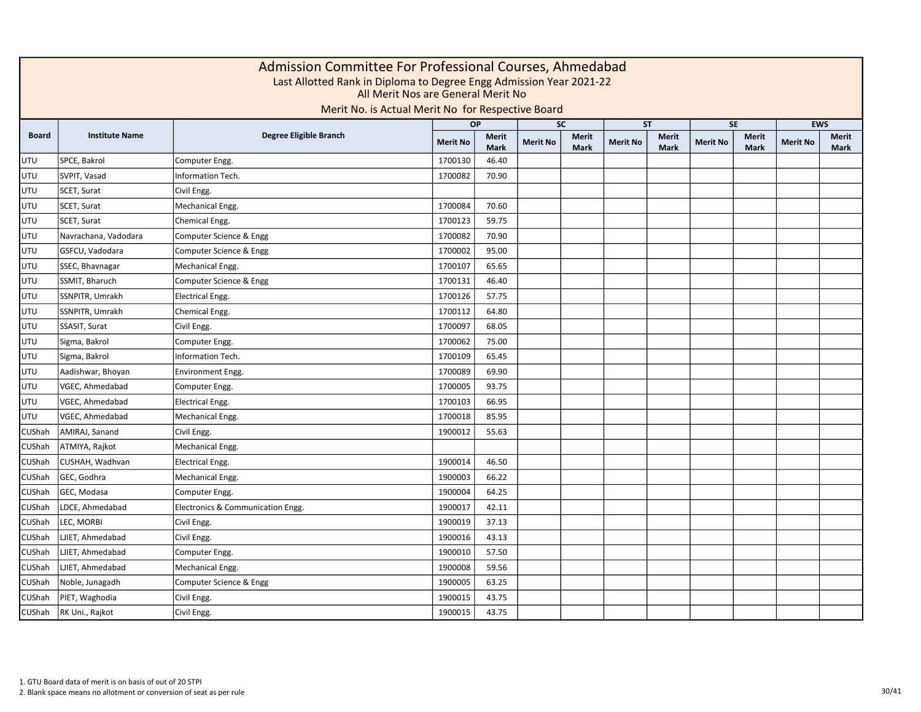# Admission Committee For Professional Courses, Ahmedabad

Last Allotted Rank in Diploma to Degree Engg Admission Year 2021-22

All Merit Nos are General Merit No

Merit No. is Actual Merit No for Respective Board

| Board | Institute Name | Degree Eligible Branch | OP | | SC | | ST | | SE | | EWS | |
|---|---|---|---|---|---|---|---|---|---|---|---|---|
| | | | Merit No | Merit Mark | Merit No | Merit Mark | Merit No | Merit Mark | Merit No | Merit Mark | Merit No | Merit Mark |
| UTU | SPCE, Bakrol | Computer Engg. | 1700130 | 46.40 | | | | | | | | |
| UTU | SVPIT, Vasad | Information Tech. | 1700082 | 70.90 | | | | | | | | |
| UTU | SCET, Surat | Civil Engg. | | | | | | | | | | |
| UTU | SCET, Surat | Mechanical Engg. | 1700084 | 70.60 | | | | | | | | |
| UTU | SCET, Surat | Chemical Engg. | 1700123 | 59.75 | | | | | | | | |
| UTU | Navrachana, Vadodara | Computer Science & Engg | 1700082 | 70.90 | | | | | | | | |
| UTU | GSFCU, Vadodara | Computer Science & Engg | 1700002 | 95.00 | | | | | | | | |
| UTU | SSEC, Bhavnagar | Mechanical Engg. | 1700107 | 65.65 | | | | | | | | |
| UTU | SSMIT, Bharuch | Computer Science & Engg | 1700131 | 46.40 | | | | | | | | |
| UTU | SSNPITR, Umrakh | Electrical Engg. | 1700126 | 57.75 | | | | | | | | |
| UTU | SSNPITR, Umrakh | Chemical Engg. | 1700112 | 64.80 | | | | | | | | |
| UTU | SSASIT, Surat | Civil Engg. | 1700097 | 68.05 | | | | | | | | |
| UTU | Sigma, Bakrol | Computer Engg. | 1700062 | 75.00 | | | | | | | | |
| UTU | Sigma, Bakrol | Information Tech. | 1700109 | 65.45 | | | | | | | | |
| UTU | Aadishwar, Bhoyan | Environment Engg. | 1700089 | 69.90 | | | | | | | | |
| UTU | VGEC, Ahmedabad | Computer Engg. | 1700005 | 93.75 | | | | | | | | |
| UTU | VGEC, Ahmedabad | Electrical Engg. | 1700103 | 66.95 | | | | | | | | |
| UTU | VGEC, Ahmedabad | Mechanical Engg. | 1700018 | 85.95 | | | | | | | | |
| CUShah | AMIRAJ, Sanand | Civil Engg. | 1900012 | 55.63 | | | | | | | | |
| CUShah | ATMIYA, Rajkot | Mechanical Engg. | | | | | | | | | | |
| CUShah | CUSHAH, Wadhvan | Electrical Engg. | 1900014 | 46.50 | | | | | | | | |
| CUShah | GEC, Godhra | Mechanical Engg. | 1900003 | 66.22 | | | | | | | | |
| CUShah | GEC, Modasa | Computer Engg. | 1900004 | 64.25 | | | | | | | | |
| CUShah | LDCE, Ahmedabad | Electronics & Communication Engg. | 1900017 | 42.11 | | | | | | | | |
| CUShah | LEC, MORBI | Civil Engg. | 1900019 | 37.13 | | | | | | | | |
| CUShah | LJIET, Ahmedabad | Civil Engg. | 1900016 | 43.13 | | | | | | | | |
| CUShah | LJIET, Ahmedabad | Computer Engg. | 1900010 | 57.50 | | | | | | | | |
| CUShah | LJIET, Ahmedabad | Mechanical Engg. | 1900008 | 59.56 | | | | | | | | |
| CUShah | Noble, Junagadh | Computer Science & Engg | 1900005 | 63.25 | | | | | | | | |
| CUShah | PIET, Waghodia | Civil Engg. | 1900015 | 43.75 | | | | | | | | |
| CUShah | RK Uni., Rajkot | Civil Engg. | 1900015 | 43.75 | | | | | | | | |

1. GTU Board data of merit is on basis of out of 20 STPI
2. Blank space means no allotment or conversion of seat as per rule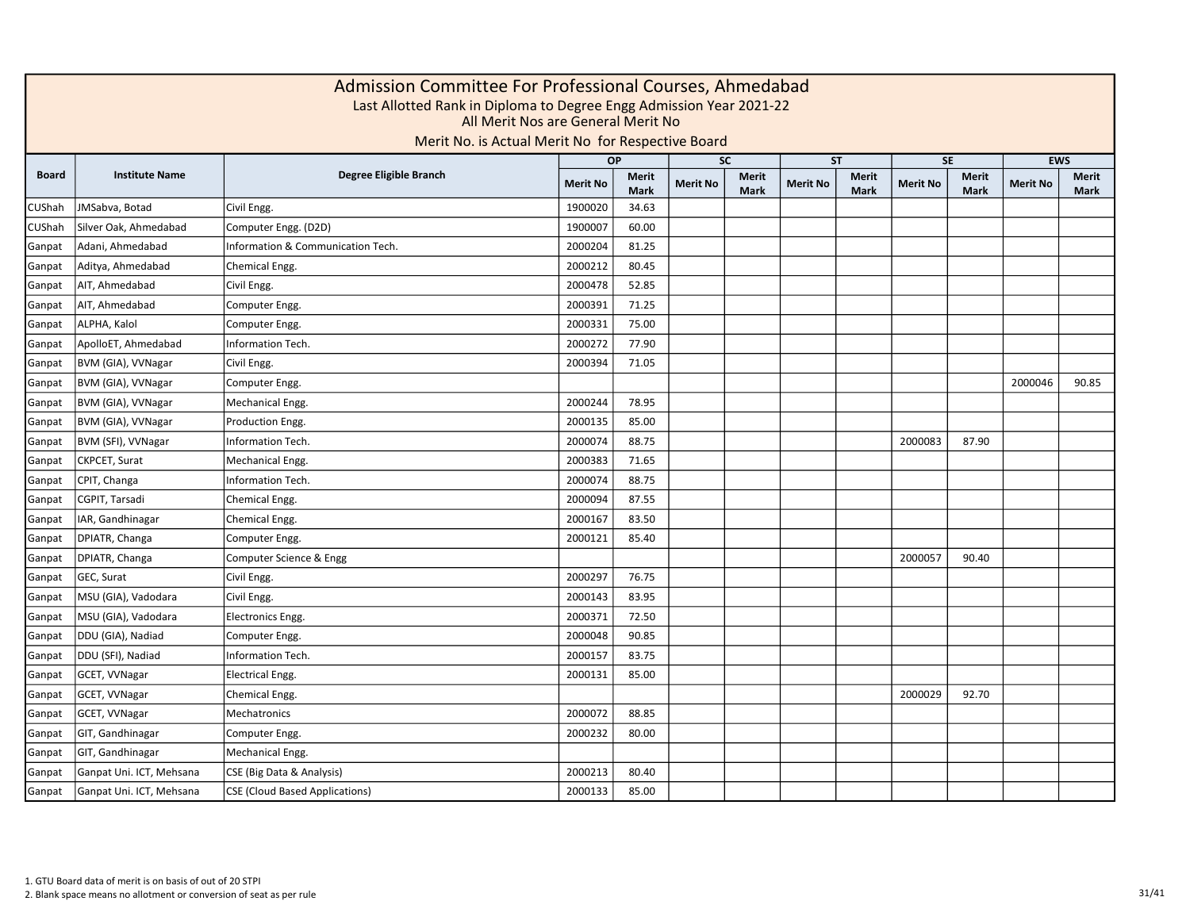# Admission Committee For Professional Courses, Ahmedabad

Last Allotted Rank in Diploma to Degree Engg Admission Year 2021-22

All Merit Nos are General Merit No

Merit No. is Actual Merit No for Respective Board

| Board | Institute Name | Degree Eligible Branch | OP | | SC | | ST | | SE | | EWS | |
|---|---|---|---|---|---|---|---|---|---|---|---|---|
| | | | Merit No | Merit Mark | Merit No | Merit Mark | Merit No | Merit Mark | Merit No | Merit Mark | Merit No | Merit Mark |
| CUShah | JMSabva, Botad | Civil Engg. | 1900020 | 34.63 | | | | | | | | |
| CUShah | Silver Oak, Ahmedabad | Computer Engg. (D2D) | 1900007 | 60.00 | | | | | | | | |
| Ganpat | Adani, Ahmedabad | Information & Communication Tech. | 2000204 | 81.25 | | | | | | | | |
| Ganpat | Aditya, Ahmedabad | Chemical Engg. | 2000212 | 80.45 | | | | | | | | |
| Ganpat | AIT, Ahmedabad | Civil Engg. | 2000478 | 52.85 | | | | | | | | |
| Ganpat | AIT, Ahmedabad | Computer Engg. | 2000391 | 71.25 | | | | | | | | |
| Ganpat | ALPHA, Kalol | Computer Engg. | 2000331 | 75.00 | | | | | | | | |
| Ganpat | ApolloET, Ahmedabad | Information Tech. | 2000272 | 77.90 | | | | | | | | |
| Ganpat | BVM (GIA), VVNagar | Civil Engg. | 2000394 | 71.05 | | | | | | | | |
| Ganpat | BVM (GIA), VVNagar | Computer Engg. | | | | | | | | | 2000046 | 90.85 |
| Ganpat | BVM (GIA), VVNagar | Mechanical Engg. | 2000244 | 78.95 | | | | | | | | |
| Ganpat | BVM (GIA), VVNagar | Production Engg. | 2000135 | 85.00 | | | | | | | | |
| Ganpat | BVM (SFI), VVNagar | Information Tech. | 2000074 | 88.75 | | | | | 2000083 | 87.90 | | |
| Ganpat | CKPCET, Surat | Mechanical Engg. | 2000383 | 71.65 | | | | | | | | |
| Ganpat | CPIT, Changa | Information Tech. | 2000074 | 88.75 | | | | | | | | |
| Ganpat | CGPIT, Tarsadi | Chemical Engg. | 2000094 | 87.55 | | | | | | | | |
| Ganpat | IAR, Gandhinagar | Chemical Engg. | 2000167 | 83.50 | | | | | | | | |
| Ganpat | DPIATR, Changa | Computer Engg. | 2000121 | 85.40 | | | | | | | | |
| Ganpat | DPIATR, Changa | Computer Science & Engg | | | | | | | 2000057 | 90.40 | | |
| Ganpat | GEC, Surat | Civil Engg. | 2000297 | 76.75 | | | | | | | | |
| Ganpat | MSU (GIA), Vadodara | Civil Engg. | 2000143 | 83.95 | | | | | | | | |
| Ganpat | MSU (GIA), Vadodara | Electronics Engg. | 2000371 | 72.50 | | | | | | | | |
| Ganpat | DDU (GIA), Nadiad | Computer Engg. | 2000048 | 90.85 | | | | | | | | |
| Ganpat | DDU (SFI), Nadiad | Information Tech. | 2000157 | 83.75 | | | | | | | | |
| Ganpat | GCET, VVNagar | Electrical Engg. | 2000131 | 85.00 | | | | | | | | |
| Ganpat | GCET, VVNagar | Chemical Engg. | | | | | | | 2000029 | 92.70 | | |
| Ganpat | GCET, VVNagar | Mechatronics | 2000072 | 88.85 | | | | | | | | |
| Ganpat | GIT, Gandhinagar | Computer Engg. | 2000232 | 80.00 | | | | | | | | |
| Ganpat | GIT, Gandhinagar | Mechanical Engg. | | | | | | | | | | |
| Ganpat | Ganpat Uni. ICT, Mehsana | CSE (Big Data & Analysis) | 2000213 | 80.40 | | | | | | | | |
| Ganpat | Ganpat Uni. ICT, Mehsana | CSE (Cloud Based Applications) | 2000133 | 85.00 | | | | | | | | |

1. GTU Board data of merit is on basis of out of 20 STPI
2. Blank space means no allotment or conversion of seat as per rule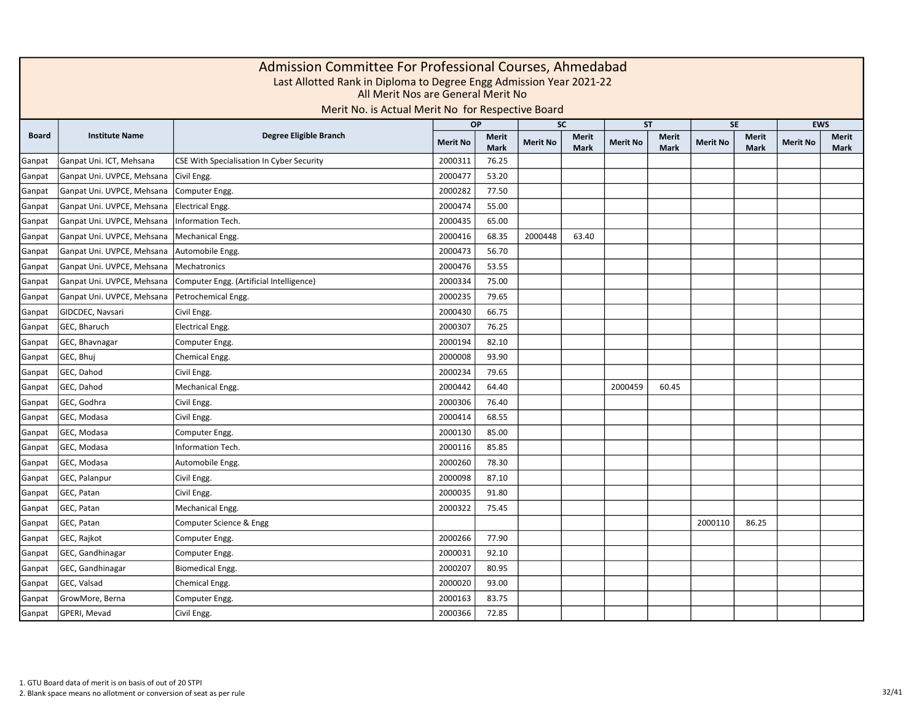# Admission Committee For Professional Courses, Ahmedabad

Last Allotted Rank in Diploma to Degree Engg Admission Year 2021-22

All Merit Nos are General Merit No

Merit No. is Actual Merit No for Respective Board

| Board | Institute Name | Degree Eligible Branch | OP | | SC | | ST | | SE | | EWS | |
|---|---|---|---|---|---|---|---|---|---|---|---|---|
| | | | Merit No | Merit Mark | Merit No | Merit Mark | Merit No | Merit Mark | Merit No | Merit Mark | Merit No | Merit Mark |
| Ganpat | Ganpat Uni. ICT, Mehsana | CSE With Specialisation In Cyber Security | 2000311 | 76.25 | | | | | | | | |
| Ganpat | Ganpat Uni. UVPCE, Mehsana | Civil Engg. | 2000477 | 53.20 | | | | | | | | |
| Ganpat | Ganpat Uni. UVPCE, Mehsana | Computer Engg. | 2000282 | 77.50 | | | | | | | | |
| Ganpat | Ganpat Uni. UVPCE, Mehsana | Electrical Engg. | 2000474 | 55.00 | | | | | | | | |
| Ganpat | Ganpat Uni. UVPCE, Mehsana | Information Tech. | 2000435 | 65.00 | | | | | | | | |
| Ganpat | Ganpat Uni. UVPCE, Mehsana | Mechanical Engg. | 2000416 | 68.35 | 2000448 | 63.40 | | | | | | |
| Ganpat | Ganpat Uni. UVPCE, Mehsana | Automobile Engg. | 2000473 | 56.70 | | | | | | | | |
| Ganpat | Ganpat Uni. UVPCE, Mehsana | Mechatronics | 2000476 | 53.55 | | | | | | | | |
| Ganpat | Ganpat Uni. UVPCE, Mehsana | Computer Engg. (Artificial Intelligence) | 2000334 | 75.00 | | | | | | | | |
| Ganpat | Ganpat Uni. UVPCE, Mehsana | Petrochemical Engg. | 2000235 | 79.65 | | | | | | | | |
| Ganpat | GIDCDEC, Navsari | Civil Engg. | 2000430 | 66.75 | | | | | | | | |
| Ganpat | GEC, Bharuch | Electrical Engg. | 2000307 | 76.25 | | | | | | | | |
| Ganpat | GEC, Bhavnagar | Computer Engg. | 2000194 | 82.10 | | | | | | | | |
| Ganpat | GEC, Bhuj | Chemical Engg. | 2000008 | 93.90 | | | | | | | | |
| Ganpat | GEC, Dahod | Civil Engg. | 2000234 | 79.65 | | | | | | | | |
| Ganpat | GEC, Dahod | Mechanical Engg. | 2000442 | 64.40 | | | 2000459 | 60.45 | | | | |
| Ganpat | GEC, Godhra | Civil Engg. | 2000306 | 76.40 | | | | | | | | |
| Ganpat | GEC, Modasa | Civil Engg. | 2000414 | 68.55 | | | | | | | | |
| Ganpat | GEC, Modasa | Computer Engg. | 2000130 | 85.00 | | | | | | | | |
| Ganpat | GEC, Modasa | Information Tech. | 2000116 | 85.85 | | | | | | | | |
| Ganpat | GEC, Modasa | Automobile Engg. | 2000260 | 78.30 | | | | | | | | |
| Ganpat | GEC, Palanpur | Civil Engg. | 2000098 | 87.10 | | | | | | | | |
| Ganpat | GEC, Patan | Civil Engg. | 2000035 | 91.80 | | | | | | | | |
| Ganpat | GEC, Patan | Mechanical Engg. | 2000322 | 75.45 | | | | | | | | |
| Ganpat | GEC, Patan | Computer Science & Engg | | | | | | | 2000110 | 86.25 | | |
| Ganpat | GEC, Rajkot | Computer Engg. | 2000266 | 77.90 | | | | | | | | |
| Ganpat | GEC, Gandhinagar | Computer Engg. | 2000031 | 92.10 | | | | | | | | |
| Ganpat | GEC, Gandhinagar | Biomedical Engg. | 2000207 | 80.95 | | | | | | | | |
| Ganpat | GEC, Valsad | Chemical Engg. | 2000020 | 93.00 | | | | | | | | |
| Ganpat | GrowMore, Berna | Computer Engg. | 2000163 | 83.75 | | | | | | | | |
| Ganpat | GPERI, Mevad | Civil Engg. | 2000366 | 72.85 | | | | | | | | |

1. GTU Board data of merit is on basis of out of 20 STPI
2. Blank space means no allotment or conversion of seat as per rule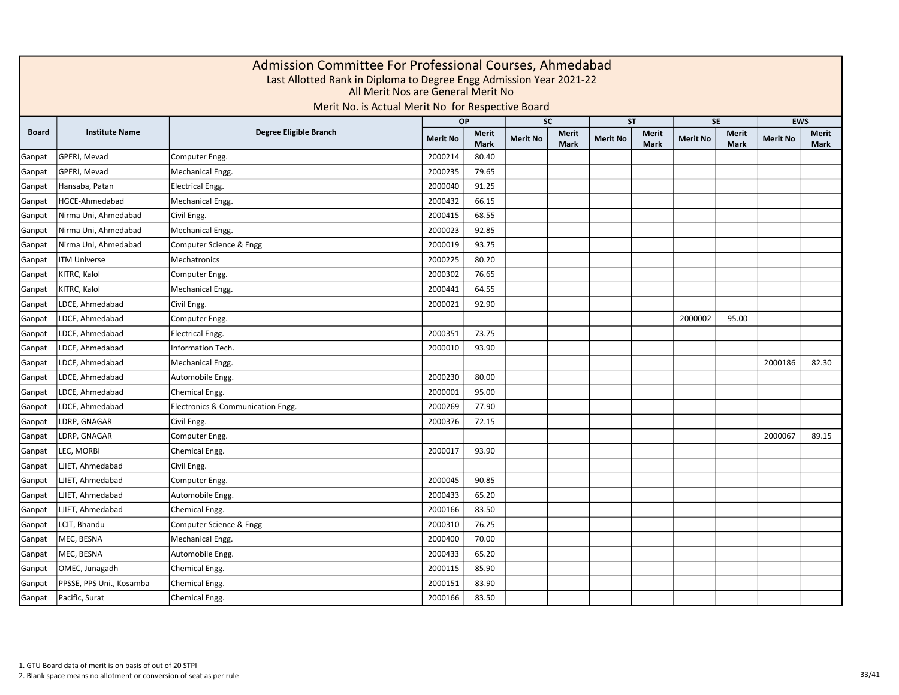# Admission Committee For Professional Courses, Ahmedabad

Last Allotted Rank in Diploma to Degree Engg Admission Year 2021-22

All Merit Nos are General Merit No

Merit No. is Actual Merit No for Respective Board

| Board | Institute Name | Degree Eligible Branch | OP | | SC | | ST | | SE | | EWS | |
|---|---|---|---|---|---|---|---|---|---|---|---|---|
| | | | Merit No | Merit Mark | Merit No | Merit Mark | Merit No | Merit Mark | Merit No | Merit Mark | Merit No | Merit Mark |
| Ganpat | GPERI, Mevad | Computer Engg. | 2000214 | 80.40 | | | | | | | | |
| Ganpat | GPERI, Mevad | Mechanical Engg. | 2000235 | 79.65 | | | | | | | | |
| Ganpat | Hansaba, Patan | Electrical Engg. | 2000040 | 91.25 | | | | | | | | |
| Ganpat | HGCE-Ahmedabad | Mechanical Engg. | 2000432 | 66.15 | | | | | | | | |
| Ganpat | Nirma Uni, Ahmedabad | Civil Engg. | 2000415 | 68.55 | | | | | | | | |
| Ganpat | Nirma Uni, Ahmedabad | Mechanical Engg. | 2000023 | 92.85 | | | | | | | | |
| Ganpat | Nirma Uni, Ahmedabad | Computer Science & Engg | 2000019 | 93.75 | | | | | | | | |
| Ganpat | ITM Universe | Mechatronics | 2000225 | 80.20 | | | | | | | | |
| Ganpat | KITRC, Kalol | Computer Engg. | 2000302 | 76.65 | | | | | | | | |
| Ganpat | KITRC, Kalol | Mechanical Engg. | 2000441 | 64.55 | | | | | | | | |
| Ganpat | LDCE, Ahmedabad | Civil Engg. | 2000021 | 92.90 | | | | | | | | |
| Ganpat | LDCE, Ahmedabad | Computer Engg. | | | | | | | 2000002 | 95.00 | | |
| Ganpat | LDCE, Ahmedabad | Electrical Engg. | 2000351 | 73.75 | | | | | | | | |
| Ganpat | LDCE, Ahmedabad | Information Tech. | 2000010 | 93.90 | | | | | | | | |
| Ganpat | LDCE, Ahmedabad | Mechanical Engg. | | | | | | | | | 2000186 | 82.30 |
| Ganpat | LDCE, Ahmedabad | Automobile Engg. | 2000230 | 80.00 | | | | | | | | |
| Ganpat | LDCE, Ahmedabad | Chemical Engg. | 2000001 | 95.00 | | | | | | | | |
| Ganpat | LDCE, Ahmedabad | Electronics & Communication Engg. | 2000269 | 77.90 | | | | | | | | |
| Ganpat | LDRP, GNAGAR | Civil Engg. | 2000376 | 72.15 | | | | | | | | |
| Ganpat | LDRP, GNAGAR | Computer Engg. | | | | | | | | | 2000067 | 89.15 |
| Ganpat | LEC, MORBI | Chemical Engg. | 2000017 | 93.90 | | | | | | | | |
| Ganpat | LJIET, Ahmedabad | Civil Engg. | | | | | | | | | | |
| Ganpat | LJIET, Ahmedabad | Computer Engg. | 2000045 | 90.85 | | | | | | | | |
| Ganpat | LJIET, Ahmedabad | Automobile Engg. | 2000433 | 65.20 | | | | | | | | |
| Ganpat | LJIET, Ahmedabad | Chemical Engg. | 2000166 | 83.50 | | | | | | | | |
| Ganpat | LCIT, Bhandu | Computer Science & Engg | 2000310 | 76.25 | | | | | | | | |
| Ganpat | MEC, BESNA | Mechanical Engg. | 2000400 | 70.00 | | | | | | | | |
| Ganpat | MEC, BESNA | Automobile Engg. | 2000433 | 65.20 | | | | | | | | |
| Ganpat | OMEC, Junagadh | Chemical Engg. | 2000115 | 85.90 | | | | | | | | |
| Ganpat | PPSSE, PPS Uni., Kosamba | Chemical Engg. | 2000151 | 83.90 | | | | | | | | |
| Ganpat | Pacific, Surat | Chemical Engg. | 2000166 | 83.50 | | | | | | | | |

1. GTU Board data of merit is on basis of out of 20 STPI
2. Blank space means no allotment or conversion of seat as per rule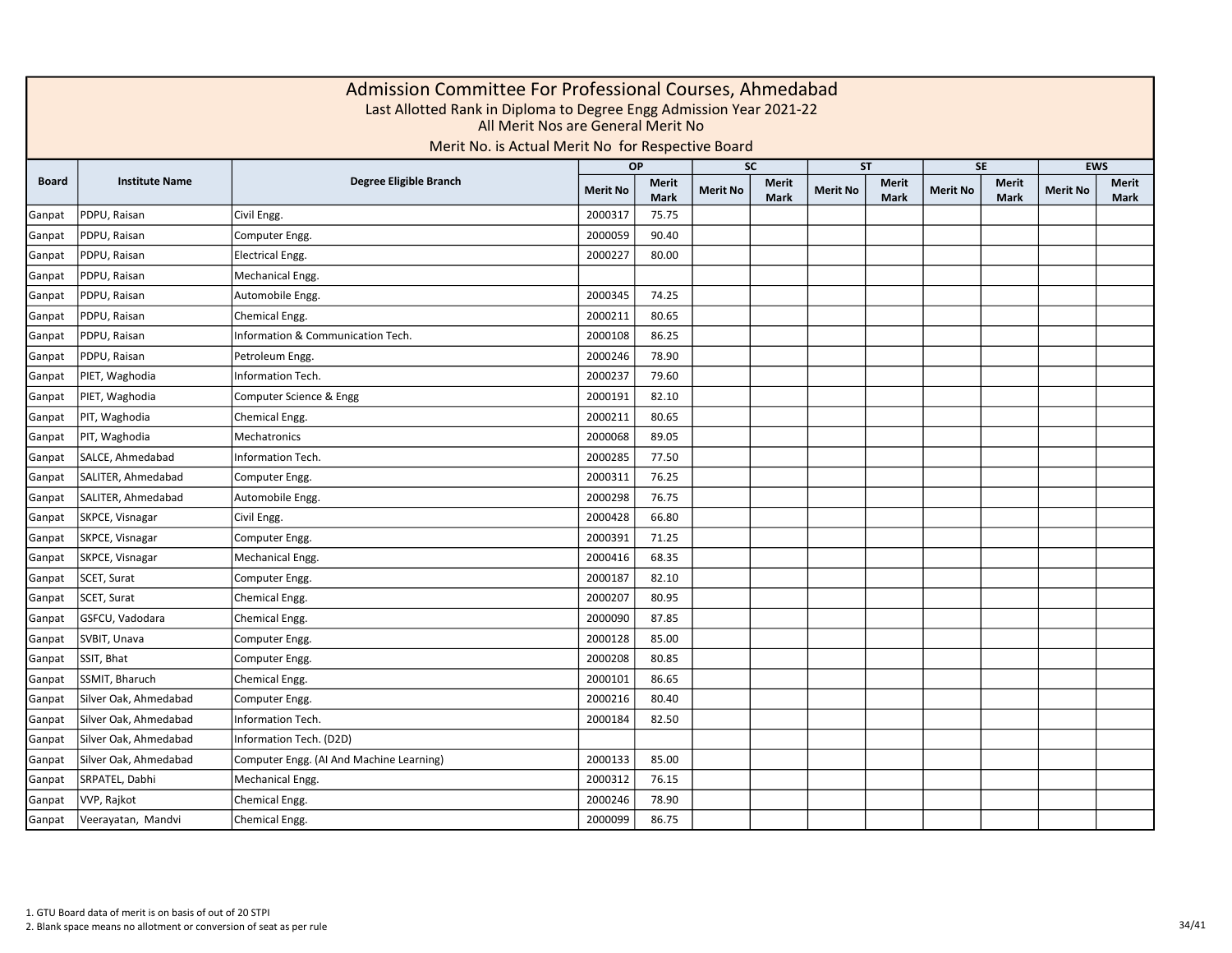# Admission Committee For Professional Courses, Ahmedabad

Last Allotted Rank in Diploma to Degree Engg Admission Year 2021-22

All Merit Nos are General Merit No

Merit No. is Actual Merit No for Respective Board

| Board | Institute Name | Degree Eligible Branch | OP | | SC | | ST | | SE | | EWS | |
|---|---|---|---|---|---|---|---|---|---|---|---|---|
| | | | Merit No | Merit Mark | Merit No | Merit Mark | Merit No | Merit Mark | Merit No | Merit Mark | Merit No | Merit Mark |
| Ganpat | PDPU, Raisan | Civil Engg. | 2000317 | 75.75 | | | | | | | | |
| Ganpat | PDPU, Raisan | Computer Engg. | 2000059 | 90.40 | | | | | | | | |
| Ganpat | PDPU, Raisan | Electrical Engg. | 2000227 | 80.00 | | | | | | | | |
| Ganpat | PDPU, Raisan | Mechanical Engg. | | | | | | | | | | |
| Ganpat | PDPU, Raisan | Automobile Engg. | 2000345 | 74.25 | | | | | | | | |
| Ganpat | PDPU, Raisan | Chemical Engg. | 2000211 | 80.65 | | | | | | | | |
| Ganpat | PDPU, Raisan | Information & Communication Tech. | 2000108 | 86.25 | | | | | | | | |
| Ganpat | PDPU, Raisan | Petroleum Engg. | 2000246 | 78.90 | | | | | | | | |
| Ganpat | PIET, Waghodia | Information Tech. | 2000237 | 79.60 | | | | | | | | |
| Ganpat | PIET, Waghodia | Computer Science & Engg | 2000191 | 82.10 | | | | | | | | |
| Ganpat | PIT, Waghodia | Chemical Engg. | 2000211 | 80.65 | | | | | | | | |
| Ganpat | PIT, Waghodia | Mechatronics | 2000068 | 89.05 | | | | | | | | |
| Ganpat | SALCE, Ahmedabad | Information Tech. | 2000285 | 77.50 | | | | | | | | |
| Ganpat | SALITER, Ahmedabad | Computer Engg. | 2000311 | 76.25 | | | | | | | | |
| Ganpat | SALITER, Ahmedabad | Automobile Engg. | 2000298 | 76.75 | | | | | | | | |
| Ganpat | SKPCE, Visnagar | Civil Engg. | 2000428 | 66.80 | | | | | | | | |
| Ganpat | SKPCE, Visnagar | Computer Engg. | 2000391 | 71.25 | | | | | | | | |
| Ganpat | SKPCE, Visnagar | Mechanical Engg. | 2000416 | 68.35 | | | | | | | | |
| Ganpat | SCET, Surat | Computer Engg. | 2000187 | 82.10 | | | | | | | | |
| Ganpat | SCET, Surat | Chemical Engg. | 2000207 | 80.95 | | | | | | | | |
| Ganpat | GSFCU, Vadodara | Chemical Engg. | 2000090 | 87.85 | | | | | | | | |
| Ganpat | SVBIT, Unava | Computer Engg. | 2000128 | 85.00 | | | | | | | | |
| Ganpat | SSIT, Bhat | Computer Engg. | 2000208 | 80.85 | | | | | | | | |
| Ganpat | SSMIT, Bharuch | Chemical Engg. | 2000101 | 86.65 | | | | | | | | |
| Ganpat | Silver Oak, Ahmedabad | Computer Engg. | 2000216 | 80.40 | | | | | | | | |
| Ganpat | Silver Oak, Ahmedabad | Information Tech. | 2000184 | 82.50 | | | | | | | | |
| Ganpat | Silver Oak, Ahmedabad | Information Tech. (D2D) | | | | | | | | | | |
| Ganpat | Silver Oak, Ahmedabad | Computer Engg. (AI And Machine Learning) | 2000133 | 85.00 | | | | | | | | |
| Ganpat | SRPATEL, Dabhi | Mechanical Engg. | 2000312 | 76.15 | | | | | | | | |
| Ganpat | VVP, Rajkot | Chemical Engg. | 2000246 | 78.90 | | | | | | | | |
| Ganpat | Veerayatan, Mandvi | Chemical Engg. | 2000099 | 86.75 | | | | | | | | |

1. GTU Board data of merit is on basis of out of 20 STPI
2. Blank space means no allotment or conversion of seat as per rule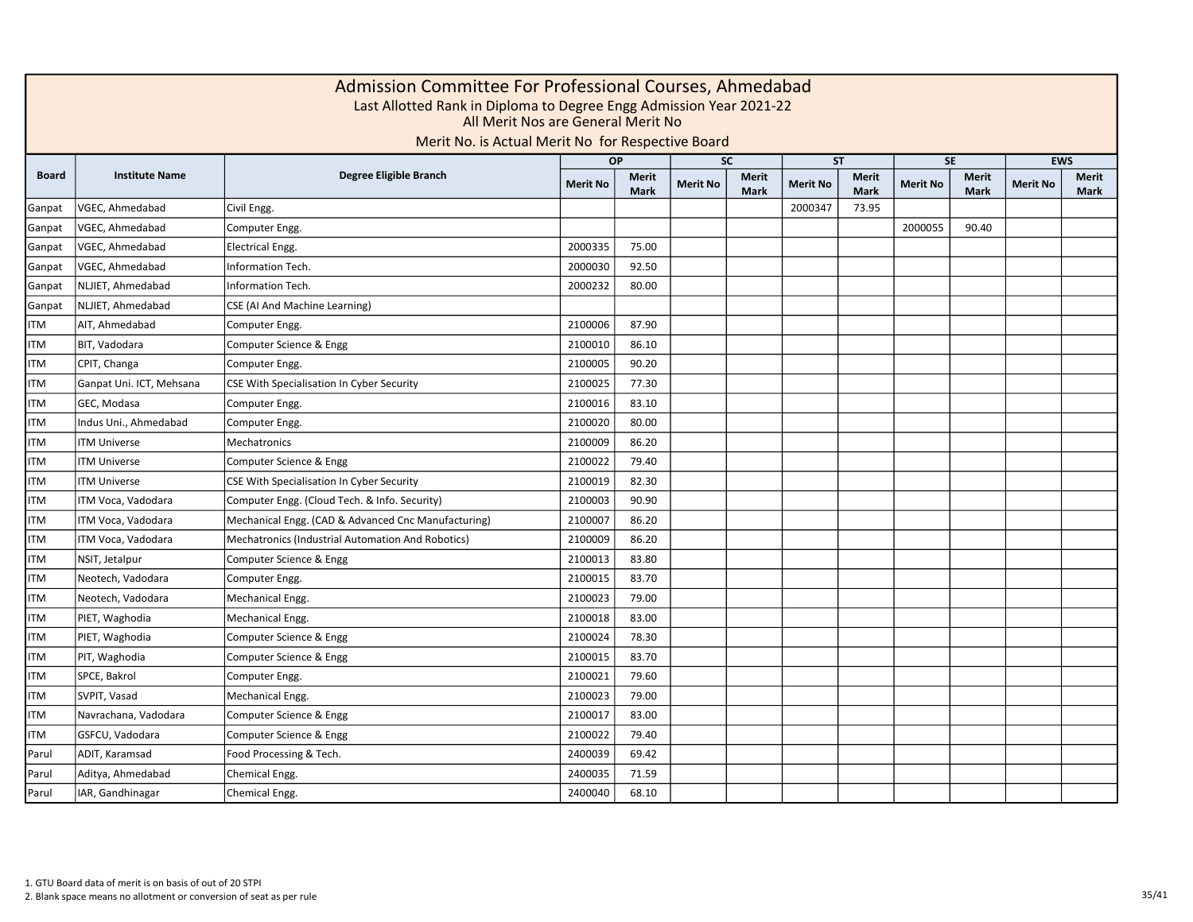# Admission Committee For Professional Courses, Ahmedabad

Last Allotted Rank in Diploma to Degree Engg Admission Year 2021-22

All Merit Nos are General Merit No

Merit No. is Actual Merit No for Respective Board

| Board | Institute Name | Degree Eligible Branch | OP | | SC | | ST | | SE | | EWS | |
|---|---|---|---|---|---|---|---|---|---|---|---|---|
| | | | Merit No | Merit Mark | Merit No | Merit Mark | Merit No | Merit Mark | Merit No | Merit Mark | Merit No | Merit Mark |
| Ganpat | VGEC, Ahmedabad | Civil Engg. | | | | | 2000347 | 73.95 | | | | |
| Ganpat | VGEC, Ahmedabad | Computer Engg. | | | | | | | 2000055 | 90.40 | | |
| Ganpat | VGEC, Ahmedabad | Electrical Engg. | 2000335 | 75.00 | | | | | | | | |
| Ganpat | VGEC, Ahmedabad | Information Tech. | 2000030 | 92.50 | | | | | | | | |
| Ganpat | NLJIET, Ahmedabad | Information Tech. | 2000232 | 80.00 | | | | | | | | |
| Ganpat | NLJIET, Ahmedabad | CSE (AI And Machine Learning) | | | | | | | | | | |
| ITM | AIT, Ahmedabad | Computer Engg. | 2100006 | 87.90 | | | | | | | | |
| ITM | BIT, Vadodara | Computer Science & Engg | 2100010 | 86.10 | | | | | | | | |
| ITM | CPIT, Changa | Computer Engg. | 2100005 | 90.20 | | | | | | | | |
| ITM | Ganpat Uni. ICT, Mehsana | CSE With Specialisation In Cyber Security | 2100025 | 77.30 | | | | | | | | |
| ITM | GEC, Modasa | Computer Engg. | 2100016 | 83.10 | | | | | | | | |
| ITM | Indus Uni., Ahmedabad | Computer Engg. | 2100020 | 80.00 | | | | | | | | |
| ITM | ITM Universe | Mechatronics | 2100009 | 86.20 | | | | | | | | |
| ITM | ITM Universe | Computer Science & Engg | 2100022 | 79.40 | | | | | | | | |
| ITM | ITM Universe | CSE With Specialisation In Cyber Security | 2100019 | 82.30 | | | | | | | | |
| ITM | ITM Voca, Vadodara | Computer Engg. (Cloud Tech. & Info. Security) | 2100003 | 90.90 | | | | | | | | |
| ITM | ITM Voca, Vadodara | Mechanical Engg. (CAD & Advanced Cnc Manufacturing) | 2100007 | 86.20 | | | | | | | | |
| ITM | ITM Voca, Vadodara | Mechatronics (Industrial Automation And Robotics) | 2100009 | 86.20 | | | | | | | | |
| ITM | NSIT, Jetalpur | Computer Science & Engg | 2100013 | 83.80 | | | | | | | | |
| ITM | Neotech, Vadodara | Computer Engg. | 2100015 | 83.70 | | | | | | | | |
| ITM | Neotech, Vadodara | Mechanical Engg. | 2100023 | 79.00 | | | | | | | | |
| ITM | PIET, Waghodia | Mechanical Engg. | 2100018 | 83.00 | | | | | | | | |
| ITM | PIET, Waghodia | Computer Science & Engg | 2100024 | 78.30 | | | | | | | | |
| ITM | PIT, Waghodia | Computer Science & Engg | 2100015 | 83.70 | | | | | | | | |
| ITM | SPCE, Bakrol | Computer Engg. | 2100021 | 79.60 | | | | | | | | |
| ITM | SVPIT, Vasad | Mechanical Engg. | 2100023 | 79.00 | | | | | | | | |
| ITM | Navrachana, Vadodara | Computer Science & Engg | 2100017 | 83.00 | | | | | | | | |
| ITM | GSFCU, Vadodara | Computer Science & Engg | 2100022 | 79.40 | | | | | | | | |
| Parul | ADIT, Karamsad | Food Processing & Tech. | 2400039 | 69.42 | | | | | | | | |
| Parul | Aditya, Ahmedabad | Chemical Engg. | 2400035 | 71.59 | | | | | | | | |
| Parul | IAR, Gandhinagar | Chemical Engg. | 2400040 | 68.10 | | | | | | | | |

1. GTU Board data of merit is on basis of out of 20 STPI
2. Blank space means no allotment or conversion of seat as per rule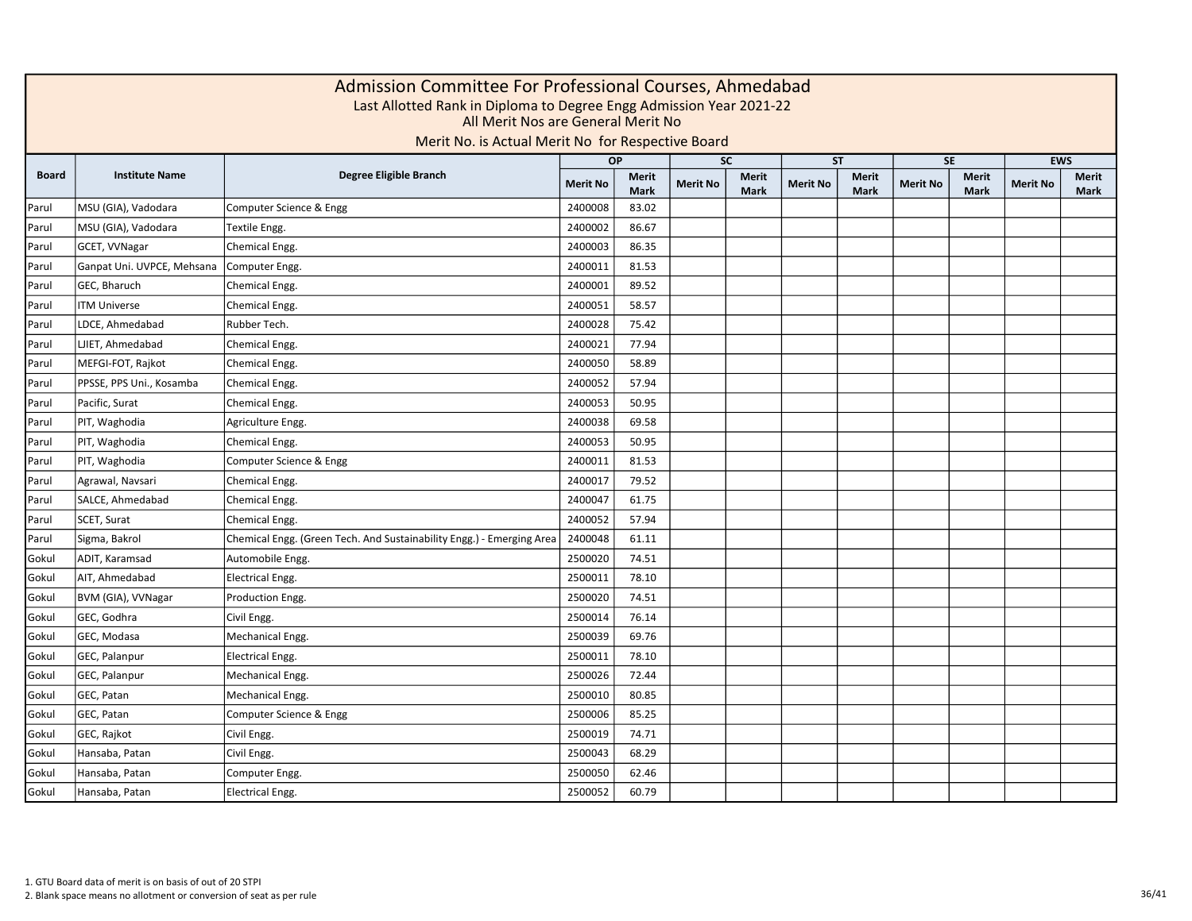# Admission Committee For Professional Courses, Ahmedabad

Last Allotted Rank in Diploma to Degree Engg Admission Year 2021-22

All Merit Nos are General Merit No

Merit No. is Actual Merit No for Respective Board

| Board | Institute Name | Degree Eligible Branch | OP | | SC | | ST | | SE | | EWS | |
|---|---|---|---|---|---|---|---|---|---|---|---|---|
| | | | Merit No | Merit Mark | Merit No | Merit Mark | Merit No | Merit Mark | Merit No | Merit Mark | Merit No | Merit Mark |
| Parul | MSU (GIA), Vadodara | Computer Science & Engg | 2400008 | 83.02 | | | | | | | | |
| Parul | MSU (GIA), Vadodara | Textile Engg. | 2400002 | 86.67 | | | | | | | | |
| Parul | GCET, VVNagar | Chemical Engg. | 2400003 | 86.35 | | | | | | | | |
| Parul | Ganpat Uni. UVPCE, Mehsana | Computer Engg. | 2400011 | 81.53 | | | | | | | | |
| Parul | GEC, Bharuch | Chemical Engg. | 2400001 | 89.52 | | | | | | | | |
| Parul | ITM Universe | Chemical Engg. | 2400051 | 58.57 | | | | | | | | |
| Parul | LDCE, Ahmedabad | Rubber Tech. | 2400028 | 75.42 | | | | | | | | |
| Parul | LJIET, Ahmedabad | Chemical Engg. | 2400021 | 77.94 | | | | | | | | |
| Parul | MEFGI-FOT, Rajkot | Chemical Engg. | 2400050 | 58.89 | | | | | | | | |
| Parul | PPSSE, PPS Uni., Kosamba | Chemical Engg. | 2400052 | 57.94 | | | | | | | | |
| Parul | Pacific, Surat | Chemical Engg. | 2400053 | 50.95 | | | | | | | | |
| Parul | PIT, Waghodia | Agriculture Engg. | 2400038 | 69.58 | | | | | | | | |
| Parul | PIT, Waghodia | Chemical Engg. | 2400053 | 50.95 | | | | | | | | |
| Parul | PIT, Waghodia | Computer Science & Engg | 2400011 | 81.53 | | | | | | | | |
| Parul | Agrawal, Navsari | Chemical Engg. | 2400017 | 79.52 | | | | | | | | |
| Parul | SALCE, Ahmedabad | Chemical Engg. | 2400047 | 61.75 | | | | | | | | |
| Parul | SCET, Surat | Chemical Engg. | 2400052 | 57.94 | | | | | | | | |
| Parul | Sigma, Bakrol | Chemical Engg. (Green Tech. And Sustainability Engg.) - Emerging Area | 2400048 | 61.11 | | | | | | | | |
| Gokul | ADIT, Karamsad | Automobile Engg. | 2500020 | 74.51 | | | | | | | | |
| Gokul | AIT, Ahmedabad | Electrical Engg. | 2500011 | 78.10 | | | | | | | | |
| Gokul | BVM (GIA), VVNagar | Production Engg. | 2500020 | 74.51 | | | | | | | | |
| Gokul | GEC, Godhra | Civil Engg. | 2500014 | 76.14 | | | | | | | | |
| Gokul | GEC, Modasa | Mechanical Engg. | 2500039 | 69.76 | | | | | | | | |
| Gokul | GEC, Palanpur | Electrical Engg. | 2500011 | 78.10 | | | | | | | | |
| Gokul | GEC, Palanpur | Mechanical Engg. | 2500026 | 72.44 | | | | | | | | |
| Gokul | GEC, Patan | Mechanical Engg. | 2500010 | 80.85 | | | | | | | | |
| Gokul | GEC, Patan | Computer Science & Engg | 2500006 | 85.25 | | | | | | | | |
| Gokul | GEC, Rajkot | Civil Engg. | 2500019 | 74.71 | | | | | | | | |
| Gokul | Hansaba, Patan | Civil Engg. | 2500043 | 68.29 | | | | | | | | |
| Gokul | Hansaba, Patan | Computer Engg. | 2500050 | 62.46 | | | | | | | | |
| Gokul | Hansaba, Patan | Electrical Engg. | 2500052 | 60.79 | | | | | | | | |

1. GTU Board data of merit is on basis of out of 20 STPI
2. Blank space means no allotment or conversion of seat as per rule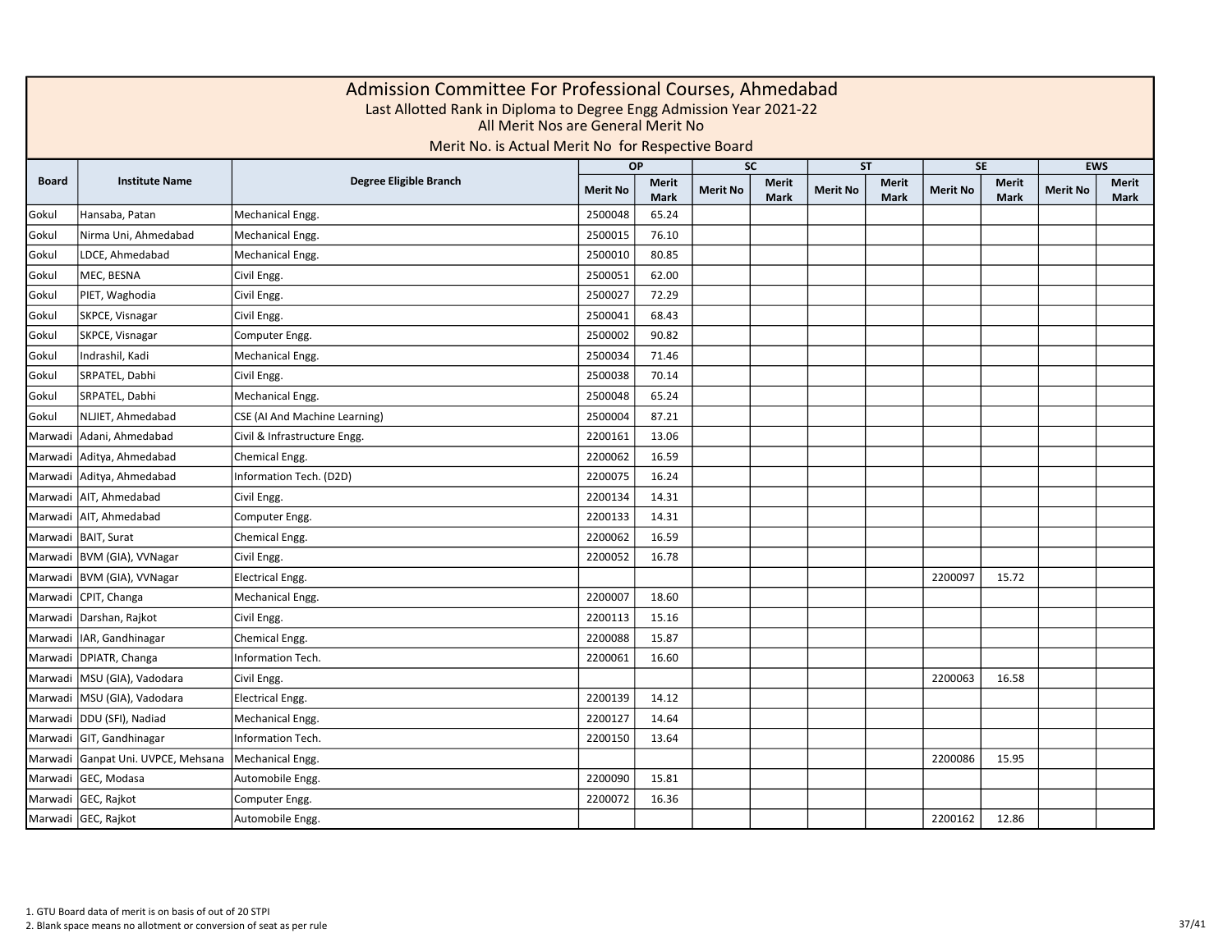# Admission Committee For Professional Courses, Ahmedabad

Last Allotted Rank in Diploma to Degree Engg Admission Year 2021-22

All Merit Nos are General Merit No

Merit No. is Actual Merit No for Respective Board

| Board | Institute Name | Degree Eligible Branch | OP | | SC | | ST | | SE | | EWS | |
|---|---|---|---|---|---|---|---|---|---|---|---|---|
| | | | Merit No | Merit Mark | Merit No | Merit Mark | Merit No | Merit Mark | Merit No | Merit Mark | Merit No | Merit Mark |
| Gokul | Hansaba, Patan | Mechanical Engg. | 2500048 | 65.24 | | | | | | | | |
| Gokul | Nirma Uni, Ahmedabad | Mechanical Engg. | 2500015 | 76.10 | | | | | | | | |
| Gokul | LDCE, Ahmedabad | Mechanical Engg. | 2500010 | 80.85 | | | | | | | | |
| Gokul | MEC, BESNA | Civil Engg. | 2500051 | 62.00 | | | | | | | | |
| Gokul | PIET, Waghodia | Civil Engg. | 2500027 | 72.29 | | | | | | | | |
| Gokul | SKPCE, Visnagar | Civil Engg. | 2500041 | 68.43 | | | | | | | | |
| Gokul | SKPCE, Visnagar | Computer Engg. | 2500002 | 90.82 | | | | | | | | |
| Gokul | Indrashil, Kadi | Mechanical Engg. | 2500034 | 71.46 | | | | | | | | |
| Gokul | SRPATEL, Dabhi | Civil Engg. | 2500038 | 70.14 | | | | | | | | |
| Gokul | SRPATEL, Dabhi | Mechanical Engg. | 2500048 | 65.24 | | | | | | | | |
| Gokul | NLJIET, Ahmedabad | CSE (AI And Machine Learning) | 2500004 | 87.21 | | | | | | | | |
| Marwadi | Adani, Ahmedabad | Civil & Infrastructure Engg. | 2200161 | 13.06 | | | | | | | | |
| Marwadi | Aditya, Ahmedabad | Chemical Engg. | 2200062 | 16.59 | | | | | | | | |
| Marwadi | Aditya, Ahmedabad | Information Tech. (D2D) | 2200075 | 16.24 | | | | | | | | |
| Marwadi | AIT, Ahmedabad | Civil Engg. | 2200134 | 14.31 | | | | | | | | |
| Marwadi | AIT, Ahmedabad | Computer Engg. | 2200133 | 14.31 | | | | | | | | |
| Marwadi | BAIT, Surat | Chemical Engg. | 2200062 | 16.59 | | | | | | | | |
| Marwadi | BVM (GIA), VVNagar | Civil Engg. | 2200052 | 16.78 | | | | | | | | |
| Marwadi | BVM (GIA), VVNagar | Electrical Engg. | | | | | | | 2200097 | 15.72 | | |
| Marwadi | CPIT, Changa | Mechanical Engg. | 2200007 | 18.60 | | | | | | | | |
| Marwadi | Darshan, Rajkot | Civil Engg. | 2200113 | 15.16 | | | | | | | | |
| Marwadi | IAR, Gandhinagar | Chemical Engg. | 2200088 | 15.87 | | | | | | | | |
| Marwadi | DPIATR, Changa | Information Tech. | 2200061 | 16.60 | | | | | | | | |
| Marwadi | MSU (GIA), Vadodara | Civil Engg. | | | | | | | 2200063 | 16.58 | | |
| Marwadi | MSU (GIA), Vadodara | Electrical Engg. | 2200139 | 14.12 | | | | | | | | |
| Marwadi | DDU (SFI), Nadiad | Mechanical Engg. | 2200127 | 14.64 | | | | | | | | |
| Marwadi | GIT, Gandhinagar | Information Tech. | 2200150 | 13.64 | | | | | | | | |
| Marwadi | Ganpat Uni. UVPCE, Mehsana | Mechanical Engg. | | | | | | | 2200086 | 15.95 | | |
| Marwadi | GEC, Modasa | Automobile Engg. | 2200090 | 15.81 | | | | | | | | |
| Marwadi | GEC, Rajkot | Computer Engg. | 2200072 | 16.36 | | | | | | | | |
| Marwadi | GEC, Rajkot | Automobile Engg. | | | | | | | 2200162 | 12.86 | | |

1. GTU Board data of merit is on basis of out of 20 STPI
2. Blank space means no allotment or conversion of seat as per rule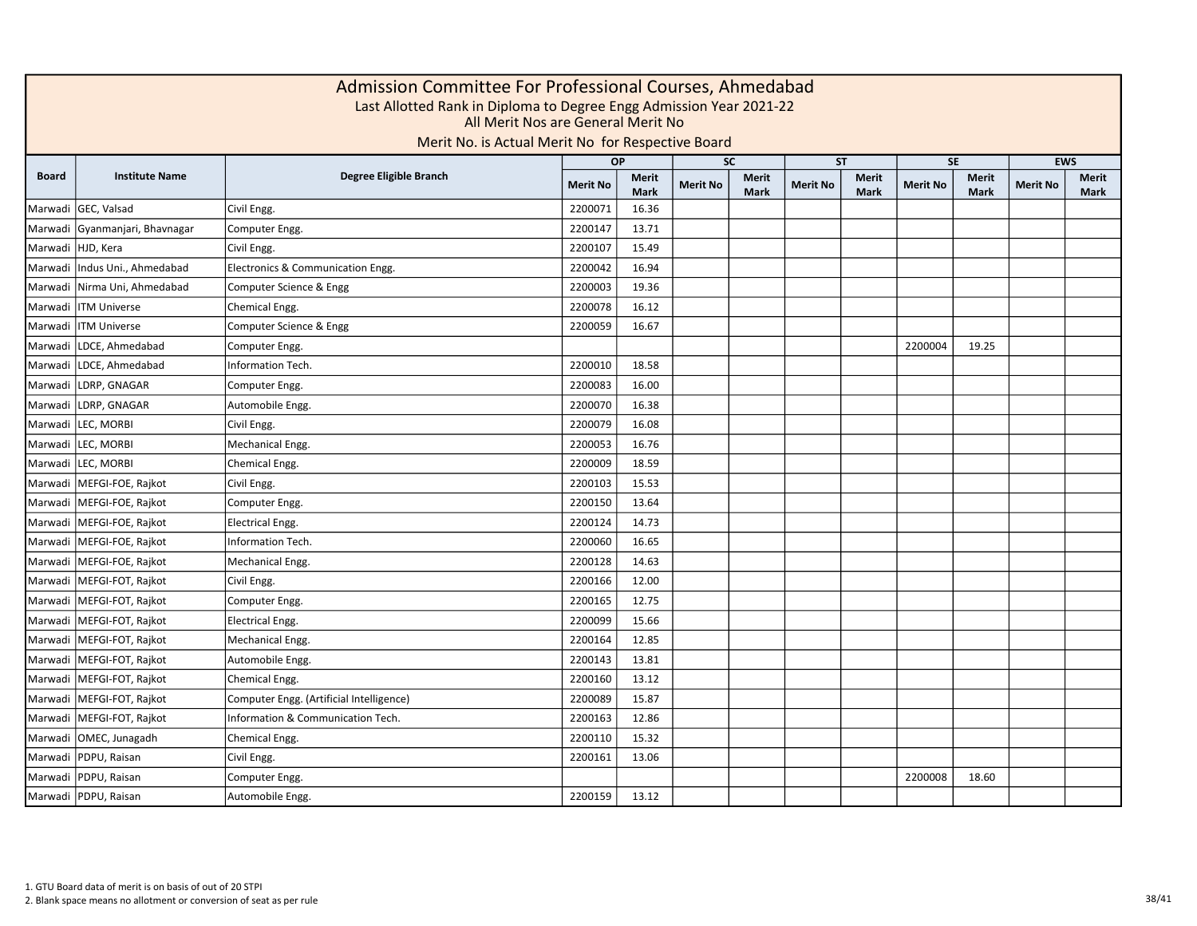# Admission Committee For Professional Courses, Ahmedabad

Last Allotted Rank in Diploma to Degree Engg Admission Year 2021-22

All Merit Nos are General Merit No

Merit No. is Actual Merit No for Respective Board

| Board | Institute Name | Degree Eligible Branch | OP | | SC | | ST | | SE | | EWS | |
|---|---|---|---|---|---|---|---|---|---|---|---|---|
| | | | Merit No | Merit Mark | Merit No | Merit Mark | Merit No | Merit Mark | Merit No | Merit Mark | Merit No | Merit Mark |
| Marwadi | GEC, Valsad | Civil Engg. | 2200071 | 16.36 | | | | | | | | |
| Marwadi | Gyanmanjari, Bhavnagar | Computer Engg. | 2200147 | 13.71 | | | | | | | | |
| Marwadi | HJD, Kera | Civil Engg. | 2200107 | 15.49 | | | | | | | | |
| Marwadi | Indus Uni., Ahmedabad | Electronics & Communication Engg. | 2200042 | 16.94 | | | | | | | | |
| Marwadi | Nirma Uni, Ahmedabad | Computer Science & Engg | 2200003 | 19.36 | | | | | | | | |
| Marwadi | ITM Universe | Chemical Engg. | 2200078 | 16.12 | | | | | | | | |
| Marwadi | ITM Universe | Computer Science & Engg | 2200059 | 16.67 | | | | | | | | |
| Marwadi | LDCE, Ahmedabad | Computer Engg. | | | | | | | 2200004 | 19.25 | | |
| Marwadi | LDCE, Ahmedabad | Information Tech. | 2200010 | 18.58 | | | | | | | | |
| Marwadi | LDRP, GNAGAR | Computer Engg. | 2200083 | 16.00 | | | | | | | | |
| Marwadi | LDRP, GNAGAR | Automobile Engg. | 2200070 | 16.38 | | | | | | | | |
| Marwadi | LEC, MORBI | Civil Engg. | 2200079 | 16.08 | | | | | | | | |
| Marwadi | LEC, MORBI | Mechanical Engg. | 2200053 | 16.76 | | | | | | | | |
| Marwadi | LEC, MORBI | Chemical Engg. | 2200009 | 18.59 | | | | | | | | |
| Marwadi | MEFGI-FOE, Rajkot | Civil Engg. | 2200103 | 15.53 | | | | | | | | |
| Marwadi | MEFGI-FOE, Rajkot | Computer Engg. | 2200150 | 13.64 | | | | | | | | |
| Marwadi | MEFGI-FOE, Rajkot | Electrical Engg. | 2200124 | 14.73 | | | | | | | | |
| Marwadi | MEFGI-FOE, Rajkot | Information Tech. | 2200060 | 16.65 | | | | | | | | |
| Marwadi | MEFGI-FOE, Rajkot | Mechanical Engg. | 2200128 | 14.63 | | | | | | | | |
| Marwadi | MEFGI-FOT, Rajkot | Civil Engg. | 2200166 | 12.00 | | | | | | | | |
| Marwadi | MEFGI-FOT, Rajkot | Computer Engg. | 2200165 | 12.75 | | | | | | | | |
| Marwadi | MEFGI-FOT, Rajkot | Electrical Engg. | 2200099 | 15.66 | | | | | | | | |
| Marwadi | MEFGI-FOT, Rajkot | Mechanical Engg. | 2200164 | 12.85 | | | | | | | | |
| Marwadi | MEFGI-FOT, Rajkot | Automobile Engg. | 2200143 | 13.81 | | | | | | | | |
| Marwadi | MEFGI-FOT, Rajkot | Chemical Engg. | 2200160 | 13.12 | | | | | | | | |
| Marwadi | MEFGI-FOT, Rajkot | Computer Engg. (Artificial Intelligence) | 2200089 | 15.87 | | | | | | | | |
| Marwadi | MEFGI-FOT, Rajkot | Information & Communication Tech. | 2200163 | 12.86 | | | | | | | | |
| Marwadi | OMEC, Junagadh | Chemical Engg. | 2200110 | 15.32 | | | | | | | | |
| Marwadi | PDPU, Raisan | Civil Engg. | 2200161 | 13.06 | | | | | | | | |
| Marwadi | PDPU, Raisan | Computer Engg. | | | | | | | 2200008 | 18.60 | | |
| Marwadi | PDPU, Raisan | Automobile Engg. | 2200159 | 13.12 | | | | | | | | |

1. GTU Board data of merit is on basis of out of 20 STPI
2. Blank space means no allotment or conversion of seat as per rule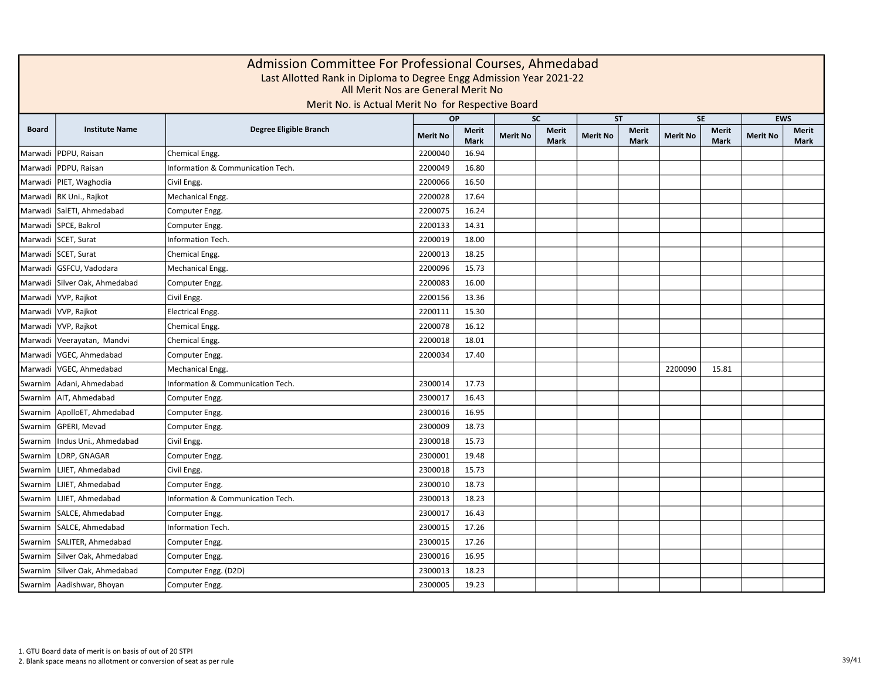# Admission Committee For Professional Courses, Ahmedabad

Last Allotted Rank in Diploma to Degree Engg Admission Year 2021-22

All Merit Nos are General Merit No

Merit No. is Actual Merit No for Respective Board

| Board | Institute Name | Degree Eligible Branch | OP | | SC | | ST | | SE | | EWS | |
|---|---|---|---|---|---|---|---|---|---|---|---|---|
| | | | Merit No | Merit Mark | Merit No | Merit Mark | Merit No | Merit Mark | Merit No | Merit Mark | Merit No | Merit Mark |
| Marwadi | PDPU, Raisan | Chemical Engg. | 2200040 | 16.94 | | | | | | | | |
| Marwadi | PDPU, Raisan | Information & Communication Tech. | 2200049 | 16.80 | | | | | | | | |
| Marwadi | PIET, Waghodia | Civil Engg. | 2200066 | 16.50 | | | | | | | | |
| Marwadi | RK Uni., Rajkot | Mechanical Engg. | 2200028 | 17.64 | | | | | | | | |
| Marwadi | SalETI, Ahmedabad | Computer Engg. | 2200075 | 16.24 | | | | | | | | |
| Marwadi | SPCE, Bakrol | Computer Engg. | 2200133 | 14.31 | | | | | | | | |
| Marwadi | SCET, Surat | Information Tech. | 2200019 | 18.00 | | | | | | | | |
| Marwadi | SCET, Surat | Chemical Engg. | 2200013 | 18.25 | | | | | | | | |
| Marwadi | GSFCU, Vadodara | Mechanical Engg. | 2200096 | 15.73 | | | | | | | | |
| Marwadi | Silver Oak, Ahmedabad | Computer Engg. | 2200083 | 16.00 | | | | | | | | |
| Marwadi | VVP, Rajkot | Civil Engg. | 2200156 | 13.36 | | | | | | | | |
| Marwadi | VVP, Rajkot | Electrical Engg. | 2200111 | 15.30 | | | | | | | | |
| Marwadi | VVP, Rajkot | Chemical Engg. | 2200078 | 16.12 | | | | | | | | |
| Marwadi | Veerayatan, Mandvi | Chemical Engg. | 2200018 | 18.01 | | | | | | | | |
| Marwadi | VGEC, Ahmedabad | Computer Engg. | 2200034 | 17.40 | | | | | | | | |
| Marwadi | VGEC, Ahmedabad | Mechanical Engg. | | | | | | | 2200090 | 15.81 | | |
| Swarnim | Adani, Ahmedabad | Information & Communication Tech. | 2300014 | 17.73 | | | | | | | | |
| Swarnim | AIT, Ahmedabad | Computer Engg. | 2300017 | 16.43 | | | | | | | | |
| Swarnim | ApolloET, Ahmedabad | Computer Engg. | 2300016 | 16.95 | | | | | | | | |
| Swarnim | GPERI, Mevad | Computer Engg. | 2300009 | 18.73 | | | | | | | | |
| Swarnim | Indus Uni., Ahmedabad | Civil Engg. | 2300018 | 15.73 | | | | | | | | |
| Swarnim | LDRP, GNAGAR | Computer Engg. | 2300001 | 19.48 | | | | | | | | |
| Swarnim | LJIET, Ahmedabad | Civil Engg. | 2300018 | 15.73 | | | | | | | | |
| Swarnim | LJIET, Ahmedabad | Computer Engg. | 2300010 | 18.73 | | | | | | | | |
| Swarnim | LJIET, Ahmedabad | Information & Communication Tech. | 2300013 | 18.23 | | | | | | | | |
| Swarnim | SALCE, Ahmedabad | Computer Engg. | 2300017 | 16.43 | | | | | | | | |
| Swarnim | SALCE, Ahmedabad | Information Tech. | 2300015 | 17.26 | | | | | | | | |
| Swarnim | SALITER, Ahmedabad | Computer Engg. | 2300015 | 17.26 | | | | | | | | |
| Swarnim | Silver Oak, Ahmedabad | Computer Engg. | 2300016 | 16.95 | | | | | | | | |
| Swarnim | Silver Oak, Ahmedabad | Computer Engg. (D2D) | 2300013 | 18.23 | | | | | | | | |
| Swarnim | Aadishwar, Bhoyan | Computer Engg. | 2300005 | 19.23 | | | | | | | | |

1. GTU Board data of merit is on basis of out of 20 STPI
2. Blank space means no allotment or conversion of seat as per rule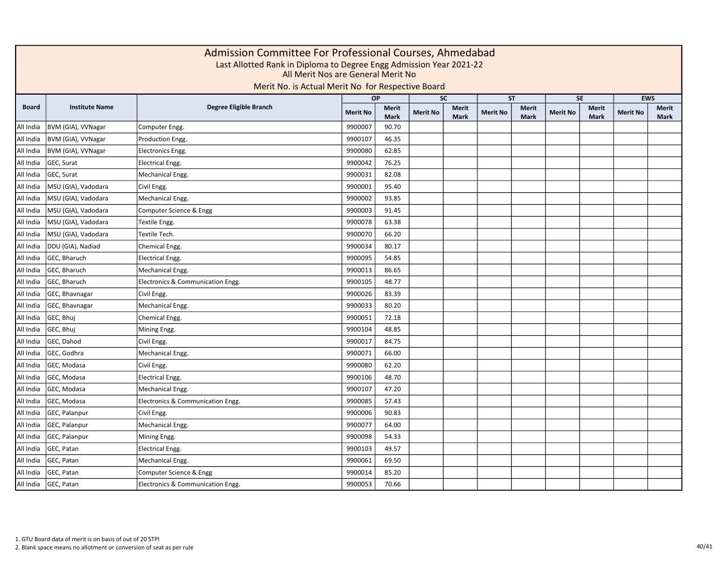# Admission Committee For Professional Courses, Ahmedabad

Last Allotted Rank in Diploma to Degree Engg Admission Year 2021-22

All Merit Nos are General Merit No

Merit No. is Actual Merit No for Respective Board

| Board | Institute Name | Degree Eligible Branch | OP | | SC | | ST | | SE | | EWS | |
|---|---|---|---|---|---|---|---|---|---|---|---|---|
| | | | Merit No | Merit Mark | Merit No | Merit Mark | Merit No | Merit Mark | Merit No | Merit Mark | Merit No | Merit Mark |
| All India | BVM (GIA), VVNagar | Computer Engg. | 9900007 | 90.70 | | | | | | | | |
| All India | BVM (GIA), VVNagar | Production Engg. | 9900107 | 46.35 | | | | | | | | |
| All India | BVM (GIA), VVNagar | Electronics Engg. | 9900080 | 62.85 | | | | | | | | |
| All India | GEC, Surat | Electrical Engg. | 9900042 | 76.25 | | | | | | | | |
| All India | GEC, Surat | Mechanical Engg. | 9900031 | 82.08 | | | | | | | | |
| All India | MSU (GIA), Vadodara | Civil Engg. | 9900001 | 95.40 | | | | | | | | |
| All India | MSU (GIA), Vadodara | Mechanical Engg. | 9900002 | 93.85 | | | | | | | | |
| All India | MSU (GIA), Vadodara | Computer Science & Engg | 9900003 | 91.45 | | | | | | | | |
| All India | MSU (GIA), Vadodara | Textile Engg. | 9900078 | 63.38 | | | | | | | | |
| All India | MSU (GIA), Vadodara | Textile Tech. | 9900070 | 66.20 | | | | | | | | |
| All India | DDU (GIA), Nadiad | Chemical Engg. | 9900034 | 80.17 | | | | | | | | |
| All India | GEC, Bharuch | Electrical Engg. | 9900095 | 54.85 | | | | | | | | |
| All India | GEC, Bharuch | Mechanical Engg. | 9900013 | 86.65 | | | | | | | | |
| All India | GEC, Bharuch | Electronics & Communication Engg. | 9900105 | 48.77 | | | | | | | | |
| All India | GEC, Bhavnagar | Civil Engg. | 9900026 | 83.39 | | | | | | | | |
| All India | GEC, Bhavnagar | Mechanical Engg. | 9900033 | 80.20 | | | | | | | | |
| All India | GEC, Bhuj | Chemical Engg. | 9900051 | 72.18 | | | | | | | | |
| All India | GEC, Bhuj | Mining Engg. | 9900104 | 48.85 | | | | | | | | |
| All India | GEC, Dahod | Civil Engg. | 9900017 | 84.75 | | | | | | | | |
| All India | GEC, Godhra | Mechanical Engg. | 9900071 | 66.00 | | | | | | | | |
| All India | GEC, Modasa | Civil Engg. | 9900080 | 62.20 | | | | | | | | |
| All India | GEC, Modasa | Electrical Engg. | 9900106 | 48.70 | | | | | | | | |
| All India | GEC, Modasa | Mechanical Engg. | 9900107 | 47.20 | | | | | | | | |
| All India | GEC, Modasa | Electronics & Communication Engg. | 9900085 | 57.43 | | | | | | | | |
| All India | GEC, Palanpur | Civil Engg. | 9900006 | 90.83 | | | | | | | | |
| All India | GEC, Palanpur | Mechanical Engg. | 9900077 | 64.00 | | | | | | | | |
| All India | GEC, Palanpur | Mining Engg. | 9900098 | 54.33 | | | | | | | | |
| All India | GEC, Patan | Electrical Engg. | 9900103 | 49.57 | | | | | | | | |
| All India | GEC, Patan | Mechanical Engg. | 9900061 | 69.50 | | | | | | | | |
| All India | GEC, Patan | Computer Science & Engg | 9900014 | 85.20 | | | | | | | | |
| All India | GEC, Patan | Electronics & Communication Engg. | 9900053 | 70.66 | | | | | | | | |

1. GTU Board data of merit is on basis of out of 20 STPI
2. Blank space means no allotment or conversion of seat as per rule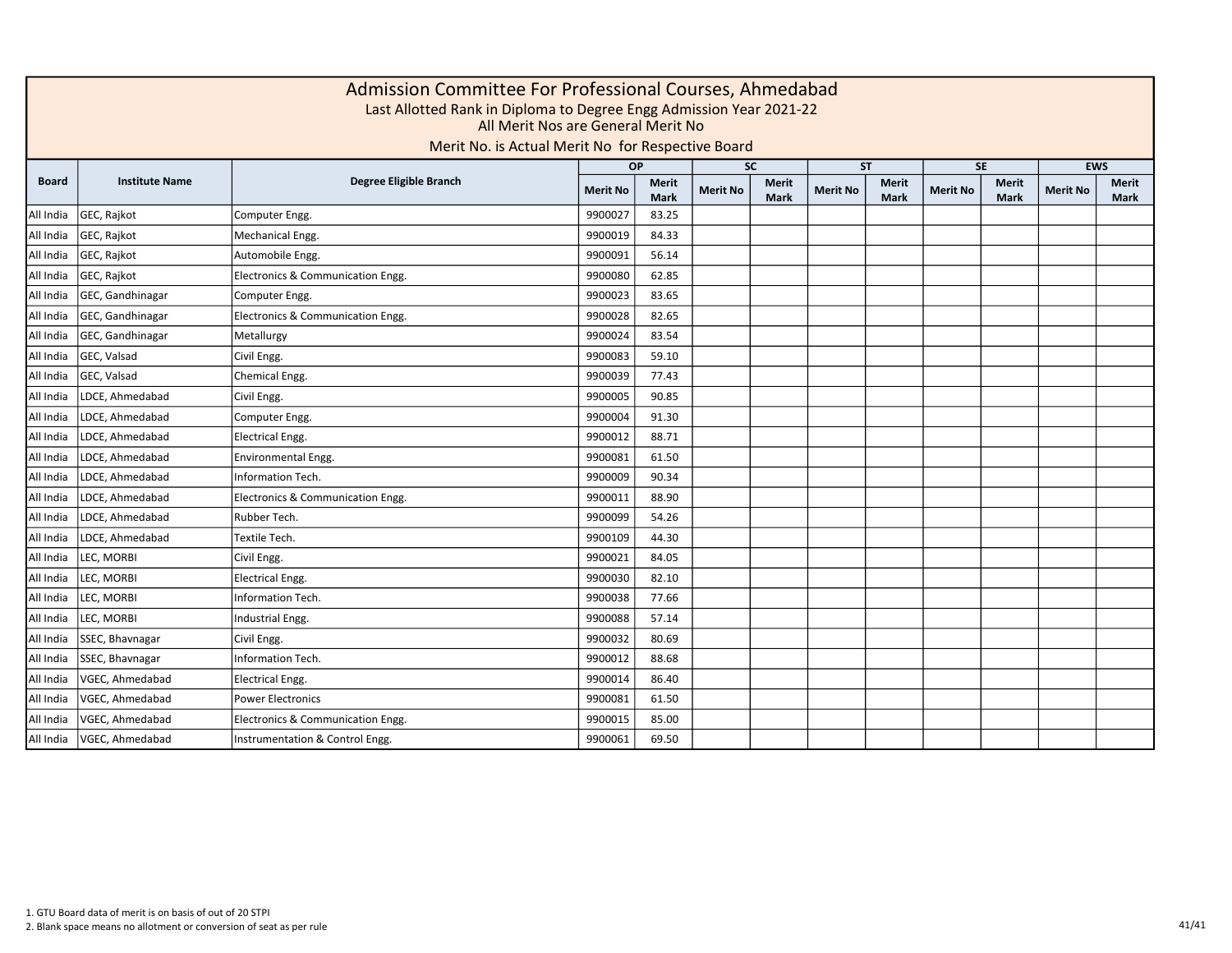# Admission Committee For Professional Courses, Ahmedabad

Last Allotted Rank in Diploma to Degree Engg Admission Year 2021-22

All Merit Nos are General Merit No

Merit No. is Actual Merit No for Respective Board

| Board | Institute Name | Degree Eligible Branch | OP | | SC | | ST | | SE | | EWS | |
|---|---|---|---|---|---|---|---|---|---|---|---|---|
| | | | Merit No | Merit Mark | Merit No | Merit Mark | Merit No | Merit Mark | Merit No | Merit Mark | Merit No | Merit Mark |
| All India | GEC, Rajkot | Computer Engg. | 9900027 | 83.25 | | | | | | | | |
| All India | GEC, Rajkot | Mechanical Engg. | 9900019 | 84.33 | | | | | | | | |
| All India | GEC, Rajkot | Automobile Engg. | 9900091 | 56.14 | | | | | | | | |
| All India | GEC, Rajkot | Electronics & Communication Engg. | 9900080 | 62.85 | | | | | | | | |
| All India | GEC, Gandhinagar | Computer Engg. | 9900023 | 83.65 | | | | | | | | |
| All India | GEC, Gandhinagar | Electronics & Communication Engg. | 9900028 | 82.65 | | | | | | | | |
| All India | GEC, Gandhinagar | Metallurgy | 9900024 | 83.54 | | | | | | | | |
| All India | GEC, Valsad | Civil Engg. | 9900083 | 59.10 | | | | | | | | |
| All India | GEC, Valsad | Chemical Engg. | 9900039 | 77.43 | | | | | | | | |
| All India | LDCE, Ahmedabad | Civil Engg. | 9900005 | 90.85 | | | | | | | | |
| All India | LDCE, Ahmedabad | Computer Engg. | 9900004 | 91.30 | | | | | | | | |
| All India | LDCE, Ahmedabad | Electrical Engg. | 9900012 | 88.71 | | | | | | | | |
| All India | LDCE, Ahmedabad | Environmental Engg. | 9900081 | 61.50 | | | | | | | | |
| All India | LDCE, Ahmedabad | Information Tech. | 9900009 | 90.34 | | | | | | | | |
| All India | LDCE, Ahmedabad | Electronics & Communication Engg. | 9900011 | 88.90 | | | | | | | | |
| All India | LDCE, Ahmedabad | Rubber Tech. | 9900099 | 54.26 | | | | | | | | |
| All India | LDCE, Ahmedabad | Textile Tech. | 9900109 | 44.30 | | | | | | | | |
| All India | LEC, MORBI | Civil Engg. | 9900021 | 84.05 | | | | | | | | |
| All India | LEC, MORBI | Electrical Engg. | 9900030 | 82.10 | | | | | | | | |
| All India | LEC, MORBI | Information Tech. | 9900038 | 77.66 | | | | | | | | |
| All India | LEC, MORBI | Industrial Engg. | 9900088 | 57.14 | | | | | | | | |
| All India | SSEC, Bhavnagar | Civil Engg. | 9900032 | 80.69 | | | | | | | | |
| All India | SSEC, Bhavnagar | Information Tech. | 9900012 | 88.68 | | | | | | | | |
| All India | VGEC, Ahmedabad | Electrical Engg. | 9900014 | 86.40 | | | | | | | | |
| All India | VGEC, Ahmedabad | Power Electronics | 9900081 | 61.50 | | | | | | | | |
| All India | VGEC, Ahmedabad | Electronics & Communication Engg. | 9900015 | 85.00 | | | | | | | | |
| All India | VGEC, Ahmedabad | Instrumentation & Control Engg. | 9900061 | 69.50 | | | | | | | | |

1. GTU Board data of merit is on basis of out of 20 STPI
2. Blank space means no allotment or conversion of seat as per rule